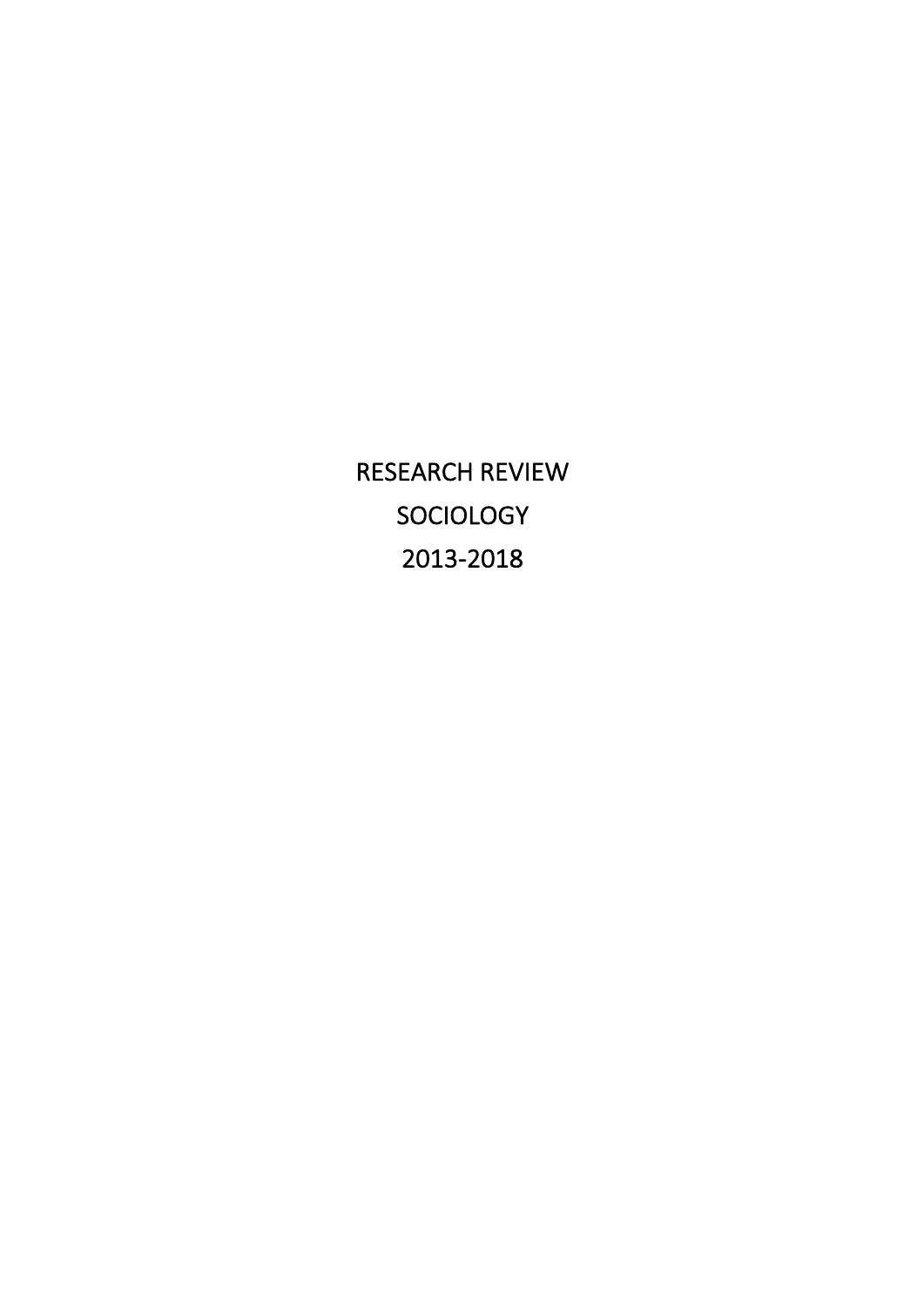# RESEARCH REVIEW

# SOCIOLOGY

# 2013-2018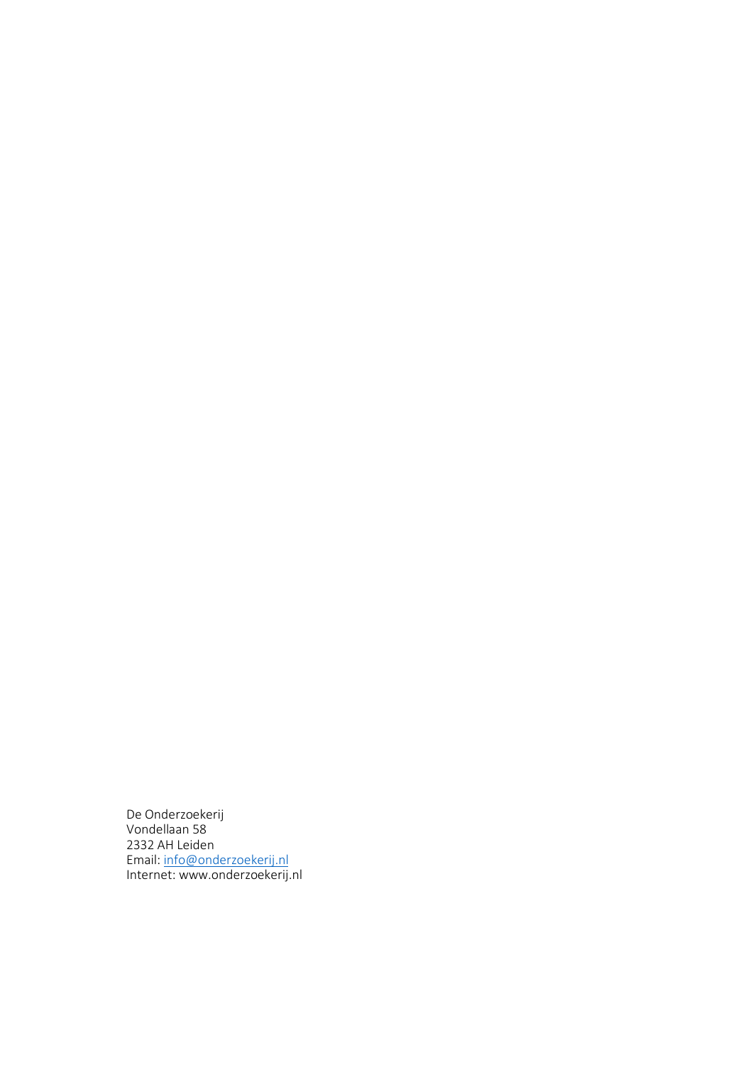De Onderzoekerij  
Vondellaan 58  
2332 AH Leiden  
Email: info@onderzoekerij.nl  
Internet: www.onderzoekerij.nl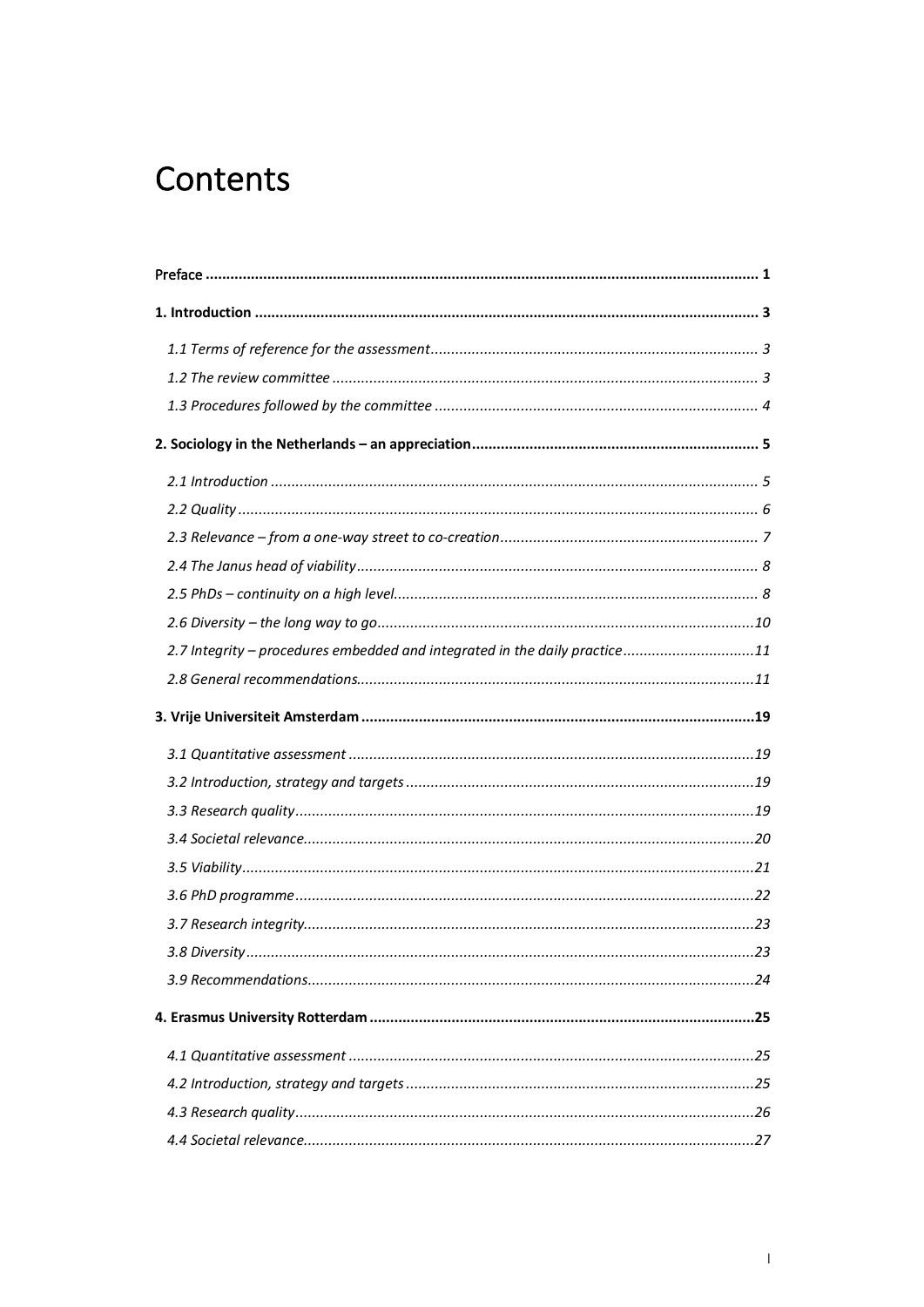# Contents

**Preface .......... 1**

**1. Introduction .......... 3**

*1.1 Terms of reference for the assessment .......... 3*

*1.2 The review committee .......... 3*

*1.3 Procedures followed by the committee .......... 4*

**2. Sociology in the Netherlands – an appreciation .......... 5**

*2.1 Introduction .......... 5*

*2.2 Quality .......... 6*

*2.3 Relevance – from a one-way street to co-creation .......... 7*

*2.4 The Janus head of viability .......... 8*

*2.5 PhDs – continuity on a high level .......... 8*

*2.6 Diversity – the long way to go .......... 10*

*2.7 Integrity – procedures embedded and integrated in the daily practice .......... 11*

*2.8 General recommendations .......... 11*

**3. Vrije Universiteit Amsterdam .......... 19**

*3.1 Quantitative assessment .......... 19*

*3.2 Introduction, strategy and targets .......... 19*

*3.3 Research quality .......... 19*

*3.4 Societal relevance .......... 20*

*3.5 Viability .......... 21*

*3.6 PhD programme .......... 22*

*3.7 Research integrity .......... 23*

*3.8 Diversity .......... 23*

*3.9 Recommendations .......... 24*

**4. Erasmus University Rotterdam .......... 25**

*4.1 Quantitative assessment .......... 25*

*4.2 Introduction, strategy and targets .......... 25*

*4.3 Research quality .......... 26*

*4.4 Societal relevance .......... 27*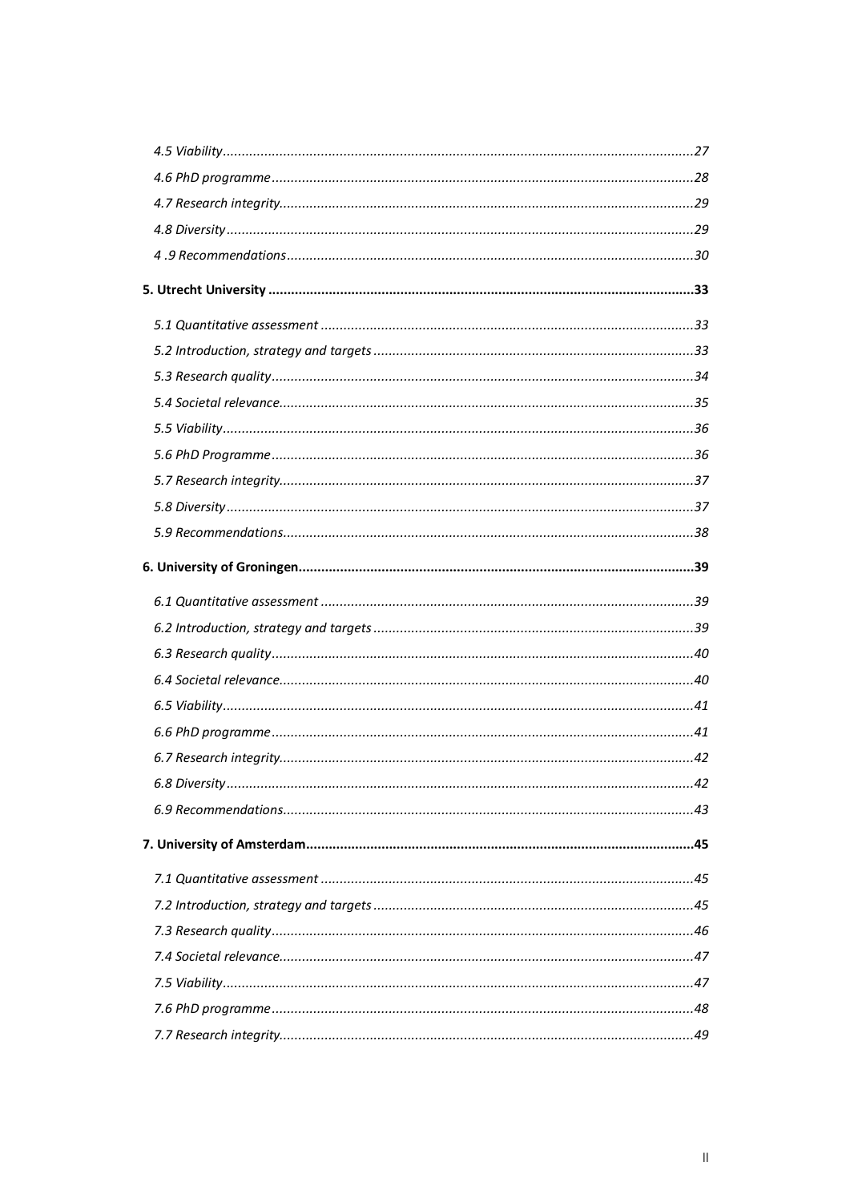4.5 Viability ........................................................................................................................27

4.6 PhD programme ...............................................................................................................28

4.7 Research integrity.............................................................................................................29

4.8 Diversity ..........................................................................................................................29

4 .9 Recommendations...........................................................................................................30

**5. Utrecht University ..............................................................................................................33**

5.1 Quantitative assessment ..................................................................................................33

5.2 Introduction, strategy and targets ....................................................................................33

5.3 Research quality...............................................................................................................34

5.4 Societal relevance.............................................................................................................35

5.5 Viability ............................................................................................................................36

5.6 PhD Programme ...............................................................................................................36

5.7 Research integrity.............................................................................................................37

5.8 Diversity ...........................................................................................................................37

5.9 Recommendations............................................................................................................38

**6. University of Groningen.......................................................................................................39**

6.1 Quantitative assessment ..................................................................................................39

6.2 Introduction, strategy and targets ....................................................................................39

6.3 Research quality...............................................................................................................40

6.4 Societal relevance.............................................................................................................40

6.5 Viability ............................................................................................................................41

6.6 PhD programme ...............................................................................................................41

6.7 Research integrity.............................................................................................................42

6.8 Diversity ...........................................................................................................................42

6.9 Recommendations............................................................................................................43

**7. University of Amsterdam.....................................................................................................45**

7.1 Quantitative assessment ..................................................................................................45

7.2 Introduction, strategy and targets ....................................................................................45

7.3 Research quality...............................................................................................................46

7.4 Societal relevance.............................................................................................................47

7.5 Viability ............................................................................................................................47

7.6 PhD programme ...............................................................................................................48

7.7 Research integrity.............................................................................................................49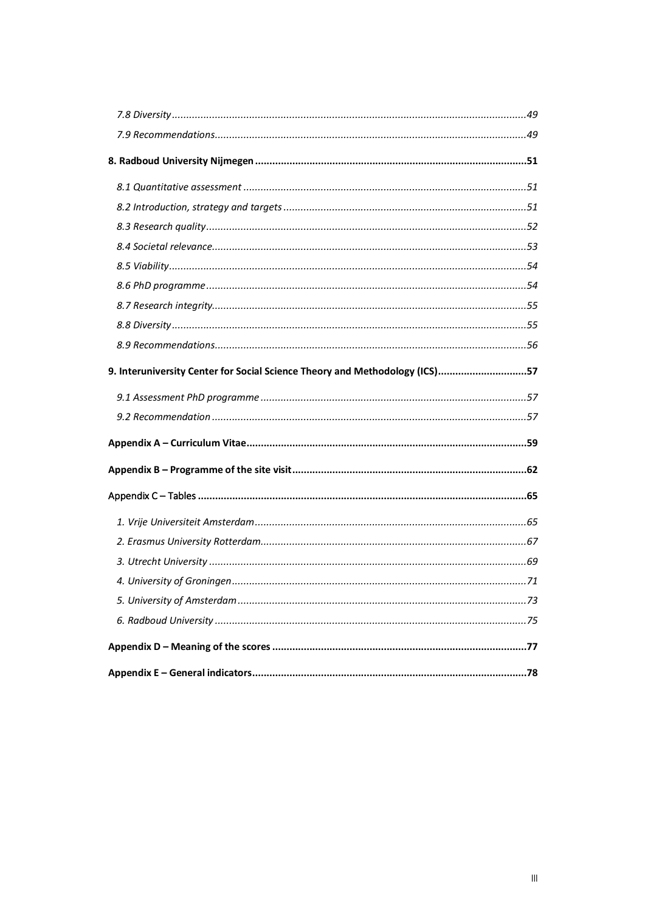*7.8 Diversity* .......................................................................................................................49

*7.9 Recommendations* ........................................................................................................49

**8. Radboud University Nijmegen ..........................................................................................51**

*8.1 Quantitative assessment* ................................................................................................51

*8.2 Introduction, strategy and targets* .................................................................................51

*8.3 Research quality* ............................................................................................................52

*8.4 Societal relevance* ..........................................................................................................53

*8.5 Viability* .........................................................................................................................54

*8.6 PhD programme* .............................................................................................................54

*8.7 Research integrity* ..........................................................................................................55

*8.8 Diversity* .......................................................................................................................55

*8.9 Recommendations* ..........................................................................................................56

**9. Interuniversity Center for Social Science Theory and Methodology (ICS) ..............................57**

*9.1 Assessment PhD programme* ..........................................................................................57

*9.2 Recommendation* ...........................................................................................................57

**Appendix A – Curriculum Vitae ............................................................................................59**

**Appendix B – Programme of the site visit ..............................................................................62**

Appendix C – Tables **..............................................................................................................65**

*1. Vrije Universiteit Amsterdam* ..........................................................................................65

*2. Erasmus University Rotterdam* .........................................................................................67

*3. Utrecht University* ...........................................................................................................69

*4. University of Groningen* ...................................................................................................71

*5. University of Amsterdam* .................................................................................................73

*6. Radboud University* .........................................................................................................75

**Appendix D – Meaning of the scores ....................................................................................77**

**Appendix E – General indicators ..........................................................................................78**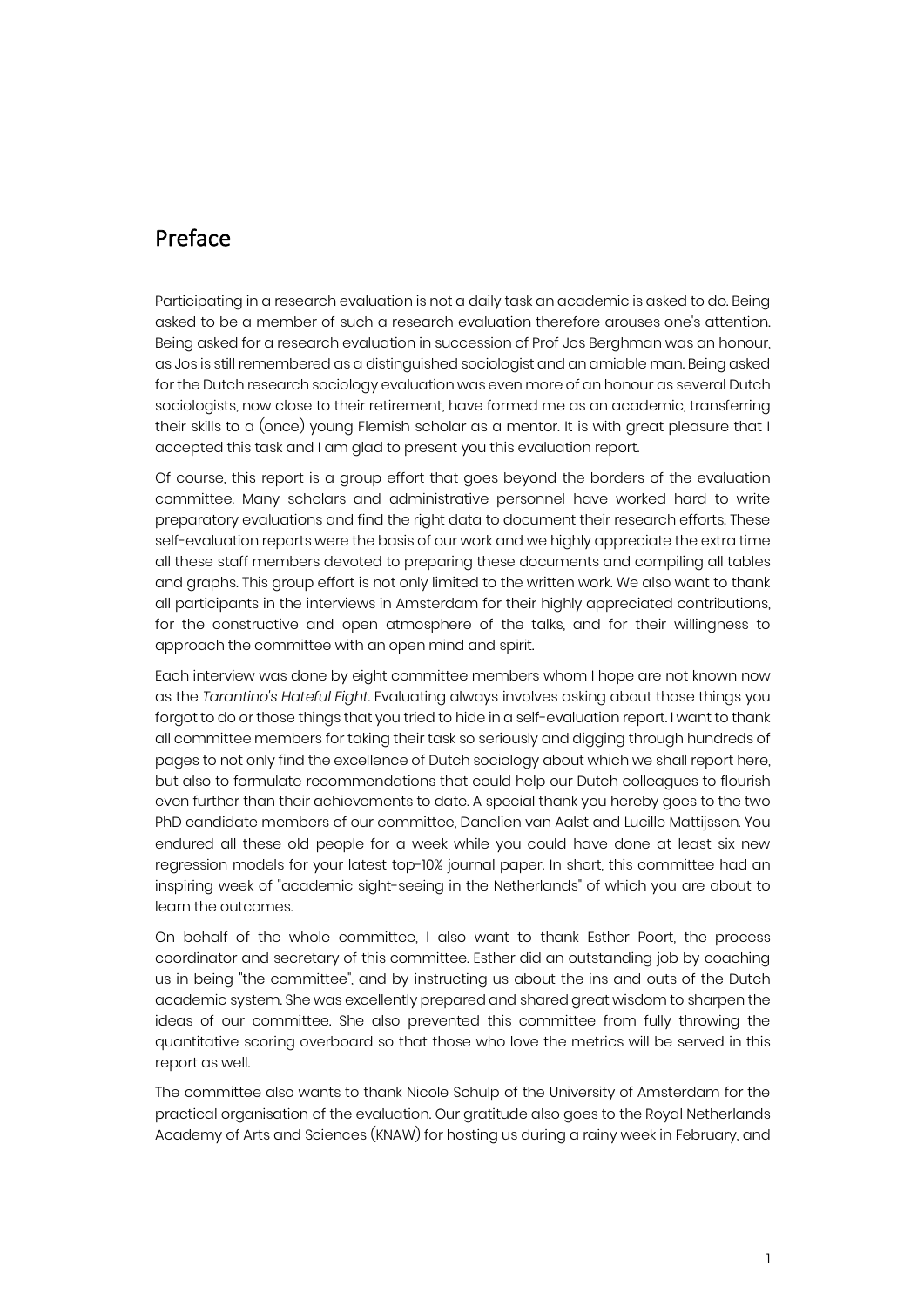# Preface

Participating in a research evaluation is not a daily task an academic is asked to do. Being asked to be a member of such a research evaluation therefore arouses one's attention. Being asked for a research evaluation in succession of Prof Jos Berghman was an honour, as Jos is still remembered as a distinguished sociologist and an amiable man. Being asked for the Dutch research sociology evaluation was even more of an honour as several Dutch sociologists, now close to their retirement, have formed me as an academic, transferring their skills to a (once) young Flemish scholar as a mentor. It is with great pleasure that I accepted this task and I am glad to present you this evaluation report.

Of course, this report is a group effort that goes beyond the borders of the evaluation committee. Many scholars and administrative personnel have worked hard to write preparatory evaluations and find the right data to document their research efforts. These self-evaluation reports were the basis of our work and we highly appreciate the extra time all these staff members devoted to preparing these documents and compiling all tables and graphs. This group effort is not only limited to the written work. We also want to thank all participants in the interviews in Amsterdam for their highly appreciated contributions, for the constructive and open atmosphere of the talks, and for their willingness to approach the committee with an open mind and spirit.

Each interview was done by eight committee members whom I hope are not known now as the *Tarantino's Hateful Eight*. Evaluating always involves asking about those things you forgot to do or those things that you tried to hide in a self-evaluation report. I want to thank all committee members for taking their task so seriously and digging through hundreds of pages to not only find the excellence of Dutch sociology about which we shall report here, but also to formulate recommendations that could help our Dutch colleagues to flourish even further than their achievements to date. A special thank you hereby goes to the two PhD candidate members of our committee, Danelien van Aalst and Lucille Mattijssen. You endured all these old people for a week while you could have done at least six new regression models for your latest top-10% journal paper. In short, this committee had an inspiring week of "academic sight-seeing in the Netherlands" of which you are about to learn the outcomes.

On behalf of the whole committee, I also want to thank Esther Poort, the process coordinator and secretary of this committee. Esther did an outstanding job by coaching us in being "the committee", and by instructing us about the ins and outs of the Dutch academic system. She was excellently prepared and shared great wisdom to sharpen the ideas of our committee. She also prevented this committee from fully throwing the quantitative scoring overboard so that those who love the metrics will be served in this report as well.

The committee also wants to thank Nicole Schulp of the University of Amsterdam for the practical organisation of the evaluation. Our gratitude also goes to the Royal Netherlands Academy of Arts and Sciences (KNAW) for hosting us during a rainy week in February, and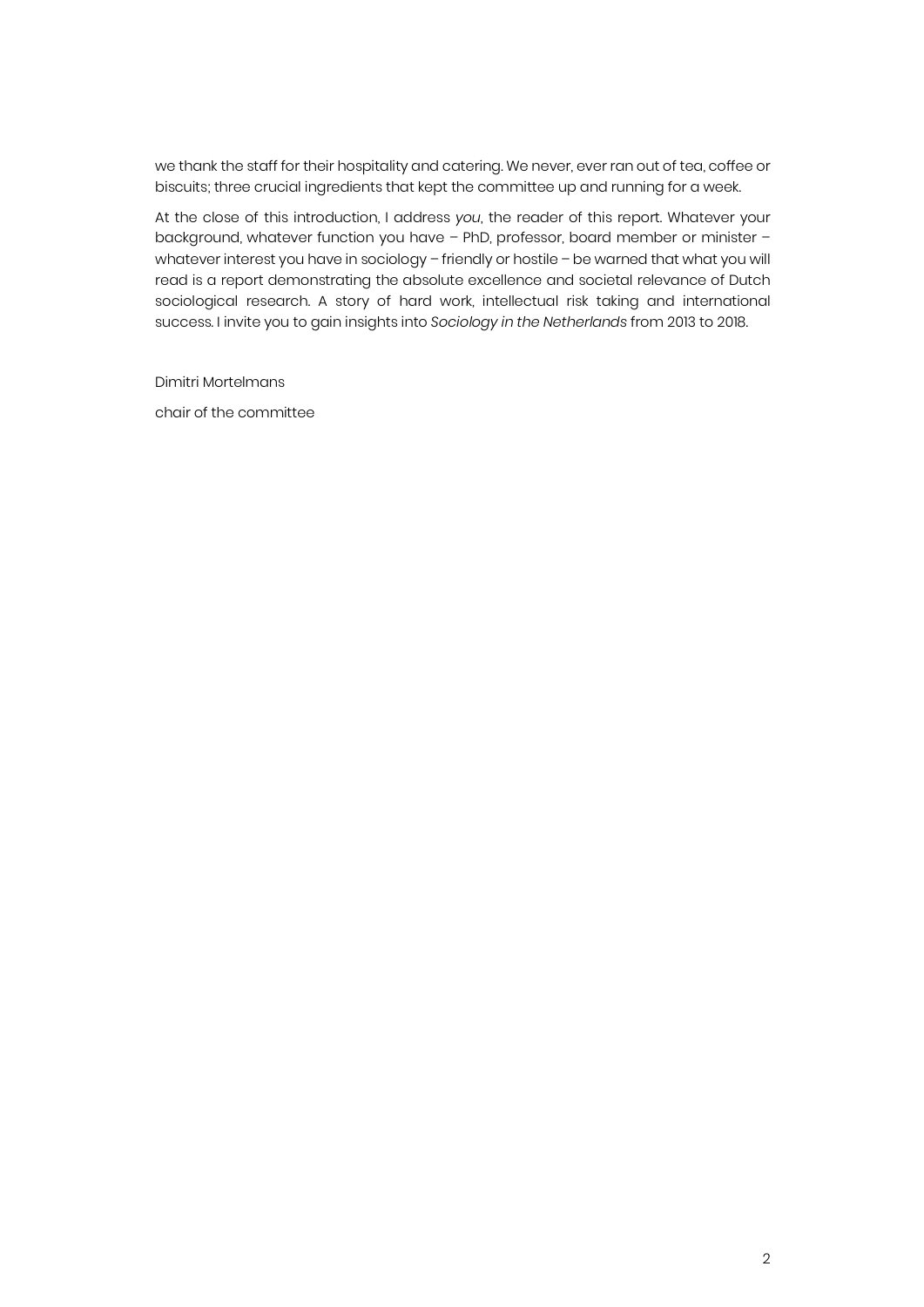we thank the staff for their hospitality and catering. We never, ever ran out of tea, coffee or biscuits; three crucial ingredients that kept the committee up and running for a week.

At the close of this introduction, I address *you*, the reader of this report. Whatever your background, whatever function you have – PhD, professor, board member or minister – whatever interest you have in sociology – friendly or hostile – be warned that what you will read is a report demonstrating the absolute excellence and societal relevance of Dutch sociological research. A story of hard work, intellectual risk taking and international success. I invite you to gain insights into *Sociology in the Netherlands* from 2013 to 2018.

Dimitri Mortelmans

chair of the committee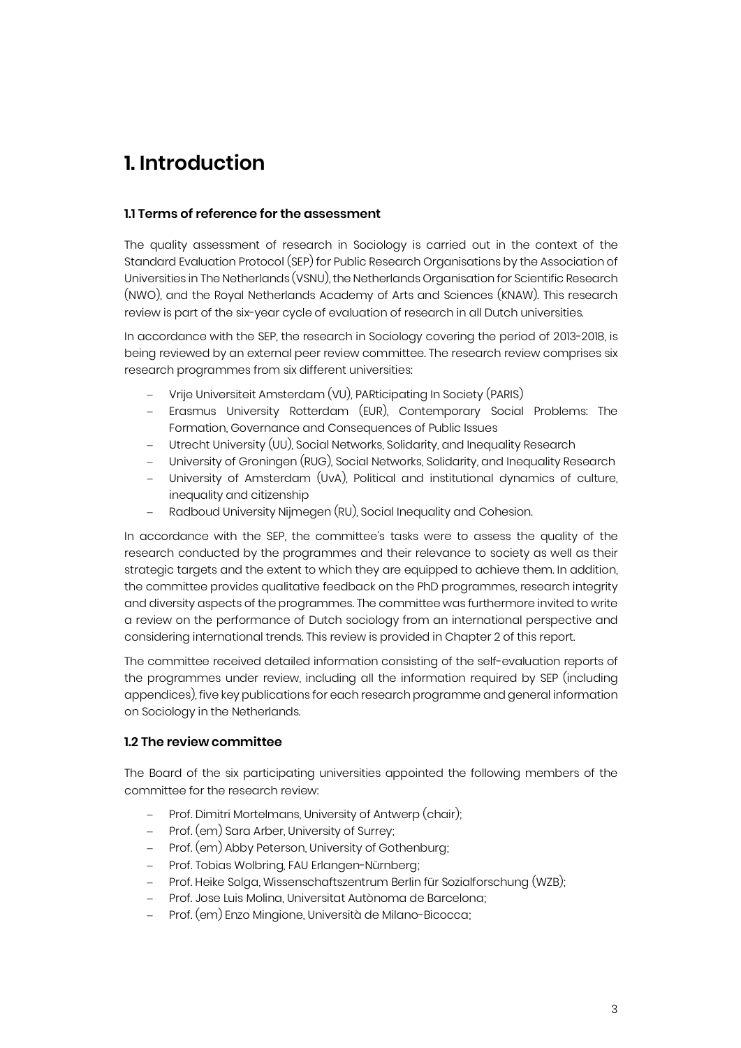# 1. Introduction

### 1.1 Terms of reference for the assessment

The quality assessment of research in Sociology is carried out in the context of the Standard Evaluation Protocol (SEP) for Public Research Organisations by the Association of Universities in The Netherlands (VSNU), the Netherlands Organisation for Scientific Research (NWO), and the Royal Netherlands Academy of Arts and Sciences (KNAW). This research review is part of the six-year cycle of evaluation of research in all Dutch universities.

In accordance with the SEP, the research in Sociology covering the period of 2013-2018, is being reviewed by an external peer review committee. The research review comprises six research programmes from six different universities:

- Vrije Universiteit Amsterdam (VU), PARticipating In Society (PARIS)
- Erasmus University Rotterdam (EUR), Contemporary Social Problems: The Formation, Governance and Consequences of Public Issues
- Utrecht University (UU), Social Networks, Solidarity, and Inequality Research
- University of Groningen (RUG), Social Networks, Solidarity, and Inequality Research
- University of Amsterdam (UvA), Political and institutional dynamics of culture, inequality and citizenship
- Radboud University Nijmegen (RU), Social Inequality and Cohesion.

In accordance with the SEP, the committee's tasks were to assess the quality of the research conducted by the programmes and their relevance to society as well as their strategic targets and the extent to which they are equipped to achieve them. In addition, the committee provides qualitative feedback on the PhD programmes, research integrity and diversity aspects of the programmes. The committee was furthermore invited to write a review on the performance of Dutch sociology from an international perspective and considering international trends. This review is provided in Chapter 2 of this report.

The committee received detailed information consisting of the self-evaluation reports of the programmes under review, including all the information required by SEP (including appendices), five key publications for each research programme and general information on Sociology in the Netherlands.

### 1.2 The review committee

The Board of the six participating universities appointed the following members of the committee for the research review:

- Prof. Dimitri Mortelmans, University of Antwerp (chair);
- Prof. (em) Sara Arber, University of Surrey;
- Prof. (em) Abby Peterson, University of Gothenburg;
- Prof. Tobias Wolbring, FAU Erlangen-Nürnberg;
- Prof. Heike Solga, Wissenschaftszentrum Berlin für Sozialforschung (WZB);
- Prof. Jose Luis Molina, Universitat Autònoma de Barcelona;
- Prof. (em) Enzo Mingione, Università de Milano-Bicocca;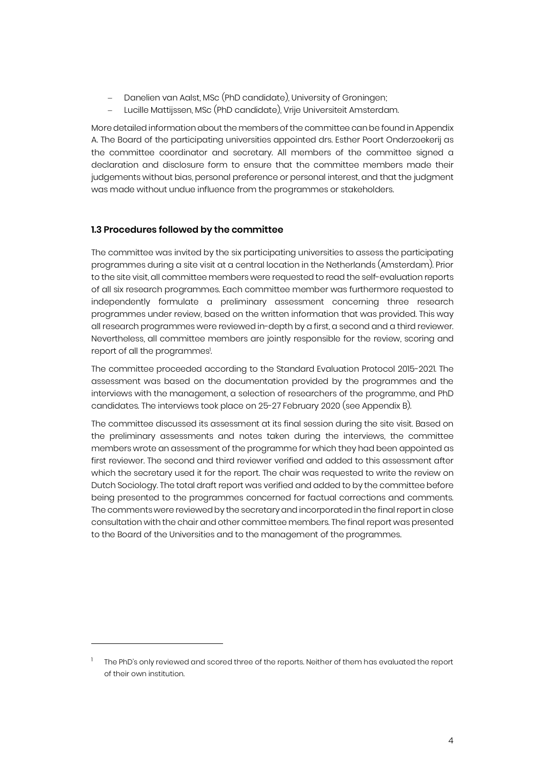- Danelien van Aalst, MSc (PhD candidate), University of Groningen;
- Lucille Mattijssen, MSc (PhD candidate), Vrije Universiteit Amsterdam.

More detailed information about the members of the committee can be found in Appendix A. The Board of the participating universities appointed drs. Esther Poort Onderzoekerij as the committee coordinator and secretary. All members of the committee signed a declaration and disclosure form to ensure that the committee members made their judgements without bias, personal preference or personal interest, and that the judgment was made without undue influence from the programmes or stakeholders.

### 1.3 Procedures followed by the committee

The committee was invited by the six participating universities to assess the participating programmes during a site visit at a central location in the Netherlands (Amsterdam). Prior to the site visit, all committee members were requested to read the self-evaluation reports of all six research programmes. Each committee member was furthermore requested to independently formulate a preliminary assessment concerning three research programmes under review, based on the written information that was provided. This way all research programmes were reviewed in-depth by a first, a second and a third reviewer. Nevertheless, all committee members are jointly responsible for the review, scoring and report of all the programmes[1].

The committee proceeded according to the Standard Evaluation Protocol 2015-2021. The assessment was based on the documentation provided by the programmes and the interviews with the management, a selection of researchers of the programme, and PhD candidates. The interviews took place on 25-27 February 2020 (see Appendix B).

The committee discussed its assessment at its final session during the site visit. Based on the preliminary assessments and notes taken during the interviews, the committee members wrote an assessment of the programme for which they had been appointed as first reviewer. The second and third reviewer verified and added to this assessment after which the secretary used it for the report. The chair was requested to write the review on Dutch Sociology. The total draft report was verified and added to by the committee before being presented to the programmes concerned for factual corrections and comments. The comments were reviewed by the secretary and incorporated in the final report in close consultation with the chair and other committee members. The final report was presented to the Board of the Universities and to the management of the programmes.

[1] The PhD's only reviewed and scored three of the reports. Neither of them has evaluated the report of their own institution.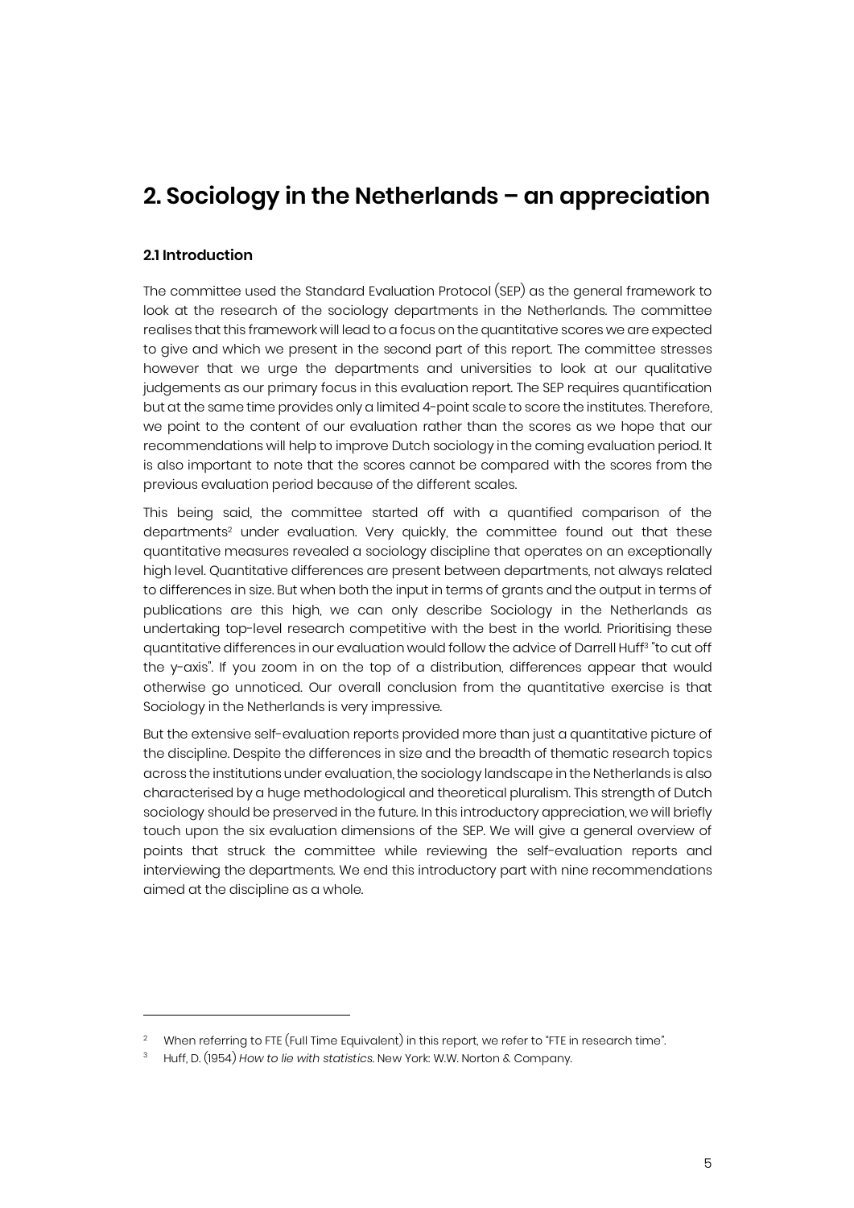# 2. Sociology in the Netherlands – an appreciation

### 2.1 Introduction

The committee used the Standard Evaluation Protocol (SEP) as the general framework to look at the research of the sociology departments in the Netherlands. The committee realises that this framework will lead to a focus on the quantitative scores we are expected to give and which we present in the second part of this report. The committee stresses however that we urge the departments and universities to look at our qualitative judgements as our primary focus in this evaluation report. The SEP requires quantification but at the same time provides only a limited 4-point scale to score the institutes. Therefore, we point to the content of our evaluation rather than the scores as we hope that our recommendations will help to improve Dutch sociology in the coming evaluation period. It is also important to note that the scores cannot be compared with the scores from the previous evaluation period because of the different scales.

This being said, the committee started off with a quantified comparison of the departments[2] under evaluation. Very quickly, the committee found out that these quantitative measures revealed a sociology discipline that operates on an exceptionally high level. Quantitative differences are present between departments, not always related to differences in size. But when both the input in terms of grants and the output in terms of publications are this high, we can only describe Sociology in the Netherlands as undertaking top-level research competitive with the best in the world. Prioritising these quantitative differences in our evaluation would follow the advice of Darrell Huff[3] "to cut off the y-axis". If you zoom in on the top of a distribution, differences appear that would otherwise go unnoticed. Our overall conclusion from the quantitative exercise is that Sociology in the Netherlands is very impressive.

But the extensive self-evaluation reports provided more than just a quantitative picture of the discipline. Despite the differences in size and the breadth of thematic research topics across the institutions under evaluation, the sociology landscape in the Netherlands is also characterised by a huge methodological and theoretical pluralism. This strength of Dutch sociology should be preserved in the future. In this introductory appreciation, we will briefly touch upon the six evaluation dimensions of the SEP. We will give a general overview of points that struck the committee while reviewing the self-evaluation reports and interviewing the departments. We end this introductory part with nine recommendations aimed at the discipline as a whole.

---

[2] When referring to FTE (Full Time Equivalent) in this report, we refer to "FTE in research time".

[3] Huff, D. (1954) *How to lie with statistics*. New York: W.W. Norton & Company.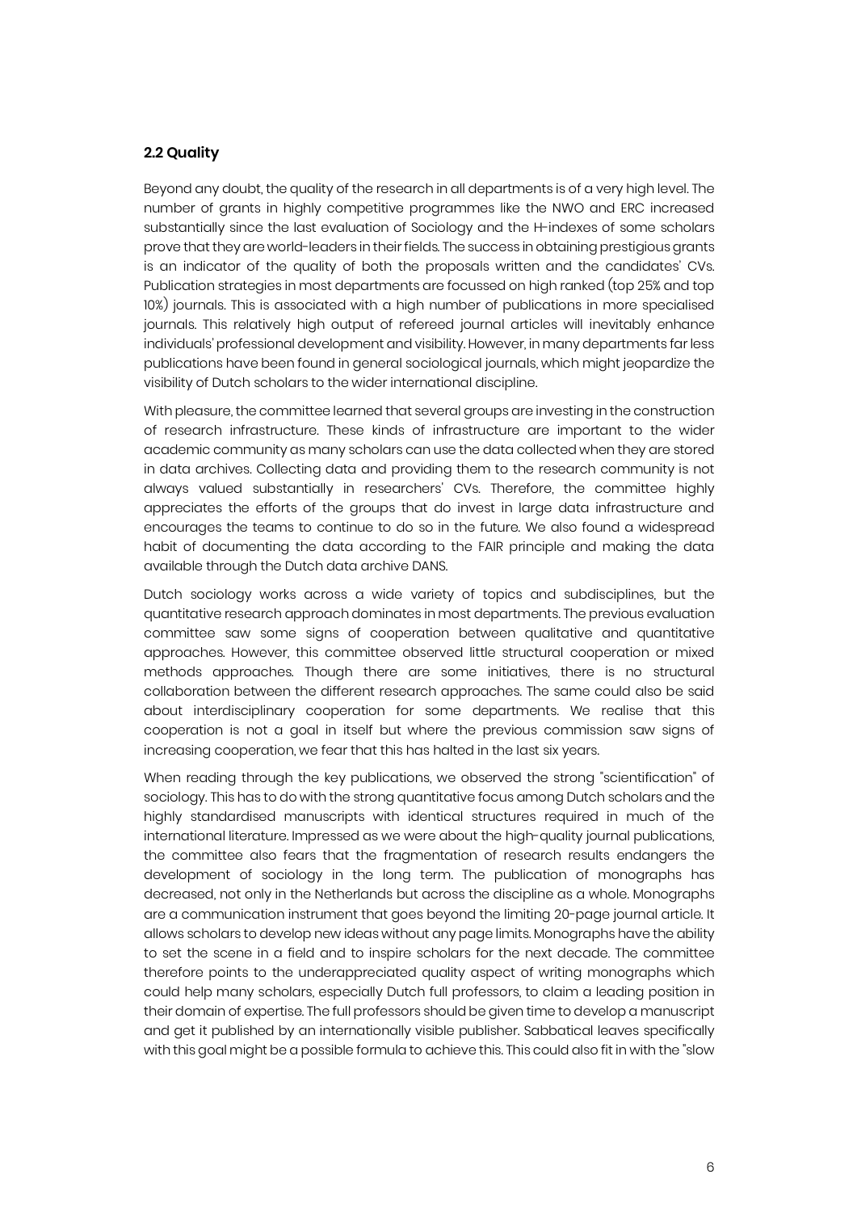### 2.2 Quality

Beyond any doubt, the quality of the research in all departments is of a very high level. The number of grants in highly competitive programmes like the NWO and ERC increased substantially since the last evaluation of Sociology and the H-indexes of some scholars prove that they are world-leaders in their fields. The success in obtaining prestigious grants is an indicator of the quality of both the proposals written and the candidates' CVs. Publication strategies in most departments are focussed on high ranked (top 25% and top 10%) journals. This is associated with a high number of publications in more specialised journals. This relatively high output of refereed journal articles will inevitably enhance individuals' professional development and visibility. However, in many departments far less publications have been found in general sociological journals, which might jeopardize the visibility of Dutch scholars to the wider international discipline.

With pleasure, the committee learned that several groups are investing in the construction of research infrastructure. These kinds of infrastructure are important to the wider academic community as many scholars can use the data collected when they are stored in data archives. Collecting data and providing them to the research community is not always valued substantially in researchers' CVs. Therefore, the committee highly appreciates the efforts of the groups that do invest in large data infrastructure and encourages the teams to continue to do so in the future. We also found a widespread habit of documenting the data according to the FAIR principle and making the data available through the Dutch data archive DANS.

Dutch sociology works across a wide variety of topics and subdisciplines, but the quantitative research approach dominates in most departments. The previous evaluation committee saw some signs of cooperation between qualitative and quantitative approaches. However, this committee observed little structural cooperation or mixed methods approaches. Though there are some initiatives, there is no structural collaboration between the different research approaches. The same could also be said about interdisciplinary cooperation for some departments. We realise that this cooperation is not a goal in itself but where the previous commission saw signs of increasing cooperation, we fear that this has halted in the last six years.

When reading through the key publications, we observed the strong "scientification" of sociology. This has to do with the strong quantitative focus among Dutch scholars and the highly standardised manuscripts with identical structures required in much of the international literature. Impressed as we were about the high-quality journal publications, the committee also fears that the fragmentation of research results endangers the development of sociology in the long term. The publication of monographs has decreased, not only in the Netherlands but across the discipline as a whole. Monographs are a communication instrument that goes beyond the limiting 20-page journal article. It allows scholars to develop new ideas without any page limits. Monographs have the ability to set the scene in a field and to inspire scholars for the next decade. The committee therefore points to the underappreciated quality aspect of writing monographs which could help many scholars, especially Dutch full professors, to claim a leading position in their domain of expertise. The full professors should be given time to develop a manuscript and get it published by an internationally visible publisher. Sabbatical leaves specifically with this goal might be a possible formula to achieve this. This could also fit in with the "slow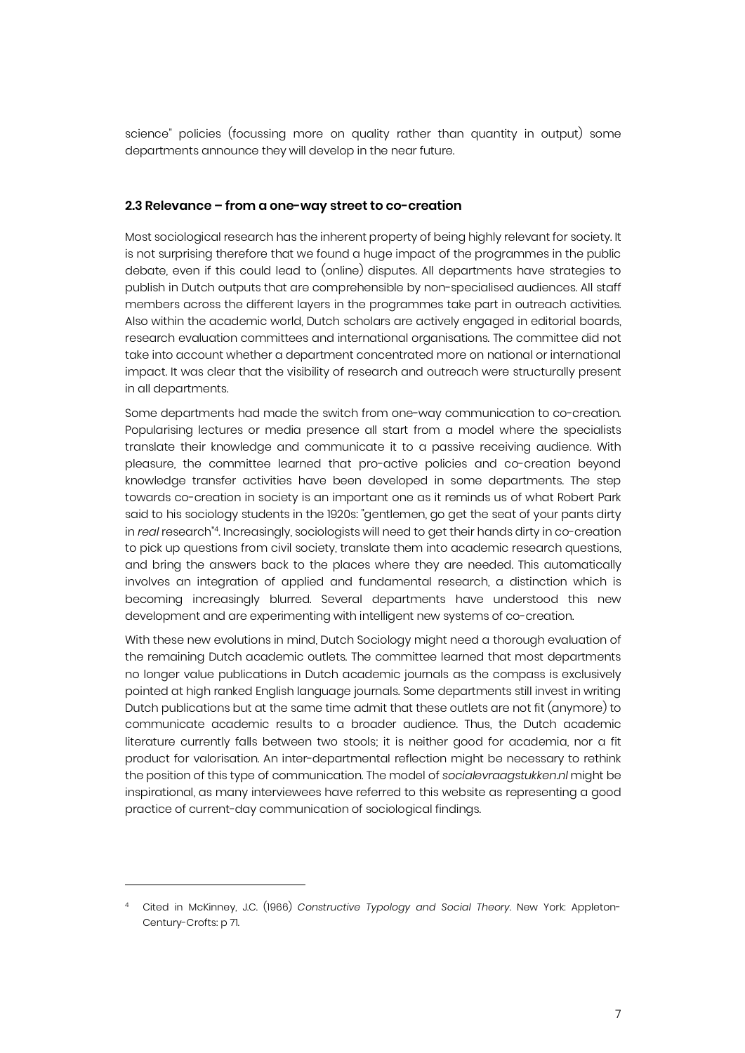science" policies (focussing more on quality rather than quantity in output) some departments announce they will develop in the near future.

### 2.3 Relevance – from a one-way street to co-creation

Most sociological research has the inherent property of being highly relevant for society. It is not surprising therefore that we found a huge impact of the programmes in the public debate, even if this could lead to (online) disputes. All departments have strategies to publish in Dutch outputs that are comprehensible by non-specialised audiences. All staff members across the different layers in the programmes take part in outreach activities. Also within the academic world, Dutch scholars are actively engaged in editorial boards, research evaluation committees and international organisations. The committee did not take into account whether a department concentrated more on national or international impact. It was clear that the visibility of research and outreach were structurally present in all departments.

Some departments had made the switch from one-way communication to co-creation. Popularising lectures or media presence all start from a model where the specialists translate their knowledge and communicate it to a passive receiving audience. With pleasure, the committee learned that pro-active policies and co-creation beyond knowledge transfer activities have been developed in some departments. The step towards co-creation in society is an important one as it reminds us of what Robert Park said to his sociology students in the 1920s: "gentlemen, go get the seat of your pants dirty in *real* research"[4]. Increasingly, sociologists will need to get their hands dirty in co-creation to pick up questions from civil society, translate them into academic research questions, and bring the answers back to the places where they are needed. This automatically involves an integration of applied and fundamental research, a distinction which is becoming increasingly blurred. Several departments have understood this new development and are experimenting with intelligent new systems of co-creation.

With these new evolutions in mind, Dutch Sociology might need a thorough evaluation of the remaining Dutch academic outlets. The committee learned that most departments no longer value publications in Dutch academic journals as the compass is exclusively pointed at high ranked English language journals. Some departments still invest in writing Dutch publications but at the same time admit that these outlets are not fit (anymore) to communicate academic results to a broader audience. Thus, the Dutch academic literature currently falls between two stools; it is neither good for academia, nor a fit product for valorisation. An inter-departmental reflection might be necessary to rethink the position of this type of communication. The model of *socialevraagstukken.nl* might be inspirational, as many interviewees have referred to this website as representing a good practice of current-day communication of sociological findings.

---

[4] Cited in McKinney, J.C. (1966) *Constructive Typology and Social Theory*. New York: Appleton-Century-Crofts: p 71.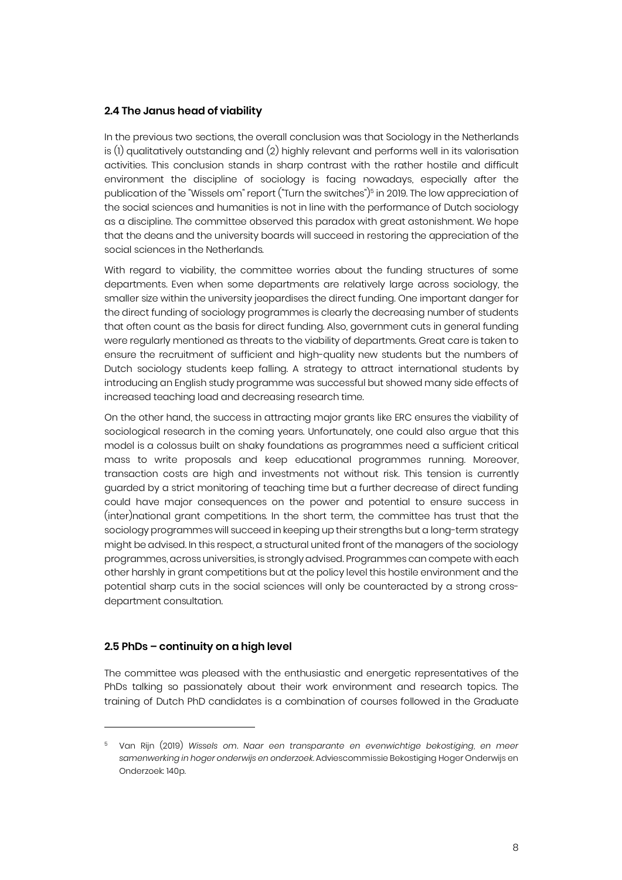### 2.4 The Janus head of viability

In the previous two sections, the overall conclusion was that Sociology in the Netherlands is (1) qualitatively outstanding and (2) highly relevant and performs well in its valorisation activities. This conclusion stands in sharp contrast with the rather hostile and difficult environment the discipline of sociology is facing nowadays, especially after the publication of the "Wissels om" report ("Turn the switches")[5] in 2019. The low appreciation of the social sciences and humanities is not in line with the performance of Dutch sociology as a discipline. The committee observed this paradox with great astonishment. We hope that the deans and the university boards will succeed in restoring the appreciation of the social sciences in the Netherlands.

With regard to viability, the committee worries about the funding structures of some departments. Even when some departments are relatively large across sociology, the smaller size within the university jeopardises the direct funding. One important danger for the direct funding of sociology programmes is clearly the decreasing number of students that often count as the basis for direct funding. Also, government cuts in general funding were regularly mentioned as threats to the viability of departments. Great care is taken to ensure the recruitment of sufficient and high-quality new students but the numbers of Dutch sociology students keep falling. A strategy to attract international students by introducing an English study programme was successful but showed many side effects of increased teaching load and decreasing research time.

On the other hand, the success in attracting major grants like ERC ensures the viability of sociological research in the coming years. Unfortunately, one could also argue that this model is a colossus built on shaky foundations as programmes need a sufficient critical mass to write proposals and keep educational programmes running. Moreover, transaction costs are high and investments not without risk. This tension is currently guarded by a strict monitoring of teaching time but a further decrease of direct funding could have major consequences on the power and potential to ensure success in (inter)national grant competitions. In the short term, the committee has trust that the sociology programmes will succeed in keeping up their strengths but a long-term strategy might be advised. In this respect, a structural united front of the managers of the sociology programmes, across universities, is strongly advised. Programmes can compete with each other harshly in grant competitions but at the policy level this hostile environment and the potential sharp cuts in the social sciences will only be counteracted by a strong cross-department consultation.

### 2.5 PhDs – continuity on a high level

The committee was pleased with the enthusiastic and energetic representatives of the PhDs talking so passionately about their work environment and research topics. The training of Dutch PhD candidates is a combination of courses followed in the Graduate

---

[5] Van Rijn (2019) *Wissels om. Naar een transparante en evenwichtige bekostiging, en meer samenwerking in hoger onderwijs en onderzoek.* Adviescommissie Bekostiging Hoger Onderwijs en Onderzoek: 140p.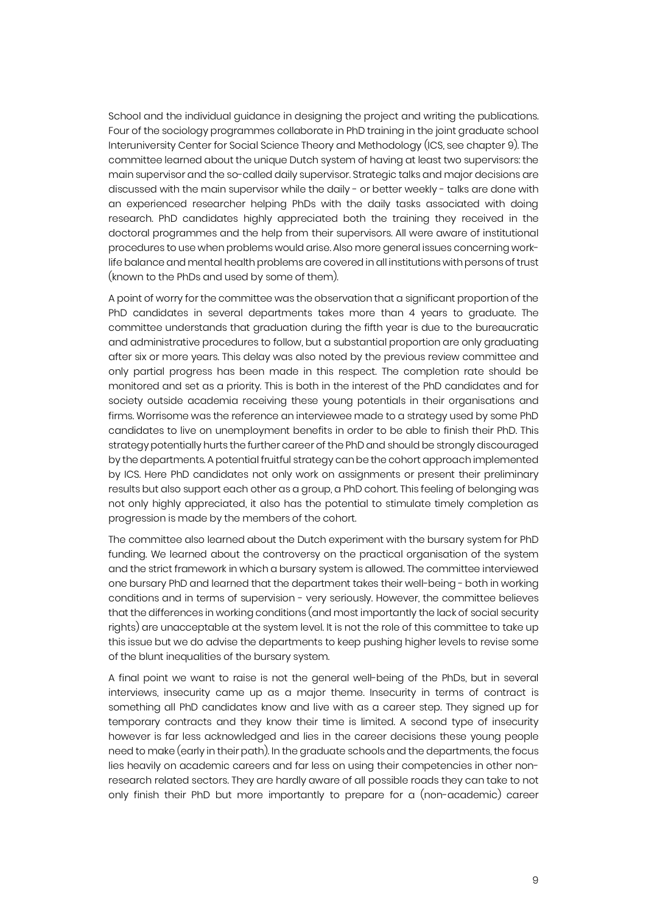School and the individual guidance in designing the project and writing the publications. Four of the sociology programmes collaborate in PhD training in the joint graduate school Interuniversity Center for Social Science Theory and Methodology (ICS, see chapter 9). The committee learned about the unique Dutch system of having at least two supervisors: the main supervisor and the so-called daily supervisor. Strategic talks and major decisions are discussed with the main supervisor while the daily - or better weekly - talks are done with an experienced researcher helping PhDs with the daily tasks associated with doing research. PhD candidates highly appreciated both the training they received in the doctoral programmes and the help from their supervisors. All were aware of institutional procedures to use when problems would arise. Also more general issues concerning work-life balance and mental health problems are covered in all institutions with persons of trust (known to the PhDs and used by some of them).

A point of worry for the committee was the observation that a significant proportion of the PhD candidates in several departments takes more than 4 years to graduate. The committee understands that graduation during the fifth year is due to the bureaucratic and administrative procedures to follow, but a substantial proportion are only graduating after six or more years. This delay was also noted by the previous review committee and only partial progress has been made in this respect. The completion rate should be monitored and set as a priority. This is both in the interest of the PhD candidates and for society outside academia receiving these young potentials in their organisations and firms. Worrisome was the reference an interviewee made to a strategy used by some PhD candidates to live on unemployment benefits in order to be able to finish their PhD. This strategy potentially hurts the further career of the PhD and should be strongly discouraged by the departments. A potential fruitful strategy can be the cohort approach implemented by ICS. Here PhD candidates not only work on assignments or present their preliminary results but also support each other as a group, a PhD cohort. This feeling of belonging was not only highly appreciated, it also has the potential to stimulate timely completion as progression is made by the members of the cohort.

The committee also learned about the Dutch experiment with the bursary system for PhD funding. We learned about the controversy on the practical organisation of the system and the strict framework in which a bursary system is allowed. The committee interviewed one bursary PhD and learned that the department takes their well-being - both in working conditions and in terms of supervision - very seriously. However, the committee believes that the differences in working conditions (and most importantly the lack of social security rights) are unacceptable at the system level. It is not the role of this committee to take up this issue but we do advise the departments to keep pushing higher levels to revise some of the blunt inequalities of the bursary system.

A final point we want to raise is not the general well-being of the PhDs, but in several interviews, insecurity came up as a major theme. Insecurity in terms of contract is something all PhD candidates know and live with as a career step. They signed up for temporary contracts and they know their time is limited. A second type of insecurity however is far less acknowledged and lies in the career decisions these young people need to make (early in their path). In the graduate schools and the departments, the focus lies heavily on academic careers and far less on using their competencies in other non-research related sectors. They are hardly aware of all possible roads they can take to not only finish their PhD but more importantly to prepare for a (non-academic) career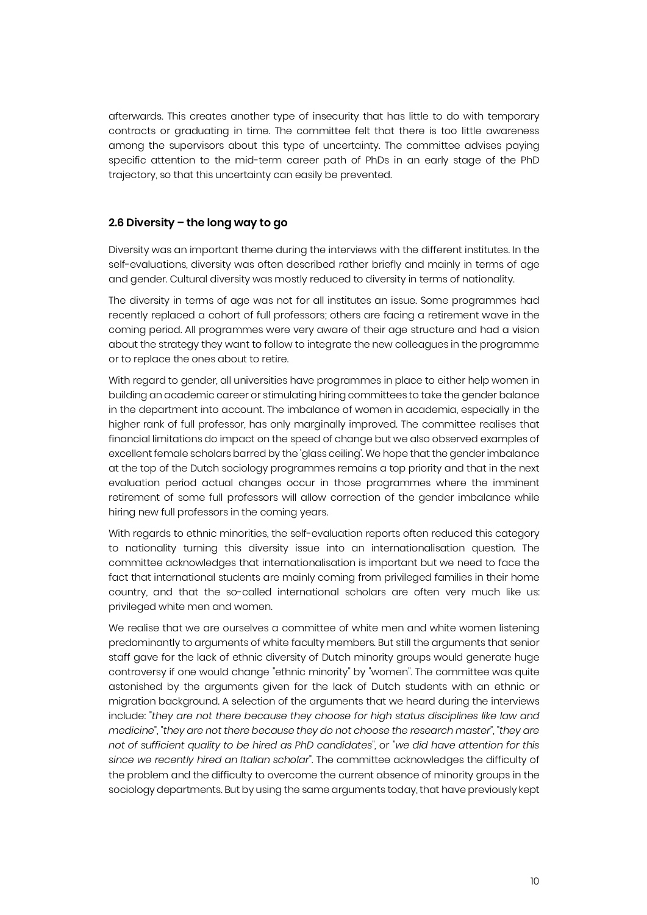afterwards. This creates another type of insecurity that has little to do with temporary contracts or graduating in time. The committee felt that there is too little awareness among the supervisors about this type of uncertainty. The committee advises paying specific attention to the mid-term career path of PhDs in an early stage of the PhD trajectory, so that this uncertainty can easily be prevented.

### 2.6 Diversity – the long way to go

Diversity was an important theme during the interviews with the different institutes. In the self-evaluations, diversity was often described rather briefly and mainly in terms of age and gender. Cultural diversity was mostly reduced to diversity in terms of nationality.

The diversity in terms of age was not for all institutes an issue. Some programmes had recently replaced a cohort of full professors; others are facing a retirement wave in the coming period. All programmes were very aware of their age structure and had a vision about the strategy they want to follow to integrate the new colleagues in the programme or to replace the ones about to retire.

With regard to gender, all universities have programmes in place to either help women in building an academic career or stimulating hiring committees to take the gender balance in the department into account. The imbalance of women in academia, especially in the higher rank of full professor, has only marginally improved. The committee realises that financial limitations do impact on the speed of change but we also observed examples of excellent female scholars barred by the 'glass ceiling'. We hope that the gender imbalance at the top of the Dutch sociology programmes remains a top priority and that in the next evaluation period actual changes occur in those programmes where the imminent retirement of some full professors will allow correction of the gender imbalance while hiring new full professors in the coming years.

With regards to ethnic minorities, the self-evaluation reports often reduced this category to nationality turning this diversity issue into an internationalisation question. The committee acknowledges that internationalisation is important but we need to face the fact that international students are mainly coming from privileged families in their home country, and that the so-called international scholars are often very much like us: privileged white men and women.

We realise that we are ourselves a committee of white men and white women listening predominantly to arguments of white faculty members. But still the arguments that senior staff gave for the lack of ethnic diversity of Dutch minority groups would generate huge controversy if one would change "ethnic minority" by "women". The committee was quite astonished by the arguments given for the lack of Dutch students with an ethnic or migration background. A selection of the arguments that we heard during the interviews include: "*they are not there because they choose for high status disciplines like law and medicine*", "*they are not there because they do not choose the research master*", "*they are not of sufficient quality to be hired as PhD candidates*", or "*we did have attention for this since we recently hired an Italian scholar*". The committee acknowledges the difficulty of the problem and the difficulty to overcome the current absence of minority groups in the sociology departments. But by using the same arguments today, that have previously kept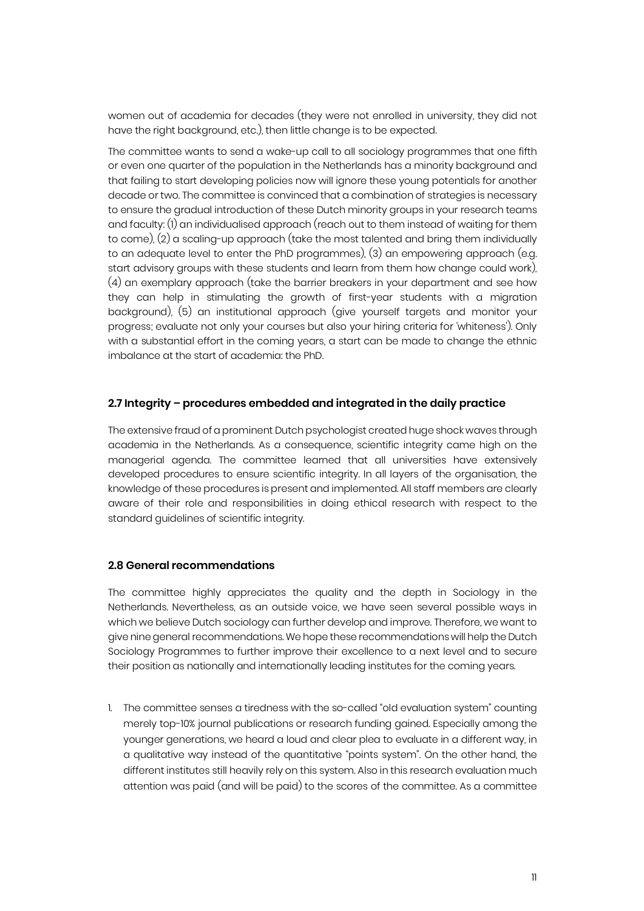women out of academia for decades (they were not enrolled in university, they did not have the right background, etc.), then little change is to be expected.

The committee wants to send a wake-up call to all sociology programmes that one fifth or even one quarter of the population in the Netherlands has a minority background and that failing to start developing policies now will ignore these young potentials for another decade or two. The committee is convinced that a combination of strategies is necessary to ensure the gradual introduction of these Dutch minority groups in your research teams and faculty: (1) an individualised approach (reach out to them instead of waiting for them to come), (2) a scaling-up approach (take the most talented and bring them individually to an adequate level to enter the PhD programmes), (3) an empowering approach (e.g. start advisory groups with these students and learn from them how change could work), (4) an exemplary approach (take the barrier breakers in your department and see how they can help in stimulating the growth of first-year students with a migration background), (5) an institutional approach (give yourself targets and monitor your progress; evaluate not only your courses but also your hiring criteria for 'whiteness'). Only with a substantial effort in the coming years, a start can be made to change the ethnic imbalance at the start of academia: the PhD.

### 2.7 Integrity – procedures embedded and integrated in the daily practice

The extensive fraud of a prominent Dutch psychologist created huge shock waves through academia in the Netherlands. As a consequence, scientific integrity came high on the managerial agenda. The committee learned that all universities have extensively developed procedures to ensure scientific integrity. In all layers of the organisation, the knowledge of these procedures is present and implemented. All staff members are clearly aware of their role and responsibilities in doing ethical research with respect to the standard guidelines of scientific integrity.

### 2.8 General recommendations

The committee highly appreciates the quality and the depth in Sociology in the Netherlands. Nevertheless, as an outside voice, we have seen several possible ways in which we believe Dutch sociology can further develop and improve. Therefore, we want to give nine general recommendations. We hope these recommendations will help the Dutch Sociology Programmes to further improve their excellence to a next level and to secure their position as nationally and internationally leading institutes for the coming years.

1. The committee senses a tiredness with the so-called "old evaluation system" counting merely top-10% journal publications or research funding gained. Especially among the younger generations, we heard a loud and clear plea to evaluate in a different way, in a qualitative way instead of the quantitative "points system". On the other hand, the different institutes still heavily rely on this system. Also in this research evaluation much attention was paid (and will be paid) to the scores of the committee. As a committee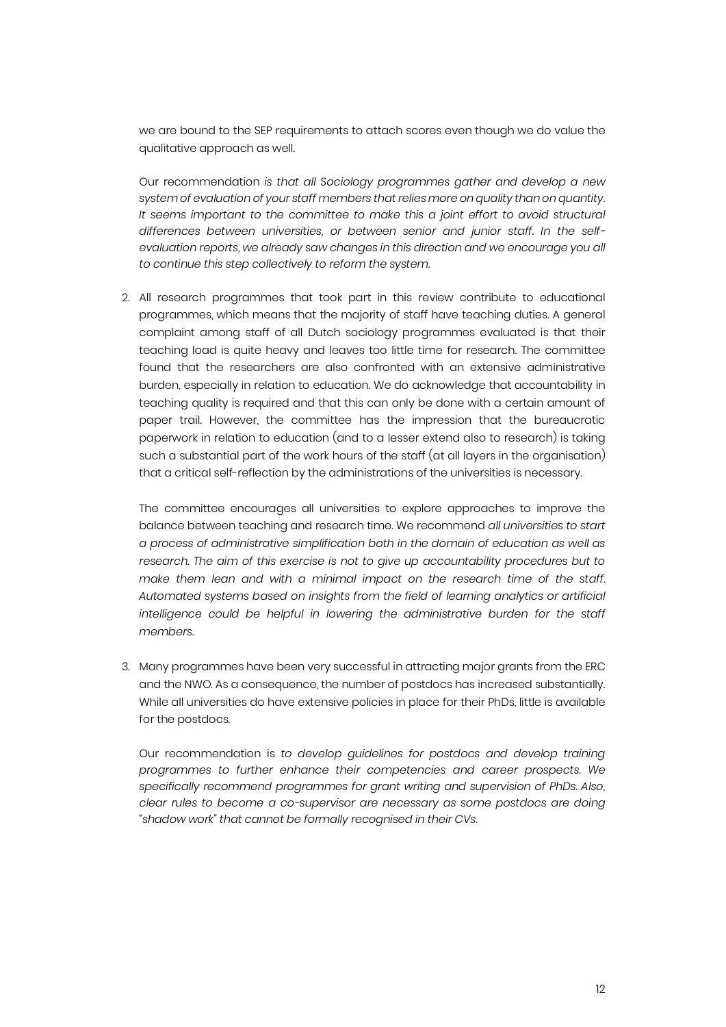we are bound to the SEP requirements to attach scores even though we do value the qualitative approach as well.

Our recommendation *is that all Sociology programmes gather and develop a new system of evaluation of your staff members that relies more on quality than on quantity. It seems important to the committee to make this a joint effort to avoid structural differences between universities, or between senior and junior staff. In the self-evaluation reports, we already saw changes in this direction and we encourage you all to continue this step collectively to reform the system.*

2. All research programmes that took part in this review contribute to educational programmes, which means that the majority of staff have teaching duties. A general complaint among staff of all Dutch sociology programmes evaluated is that their teaching load is quite heavy and leaves too little time for research. The committee found that the researchers are also confronted with an extensive administrative burden, especially in relation to education. We do acknowledge that accountability in teaching quality is required and that this can only be done with a certain amount of paper trail. However, the committee has the impression that the bureaucratic paperwork in relation to education (and to a lesser extend also to research) is taking such a substantial part of the work hours of the staff (at all layers in the organisation) that a critical self-reflection by the administrations of the universities is necessary.

   The committee encourages all universities to explore approaches to improve the balance between teaching and research time. We recommend *all universities to start a process of administrative simplification both in the domain of education as well as research. The aim of this exercise is not to give up accountability procedures but to make them lean and with a minimal impact on the research time of the staff. Automated systems based on insights from the field of learning analytics or artificial intelligence could be helpful in lowering the administrative burden for the staff members.*

3. Many programmes have been very successful in attracting major grants from the ERC and the NWO. As a consequence, the number of postdocs has increased substantially. While all universities do have extensive policies in place for their PhDs, little is available for the postdocs.

   Our recommendation is *to develop guidelines for postdocs and develop training programmes to further enhance their competencies and career prospects. We specifically recommend programmes for grant writing and supervision of PhDs. Also, clear rules to become a co-supervisor are necessary as some postdocs are doing "shadow work" that cannot be formally recognised in their CVs.*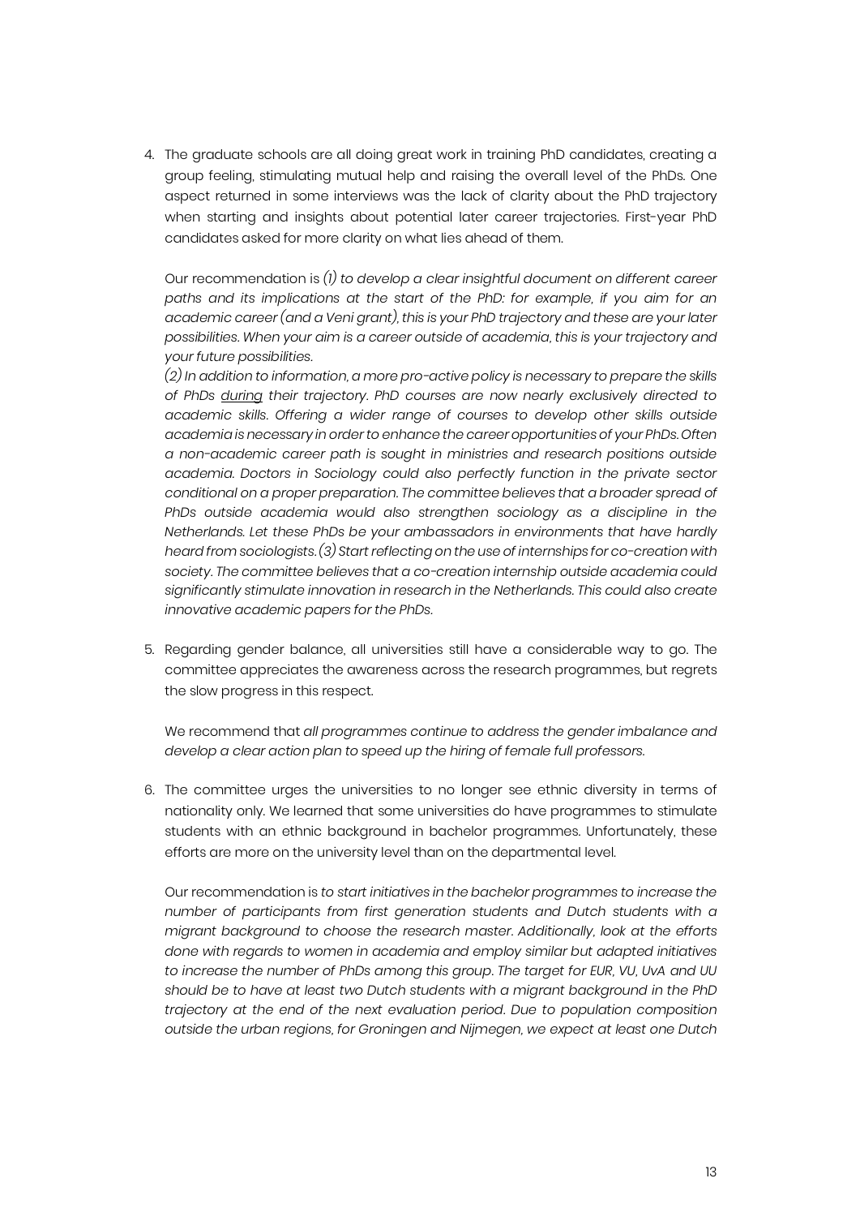4. The graduate schools are all doing great work in training PhD candidates, creating a group feeling, stimulating mutual help and raising the overall level of the PhDs. One aspect returned in some interviews was the lack of clarity about the PhD trajectory when starting and insights about potential later career trajectories. First-year PhD candidates asked for more clarity on what lies ahead of them.

   Our recommendation is *(1) to develop a clear insightful document on different career paths and its implications at the start of the PhD: for example, if you aim for an academic career (and a Veni grant), this is your PhD trajectory and these are your later possibilities. When your aim is a career outside of academia, this is your trajectory and your future possibilities.*
   *(2) In addition to information, a more pro-active policy is necessary to prepare the skills of PhDs <u>during</u> their trajectory. PhD courses are now nearly exclusively directed to academic skills. Offering a wider range of courses to develop other skills outside academia is necessary in order to enhance the career opportunities of your PhDs. Often a non-academic career path is sought in ministries and research positions outside academia. Doctors in Sociology could also perfectly function in the private sector conditional on a proper preparation. The committee believes that a broader spread of PhDs outside academia would also strengthen sociology as a discipline in the Netherlands. Let these PhDs be your ambassadors in environments that have hardly heard from sociologists. (3) Start reflecting on the use of internships for co-creation with society. The committee believes that a co-creation internship outside academia could significantly stimulate innovation in research in the Netherlands. This could also create innovative academic papers for the PhDs.*

5. Regarding gender balance, all universities still have a considerable way to go. The committee appreciates the awareness across the research programmes, but regrets the slow progress in this respect.

   We recommend that *all programmes continue to address the gender imbalance and develop a clear action plan to speed up the hiring of female full professors.*

6. The committee urges the universities to no longer see ethnic diversity in terms of nationality only. We learned that some universities do have programmes to stimulate students with an ethnic background in bachelor programmes. Unfortunately, these efforts are more on the university level than on the departmental level.

   Our recommendation is *to start initiatives in the bachelor programmes to increase the number of participants from first generation students and Dutch students with a migrant background to choose the research master. Additionally, look at the efforts done with regards to women in academia and employ similar but adapted initiatives to increase the number of PhDs among this group. The target for EUR, VU, UvA and UU should be to have at least two Dutch students with a migrant background in the PhD trajectory at the end of the next evaluation period. Due to population composition outside the urban regions, for Groningen and Nijmegen, we expect at least one Dutch*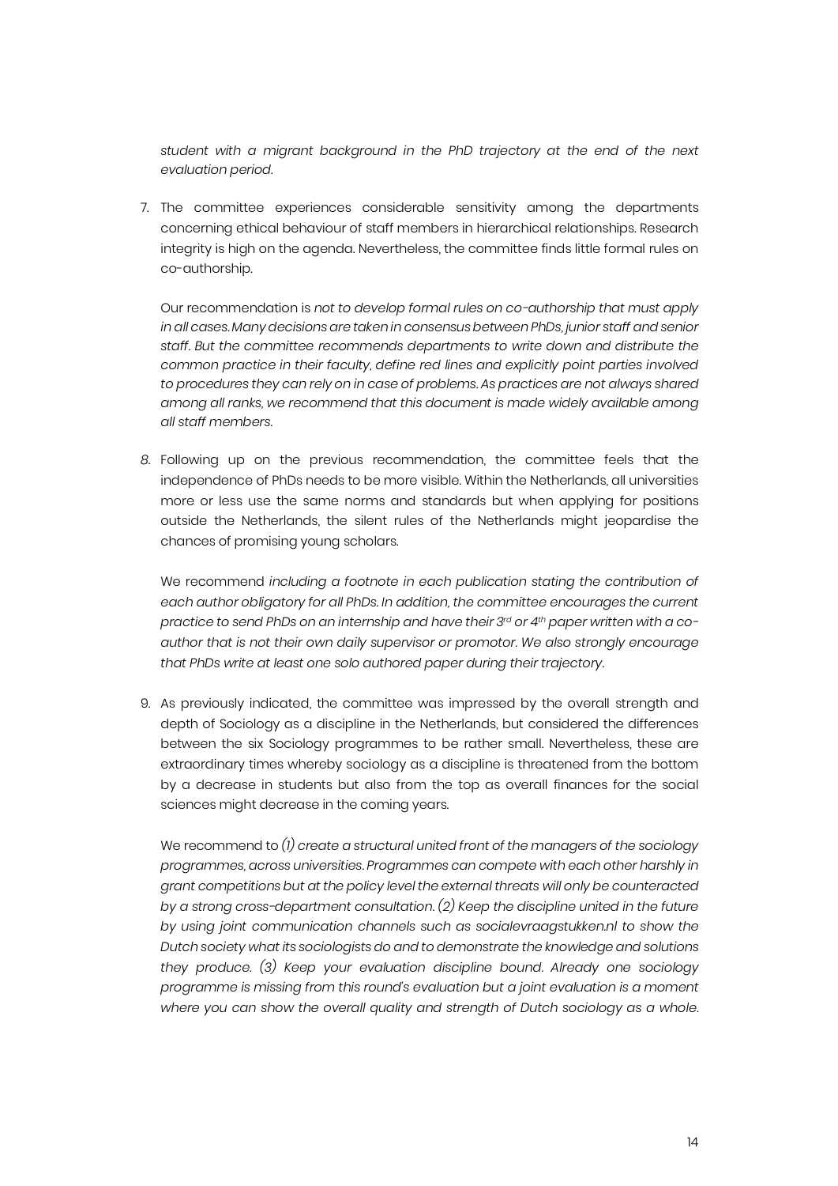*student with a migrant background in the PhD trajectory at the end of the next evaluation period.*

7. The committee experiences considerable sensitivity among the departments concerning ethical behaviour of staff members in hierarchical relationships. Research integrity is high on the agenda. Nevertheless, the committee finds little formal rules on co-authorship.

   Our recommendation is *not to develop formal rules on co-authorship that must apply in all cases. Many decisions are taken in consensus between PhDs, junior staff and senior staff. But the committee recommends departments to write down and distribute the common practice in their faculty, define red lines and explicitly point parties involved to procedures they can rely on in case of problems. As practices are not always shared among all ranks, we recommend that this document is made widely available among all staff members.*

8. Following up on the previous recommendation, the committee feels that the independence of PhDs needs to be more visible. Within the Netherlands, all universities more or less use the same norms and standards but when applying for positions outside the Netherlands, the silent rules of the Netherlands might jeopardise the chances of promising young scholars.

   We recommend *including a footnote in each publication stating the contribution of each author obligatory for all PhDs. In addition, the committee encourages the current practice to send PhDs on an internship and have their 3rd or 4th paper written with a co-author that is not their own daily supervisor or promotor. We also strongly encourage that PhDs write at least one solo authored paper during their trajectory.*

9. As previously indicated, the committee was impressed by the overall strength and depth of Sociology as a discipline in the Netherlands, but considered the differences between the six Sociology programmes to be rather small. Nevertheless, these are extraordinary times whereby sociology as a discipline is threatened from the bottom by a decrease in students but also from the top as overall finances for the social sciences might decrease in the coming years.

   We recommend to *(1) create a structural united front of the managers of the sociology programmes, across universities. Programmes can compete with each other harshly in grant competitions but at the policy level the external threats will only be counteracted by a strong cross-department consultation. (2) Keep the discipline united in the future by using joint communication channels such as socialevraagstukken.nl to show the Dutch society what its sociologists do and to demonstrate the knowledge and solutions they produce. (3) Keep your evaluation discipline bound. Already one sociology programme is missing from this round's evaluation but a joint evaluation is a moment where you can show the overall quality and strength of Dutch sociology as a whole.*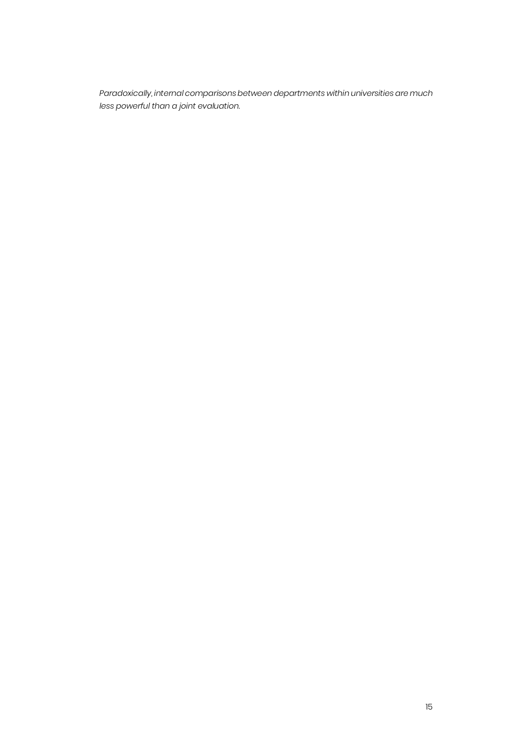*Paradoxically, internal comparisons between departments within universities are much less powerful than a joint evaluation.*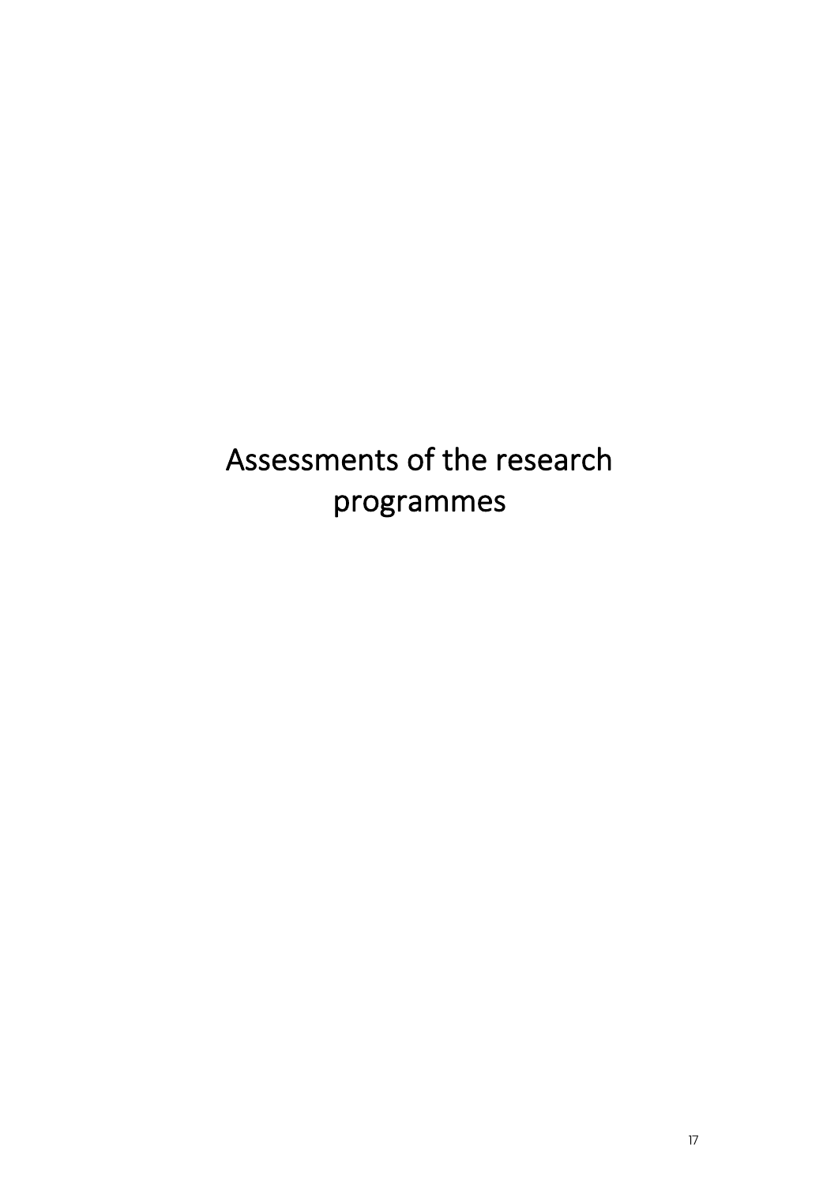# Assessments of the research programmes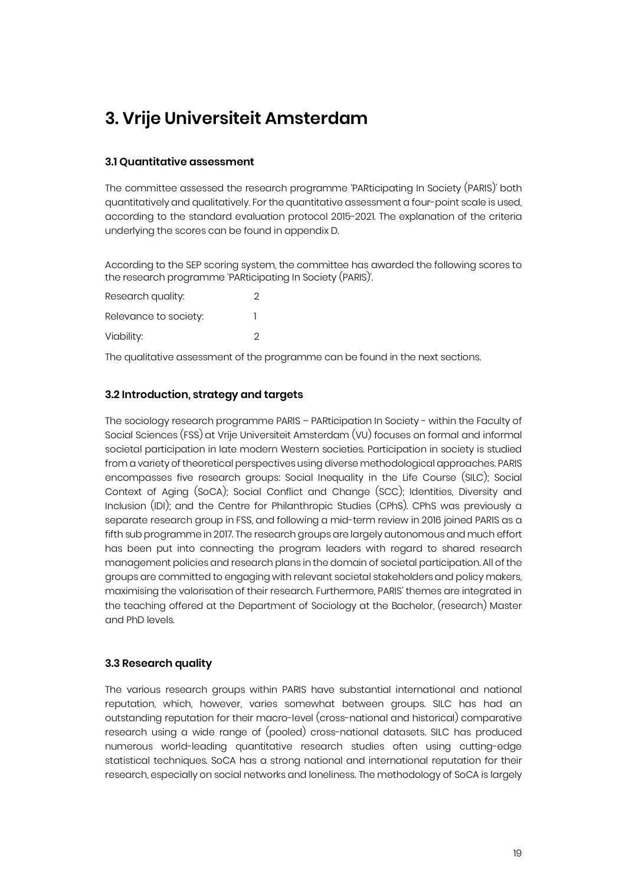# 3. Vrije Universiteit Amsterdam

### 3.1 Quantitative assessment

The committee assessed the research programme 'PARticipating In Society (PARIS)' both quantitatively and qualitatively. For the quantitative assessment a four-point scale is used, according to the standard evaluation protocol 2015-2021. The explanation of the criteria underlying the scores can be found in appendix D.

According to the SEP scoring system, the committee has awarded the following scores to the research programme 'PARticipating In Society (PARIS)'.

| | |
|---|---|
| Research quality: | 2 |
| Relevance to society: | 1 |
| Viability: | 2 |

The qualitative assessment of the programme can be found in the next sections.

### 3.2 Introduction, strategy and targets

The sociology research programme PARIS – PARticipation In Society - within the Faculty of Social Sciences (FSS) at Vrije Universiteit Amsterdam (VU) focuses on formal and informal societal participation in late modern Western societies. Participation in society is studied from a variety of theoretical perspectives using diverse methodological approaches. PARIS encompasses five research groups: Social Inequality in the Life Course (SILC); Social Context of Aging (SoCA); Social Conflict and Change (SCC); Identities, Diversity and Inclusion (IDI); and the Centre for Philanthropic Studies (CPhS). CPhS was previously a separate research group in FSS, and following a mid-term review in 2016 joined PARIS as a fifth sub programme in 2017. The research groups are largely autonomous and much effort has been put into connecting the program leaders with regard to shared research management policies and research plans in the domain of societal participation. All of the groups are committed to engaging with relevant societal stakeholders and policy makers, maximising the valorisation of their research. Furthermore, PARIS' themes are integrated in the teaching offered at the Department of Sociology at the Bachelor, (research) Master and PhD levels.

### 3.3 Research quality

The various research groups within PARIS have substantial international and national reputation, which, however, varies somewhat between groups. SILC has had an outstanding reputation for their macro-level (cross-national and historical) comparative research using a wide range of (pooled) cross-national datasets. SILC has produced numerous world-leading quantitative research studies often using cutting-edge statistical techniques. SoCA has a strong national and international reputation for their research, especially on social networks and loneliness. The methodology of SoCA is largely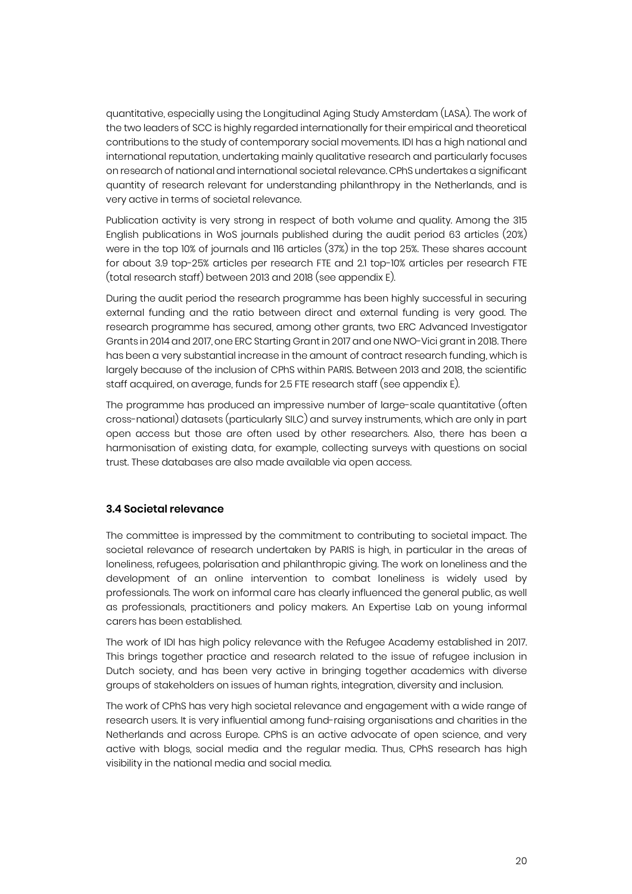quantitative, especially using the Longitudinal Aging Study Amsterdam (LASA). The work of the two leaders of SCC is highly regarded internationally for their empirical and theoretical contributions to the study of contemporary social movements. IDI has a high national and international reputation, undertaking mainly qualitative research and particularly focuses on research of national and international societal relevance. CPhS undertakes a significant quantity of research relevant for understanding philanthropy in the Netherlands, and is very active in terms of societal relevance.

Publication activity is very strong in respect of both volume and quality. Among the 315 English publications in WoS journals published during the audit period 63 articles (20%) were in the top 10% of journals and 116 articles (37%) in the top 25%. These shares account for about 3.9 top-25% articles per research FTE and 2.1 top-10% articles per research FTE (total research staff) between 2013 and 2018 (see appendix E).

During the audit period the research programme has been highly successful in securing external funding and the ratio between direct and external funding is very good. The research programme has secured, among other grants, two ERC Advanced Investigator Grants in 2014 and 2017, one ERC Starting Grant in 2017 and one NWO-Vici grant in 2018. There has been a very substantial increase in the amount of contract research funding, which is largely because of the inclusion of CPhS within PARIS. Between 2013 and 2018, the scientific staff acquired, on average, funds for 2.5 FTE research staff (see appendix E).

The programme has produced an impressive number of large-scale quantitative (often cross-national) datasets (particularly SILC) and survey instruments, which are only in part open access but those are often used by other researchers. Also, there has been a harmonisation of existing data, for example, collecting surveys with questions on social trust. These databases are also made available via open access.

### 3.4 Societal relevance

The committee is impressed by the commitment to contributing to societal impact. The societal relevance of research undertaken by PARIS is high, in particular in the areas of loneliness, refugees, polarisation and philanthropic giving. The work on loneliness and the development of an online intervention to combat loneliness is widely used by professionals. The work on informal care has clearly influenced the general public, as well as professionals, practitioners and policy makers. An Expertise Lab on young informal carers has been established.

The work of IDI has high policy relevance with the Refugee Academy established in 2017. This brings together practice and research related to the issue of refugee inclusion in Dutch society, and has been very active in bringing together academics with diverse groups of stakeholders on issues of human rights, integration, diversity and inclusion.

The work of CPhS has very high societal relevance and engagement with a wide range of research users. It is very influential among fund-raising organisations and charities in the Netherlands and across Europe. CPhS is an active advocate of open science, and very active with blogs, social media and the regular media. Thus, CPhS research has high visibility in the national media and social media.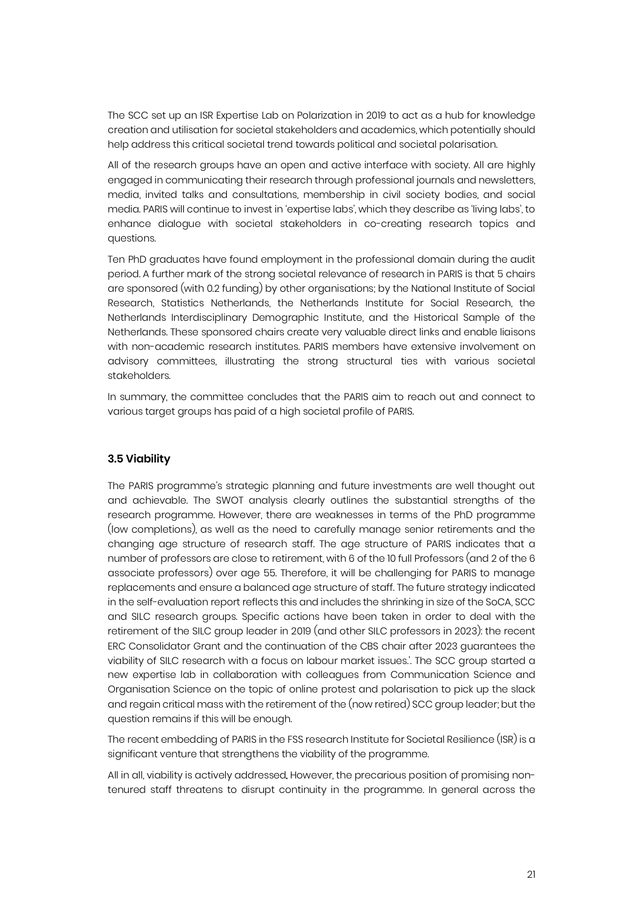The SCC set up an ISR Expertise Lab on Polarization in 2019 to act as a hub for knowledge creation and utilisation for societal stakeholders and academics, which potentially should help address this critical societal trend towards political and societal polarisation.

All of the research groups have an open and active interface with society. All are highly engaged in communicating their research through professional journals and newsletters, media, invited talks and consultations, membership in civil society bodies, and social media. PARIS will continue to invest in 'expertise labs', which they describe as 'living labs', to enhance dialogue with societal stakeholders in co-creating research topics and questions.

Ten PhD graduates have found employment in the professional domain during the audit period. A further mark of the strong societal relevance of research in PARIS is that 5 chairs are sponsored (with 0.2 funding) by other organisations; by the National Institute of Social Research, Statistics Netherlands, the Netherlands Institute for Social Research, the Netherlands Interdisciplinary Demographic Institute, and the Historical Sample of the Netherlands. These sponsored chairs create very valuable direct links and enable liaisons with non-academic research institutes. PARIS members have extensive involvement on advisory committees, illustrating the strong structural ties with various societal stakeholders.

In summary, the committee concludes that the PARIS aim to reach out and connect to various target groups has paid of a high societal profile of PARIS.

### 3.5 Viability

The PARIS programme's strategic planning and future investments are well thought out and achievable. The SWOT analysis clearly outlines the substantial strengths of the research programme. However, there are weaknesses in terms of the PhD programme (low completions), as well as the need to carefully manage senior retirements and the changing age structure of research staff. The age structure of PARIS indicates that a number of professors are close to retirement, with 6 of the 10 full Professors (and 2 of the 6 associate professors) over age 55. Therefore, it will be challenging for PARIS to manage replacements and ensure a balanced age structure of staff. The future strategy indicated in the self-evaluation report reflects this and includes the shrinking in size of the SoCA, SCC and SILC research groups. Specific actions have been taken in order to deal with the retirement of the SILC group leader in 2019 (and other SILC professors in 2023): the recent ERC Consolidator Grant and the continuation of the CBS chair after 2023 guarantees the viability of SILC research with a focus on labour market issues.'. The SCC group started a new expertise lab in collaboration with colleagues from Communication Science and Organisation Science on the topic of online protest and polarisation to pick up the slack and regain critical mass with the retirement of the (now retired) SCC group leader; but the question remains if this will be enough.

The recent embedding of PARIS in the FSS research Institute for Societal Resilience (ISR) is a significant venture that strengthens the viability of the programme.

All in all, viability is actively addressed. However, the precarious position of promising non-tenured staff threatens to disrupt continuity in the programme. In general across the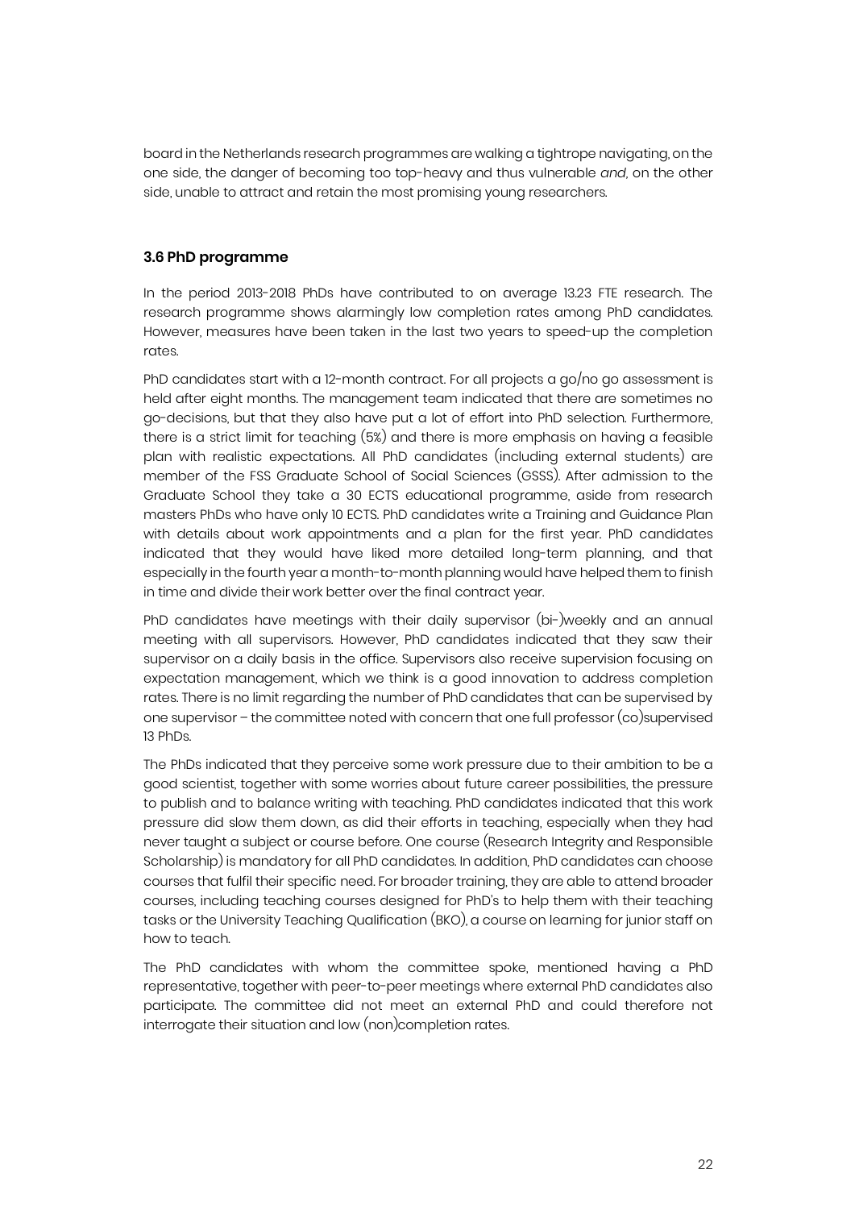board in the Netherlands research programmes are walking a tightrope navigating, on the one side, the danger of becoming too top-heavy and thus vulnerable *and*, on the other side, unable to attract and retain the most promising young researchers.

### 3.6 PhD programme

In the period 2013-2018 PhDs have contributed to on average 13.23 FTE research. The research programme shows alarmingly low completion rates among PhD candidates. However, measures have been taken in the last two years to speed-up the completion rates.

PhD candidates start with a 12-month contract. For all projects a go/no go assessment is held after eight months. The management team indicated that there are sometimes no go-decisions, but that they also have put a lot of effort into PhD selection. Furthermore, there is a strict limit for teaching (5%) and there is more emphasis on having a feasible plan with realistic expectations. All PhD candidates (including external students) are member of the FSS Graduate School of Social Sciences (GSSS). After admission to the Graduate School they take a 30 ECTS educational programme, aside from research masters PhDs who have only 10 ECTS. PhD candidates write a Training and Guidance Plan with details about work appointments and a plan for the first year. PhD candidates indicated that they would have liked more detailed long-term planning, and that especially in the fourth year a month-to-month planning would have helped them to finish in time and divide their work better over the final contract year.

PhD candidates have meetings with their daily supervisor (bi-)weekly and an annual meeting with all supervisors. However, PhD candidates indicated that they saw their supervisor on a daily basis in the office. Supervisors also receive supervision focusing on expectation management, which we think is a good innovation to address completion rates. There is no limit regarding the number of PhD candidates that can be supervised by one supervisor – the committee noted with concern that one full professor (co)supervised 13 PhDs.

The PhDs indicated that they perceive some work pressure due to their ambition to be a good scientist, together with some worries about future career possibilities, the pressure to publish and to balance writing with teaching. PhD candidates indicated that this work pressure did slow them down, as did their efforts in teaching, especially when they had never taught a subject or course before. One course (Research Integrity and Responsible Scholarship) is mandatory for all PhD candidates. In addition, PhD candidates can choose courses that fulfil their specific need. For broader training, they are able to attend broader courses, including teaching courses designed for PhD's to help them with their teaching tasks or the University Teaching Qualification (BKO), a course on learning for junior staff on how to teach.

The PhD candidates with whom the committee spoke, mentioned having a PhD representative, together with peer-to-peer meetings where external PhD candidates also participate. The committee did not meet an external PhD and could therefore not interrogate their situation and low (non)completion rates.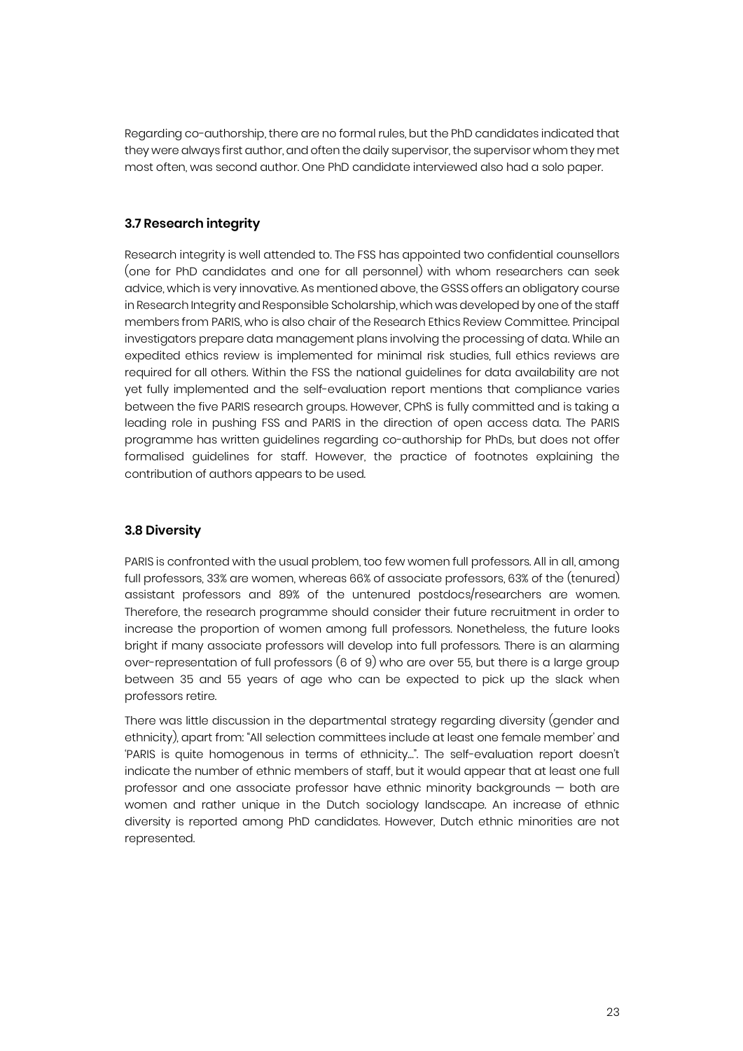Regarding co-authorship, there are no formal rules, but the PhD candidates indicated that they were always first author, and often the daily supervisor, the supervisor whom they met most often, was second author. One PhD candidate interviewed also had a solo paper.

### 3.7 Research integrity

Research integrity is well attended to. The FSS has appointed two confidential counsellors (one for PhD candidates and one for all personnel) with whom researchers can seek advice, which is very innovative. As mentioned above, the GSSS offers an obligatory course in Research Integrity and Responsible Scholarship, which was developed by one of the staff members from PARIS, who is also chair of the Research Ethics Review Committee. Principal investigators prepare data management plans involving the processing of data. While an expedited ethics review is implemented for minimal risk studies, full ethics reviews are required for all others. Within the FSS the national guidelines for data availability are not yet fully implemented and the self-evaluation report mentions that compliance varies between the five PARIS research groups. However, CPhS is fully committed and is taking a leading role in pushing FSS and PARIS in the direction of open access data. The PARIS programme has written guidelines regarding co-authorship for PhDs, but does not offer formalised guidelines for staff. However, the practice of footnotes explaining the contribution of authors appears to be used.

### 3.8 Diversity

PARIS is confronted with the usual problem, too few women full professors. All in all, among full professors, 33% are women, whereas 66% of associate professors, 63% of the (tenured) assistant professors and 89% of the untenured postdocs/researchers are women. Therefore, the research programme should consider their future recruitment in order to increase the proportion of women among full professors. Nonetheless, the future looks bright if many associate professors will develop into full professors. There is an alarming over-representation of full professors (6 of 9) who are over 55, but there is a large group between 35 and 55 years of age who can be expected to pick up the slack when professors retire.

There was little discussion in the departmental strategy regarding diversity (gender and ethnicity), apart from: "All selection committees include at least one female member' and 'PARIS is quite homogenous in terms of ethnicity…". The self-evaluation report doesn't indicate the number of ethnic members of staff, but it would appear that at least one full professor and one associate professor have ethnic minority backgrounds — both are women and rather unique in the Dutch sociology landscape. An increase of ethnic diversity is reported among PhD candidates. However, Dutch ethnic minorities are not represented.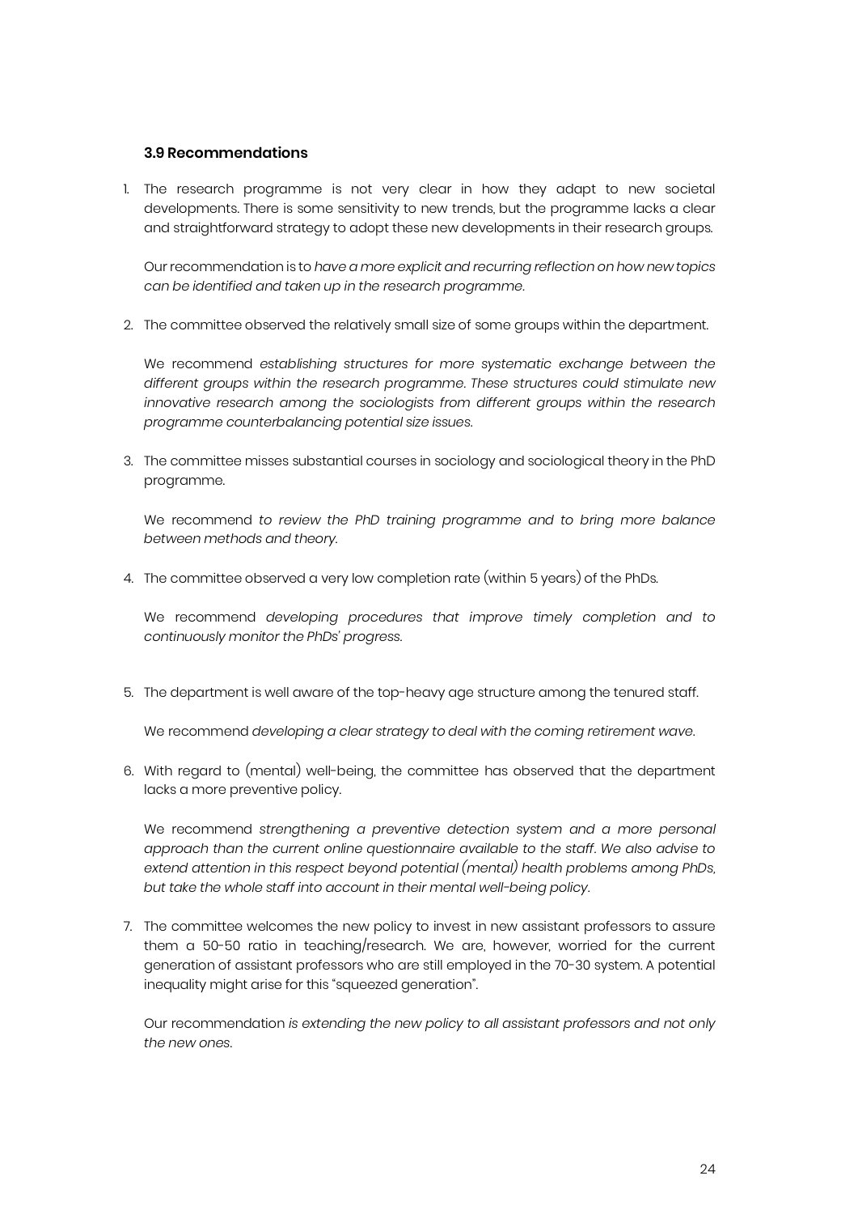### 3.9 Recommendations

1. The research programme is not very clear in how they adapt to new societal developments. There is some sensitivity to new trends, but the programme lacks a clear and straightforward strategy to adopt these new developments in their research groups.

   Our recommendation is to *have a more explicit and recurring reflection on how new topics can be identified and taken up in the research programme.*

2. The committee observed the relatively small size of some groups within the department.

   We recommend *establishing structures for more systematic exchange between the different groups within the research programme. These structures could stimulate new innovative research among the sociologists from different groups within the research programme counterbalancing potential size issues.*

3. The committee misses substantial courses in sociology and sociological theory in the PhD programme.

   We recommend *to review the PhD training programme and to bring more balance between methods and theory.*

4. The committee observed a very low completion rate (within 5 years) of the PhDs.

   We recommend *developing procedures that improve timely completion and to continuously monitor the PhDs' progress.*

5. The department is well aware of the top-heavy age structure among the tenured staff.

   We recommend *developing a clear strategy to deal with the coming retirement wave.*

6. With regard to (mental) well-being, the committee has observed that the department lacks a more preventive policy.

   We recommend *strengthening a preventive detection system and a more personal approach than the current online questionnaire available to the staff. We also advise to extend attention in this respect beyond potential (mental) health problems among PhDs, but take the whole staff into account in their mental well-being policy.*

7. The committee welcomes the new policy to invest in new assistant professors to assure them a 50-50 ratio in teaching/research. We are, however, worried for the current generation of assistant professors who are still employed in the 70-30 system. A potential inequality might arise for this "squeezed generation".

   Our recommendation *is extending the new policy to all assistant professors and not only the new ones.*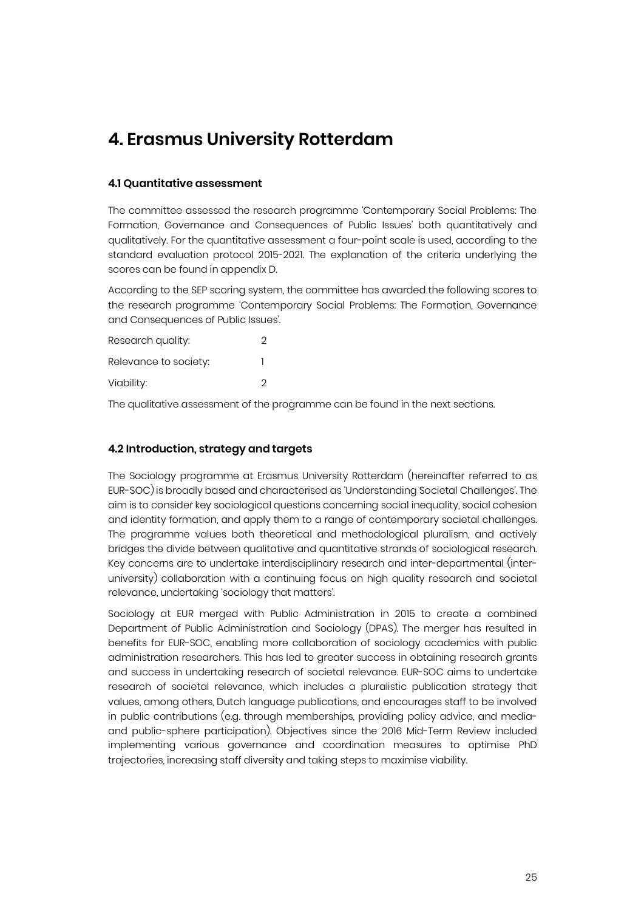# 4. Erasmus University Rotterdam

### 4.1 Quantitative assessment

The committee assessed the research programme 'Contemporary Social Problems: The Formation, Governance and Consequences of Public Issues' both quantitatively and qualitatively. For the quantitative assessment a four-point scale is used, according to the standard evaluation protocol 2015-2021. The explanation of the criteria underlying the scores can be found in appendix D.

According to the SEP scoring system, the committee has awarded the following scores to the research programme 'Contemporary Social Problems: The Formation, Governance and Consequences of Public Issues'.

| | |
|---|---|
| Research quality: | 2 |
| Relevance to society: | 1 |
| Viability: | 2 |

The qualitative assessment of the programme can be found in the next sections.

### 4.2 Introduction, strategy and targets

The Sociology programme at Erasmus University Rotterdam (hereinafter referred to as EUR-SOC) is broadly based and characterised as 'Understanding Societal Challenges'. The aim is to consider key sociological questions concerning social inequality, social cohesion and identity formation, and apply them to a range of contemporary societal challenges. The programme values both theoretical and methodological pluralism, and actively bridges the divide between qualitative and quantitative strands of sociological research. Key concerns are to undertake interdisciplinary research and inter-departmental (inter-university) collaboration with a continuing focus on high quality research and societal relevance, undertaking 'sociology that matters'.

Sociology at EUR merged with Public Administration in 2015 to create a combined Department of Public Administration and Sociology (DPAS). The merger has resulted in benefits for EUR-SOC, enabling more collaboration of sociology academics with public administration researchers. This has led to greater success in obtaining research grants and success in undertaking research of societal relevance. EUR-SOC aims to undertake research of societal relevance, which includes a pluralistic publication strategy that values, among others, Dutch language publications, and encourages staff to be involved in public contributions (e.g. through memberships, providing policy advice, and media- and public-sphere participation). Objectives since the 2016 Mid-Term Review included implementing various governance and coordination measures to optimise PhD trajectories, increasing staff diversity and taking steps to maximise viability.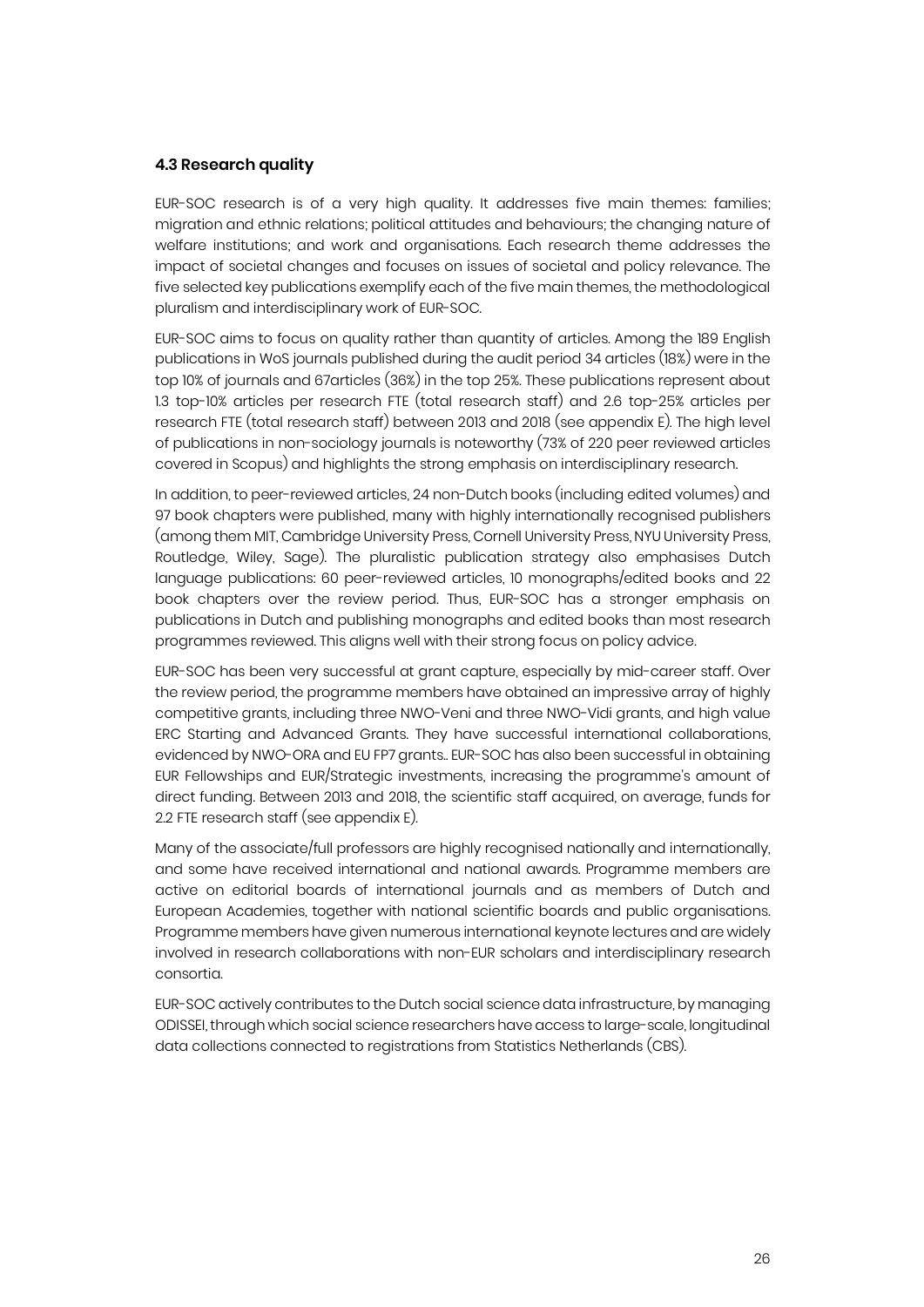### 4.3 Research quality

EUR-SOC research is of a very high quality. It addresses five main themes: families; migration and ethnic relations; political attitudes and behaviours; the changing nature of welfare institutions; and work and organisations. Each research theme addresses the impact of societal changes and focuses on issues of societal and policy relevance. The five selected key publications exemplify each of the five main themes, the methodological pluralism and interdisciplinary work of EUR-SOC.

EUR-SOC aims to focus on quality rather than quantity of articles. Among the 189 English publications in WoS journals published during the audit period 34 articles (18%) were in the top 10% of journals and 67articles (36%) in the top 25%. These publications represent about 1.3 top-10% articles per research FTE (total research staff) and 2.6 top-25% articles per research FTE (total research staff) between 2013 and 2018 (see appendix E). The high level of publications in non-sociology journals is noteworthy (73% of 220 peer reviewed articles covered in Scopus) and highlights the strong emphasis on interdisciplinary research.

In addition, to peer-reviewed articles, 24 non-Dutch books (including edited volumes) and 97 book chapters were published, many with highly internationally recognised publishers (among them MIT, Cambridge University Press, Cornell University Press, NYU University Press, Routledge, Wiley, Sage). The pluralistic publication strategy also emphasises Dutch language publications: 60 peer-reviewed articles, 10 monographs/edited books and 22 book chapters over the review period. Thus, EUR-SOC has a stronger emphasis on publications in Dutch and publishing monographs and edited books than most research programmes reviewed. This aligns well with their strong focus on policy advice.

EUR-SOC has been very successful at grant capture, especially by mid-career staff. Over the review period, the programme members have obtained an impressive array of highly competitive grants, including three NWO-Veni and three NWO-Vidi grants, and high value ERC Starting and Advanced Grants. They have successful international collaborations, evidenced by NWO-ORA and EU FP7 grants.. EUR-SOC has also been successful in obtaining EUR Fellowships and EUR/Strategic investments, increasing the programme's amount of direct funding. Between 2013 and 2018, the scientific staff acquired, on average, funds for 2.2 FTE research staff (see appendix E).

Many of the associate/full professors are highly recognised nationally and internationally, and some have received international and national awards. Programme members are active on editorial boards of international journals and as members of Dutch and European Academies, together with national scientific boards and public organisations. Programme members have given numerous international keynote lectures and are widely involved in research collaborations with non-EUR scholars and interdisciplinary research consortia.

EUR-SOC actively contributes to the Dutch social science data infrastructure, by managing ODISSEI, through which social science researchers have access to large-scale, longitudinal data collections connected to registrations from Statistics Netherlands (CBS).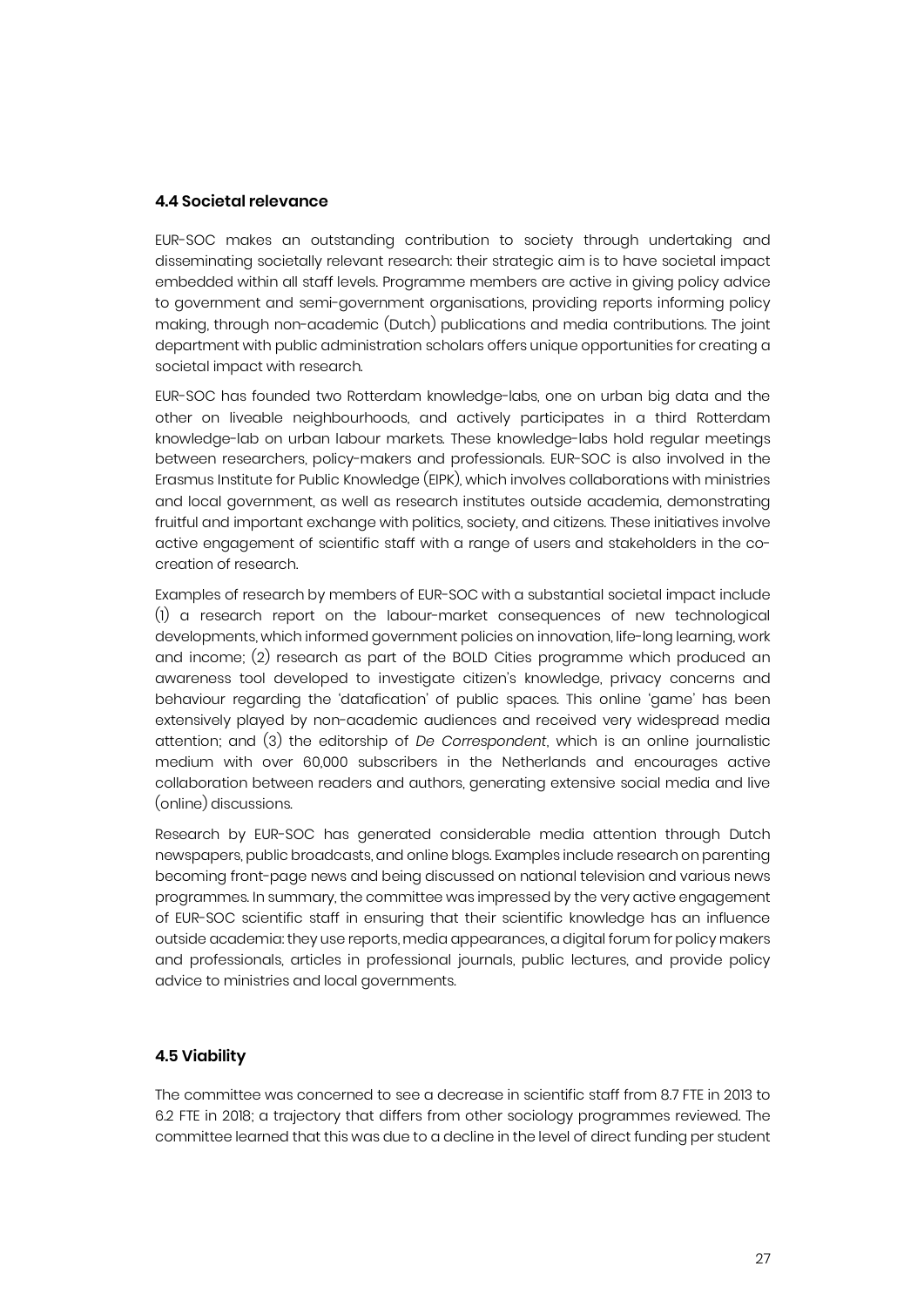### 4.4 Societal relevance

EUR-SOC makes an outstanding contribution to society through undertaking and disseminating societally relevant research: their strategic aim is to have societal impact embedded within all staff levels. Programme members are active in giving policy advice to government and semi-government organisations, providing reports informing policy making, through non-academic (Dutch) publications and media contributions. The joint department with public administration scholars offers unique opportunities for creating a societal impact with research.

EUR-SOC has founded two Rotterdam knowledge-labs, one on urban big data and the other on liveable neighbourhoods, and actively participates in a third Rotterdam knowledge-lab on urban labour markets. These knowledge-labs hold regular meetings between researchers, policy-makers and professionals. EUR-SOC is also involved in the Erasmus Institute for Public Knowledge (EIPK), which involves collaborations with ministries and local government, as well as research institutes outside academia, demonstrating fruitful and important exchange with politics, society, and citizens. These initiatives involve active engagement of scientific staff with a range of users and stakeholders in the co-creation of research.

Examples of research by members of EUR-SOC with a substantial societal impact include (1) a research report on the labour-market consequences of new technological developments, which informed government policies on innovation, life-long learning, work and income; (2) research as part of the BOLD Cities programme which produced an awareness tool developed to investigate citizen's knowledge, privacy concerns and behaviour regarding the 'datafication' of public spaces. This online 'game' has been extensively played by non-academic audiences and received very widespread media attention; and (3) the editorship of *De Correspondent*, which is an online journalistic medium with over 60,000 subscribers in the Netherlands and encourages active collaboration between readers and authors, generating extensive social media and live (online) discussions.

Research by EUR-SOC has generated considerable media attention through Dutch newspapers, public broadcasts, and online blogs. Examples include research on parenting becoming front-page news and being discussed on national television and various news programmes. In summary, the committee was impressed by the very active engagement of EUR-SOC scientific staff in ensuring that their scientific knowledge has an influence outside academia: they use reports, media appearances, a digital forum for policy makers and professionals, articles in professional journals, public lectures, and provide policy advice to ministries and local governments.

### 4.5 Viability

The committee was concerned to see a decrease in scientific staff from 8.7 FTE in 2013 to 6.2 FTE in 2018; a trajectory that differs from other sociology programmes reviewed. The committee learned that this was due to a decline in the level of direct funding per student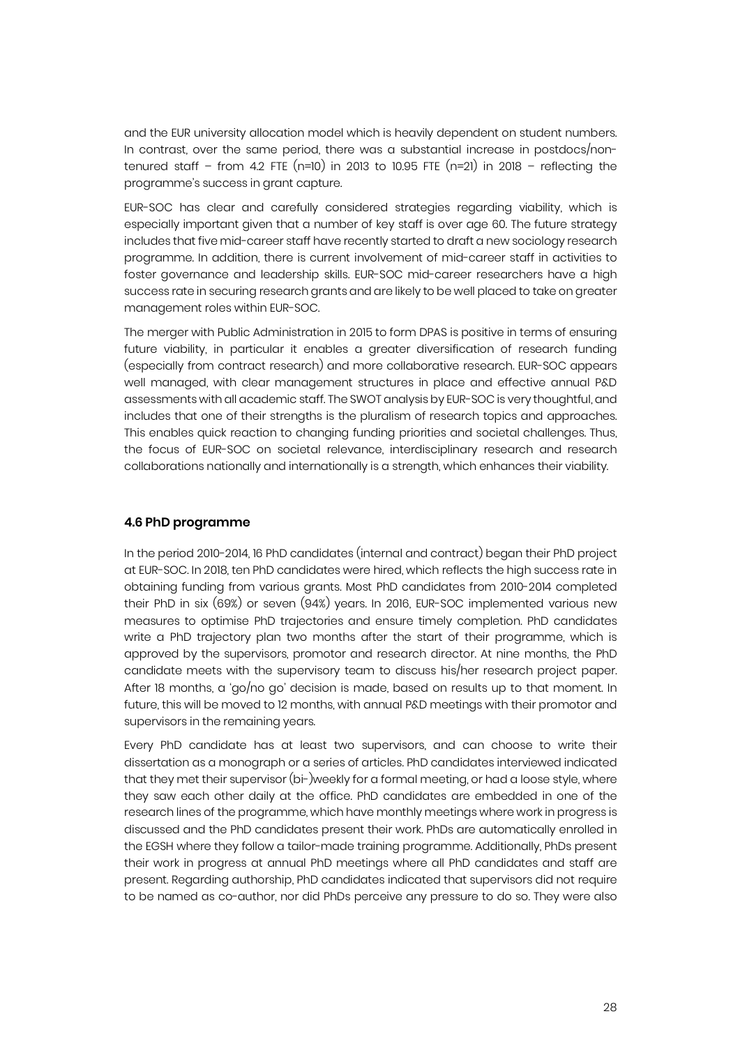and the EUR university allocation model which is heavily dependent on student numbers. In contrast, over the same period, there was a substantial increase in postdocs/non-tenured staff – from 4.2 FTE (n=10) in 2013 to 10.95 FTE (n=21) in 2018 – reflecting the programme's success in grant capture.

EUR-SOC has clear and carefully considered strategies regarding viability, which is especially important given that a number of key staff is over age 60. The future strategy includes that five mid-career staff have recently started to draft a new sociology research programme. In addition, there is current involvement of mid-career staff in activities to foster governance and leadership skills. EUR-SOC mid-career researchers have a high success rate in securing research grants and are likely to be well placed to take on greater management roles within EUR-SOC.

The merger with Public Administration in 2015 to form DPAS is positive in terms of ensuring future viability, in particular it enables a greater diversification of research funding (especially from contract research) and more collaborative research. EUR-SOC appears well managed, with clear management structures in place and effective annual P&D assessments with all academic staff. The SWOT analysis by EUR-SOC is very thoughtful, and includes that one of their strengths is the pluralism of research topics and approaches. This enables quick reaction to changing funding priorities and societal challenges. Thus, the focus of EUR-SOC on societal relevance, interdisciplinary research and research collaborations nationally and internationally is a strength, which enhances their viability.

### 4.6 PhD programme

In the period 2010-2014, 16 PhD candidates (internal and contract) began their PhD project at EUR-SOC. In 2018, ten PhD candidates were hired, which reflects the high success rate in obtaining funding from various grants. Most PhD candidates from 2010-2014 completed their PhD in six (69%) or seven (94%) years. In 2016, EUR-SOC implemented various new measures to optimise PhD trajectories and ensure timely completion. PhD candidates write a PhD trajectory plan two months after the start of their programme, which is approved by the supervisors, promotor and research director. At nine months, the PhD candidate meets with the supervisory team to discuss his/her research project paper. After 18 months, a 'go/no go' decision is made, based on results up to that moment. In future, this will be moved to 12 months, with annual P&D meetings with their promotor and supervisors in the remaining years.

Every PhD candidate has at least two supervisors, and can choose to write their dissertation as a monograph or a series of articles. PhD candidates interviewed indicated that they met their supervisor (bi-)weekly for a formal meeting, or had a loose style, where they saw each other daily at the office. PhD candidates are embedded in one of the research lines of the programme, which have monthly meetings where work in progress is discussed and the PhD candidates present their work. PhDs are automatically enrolled in the EGSH where they follow a tailor-made training programme. Additionally, PhDs present their work in progress at annual PhD meetings where all PhD candidates and staff are present. Regarding authorship, PhD candidates indicated that supervisors did not require to be named as co-author, nor did PhDs perceive any pressure to do so. They were also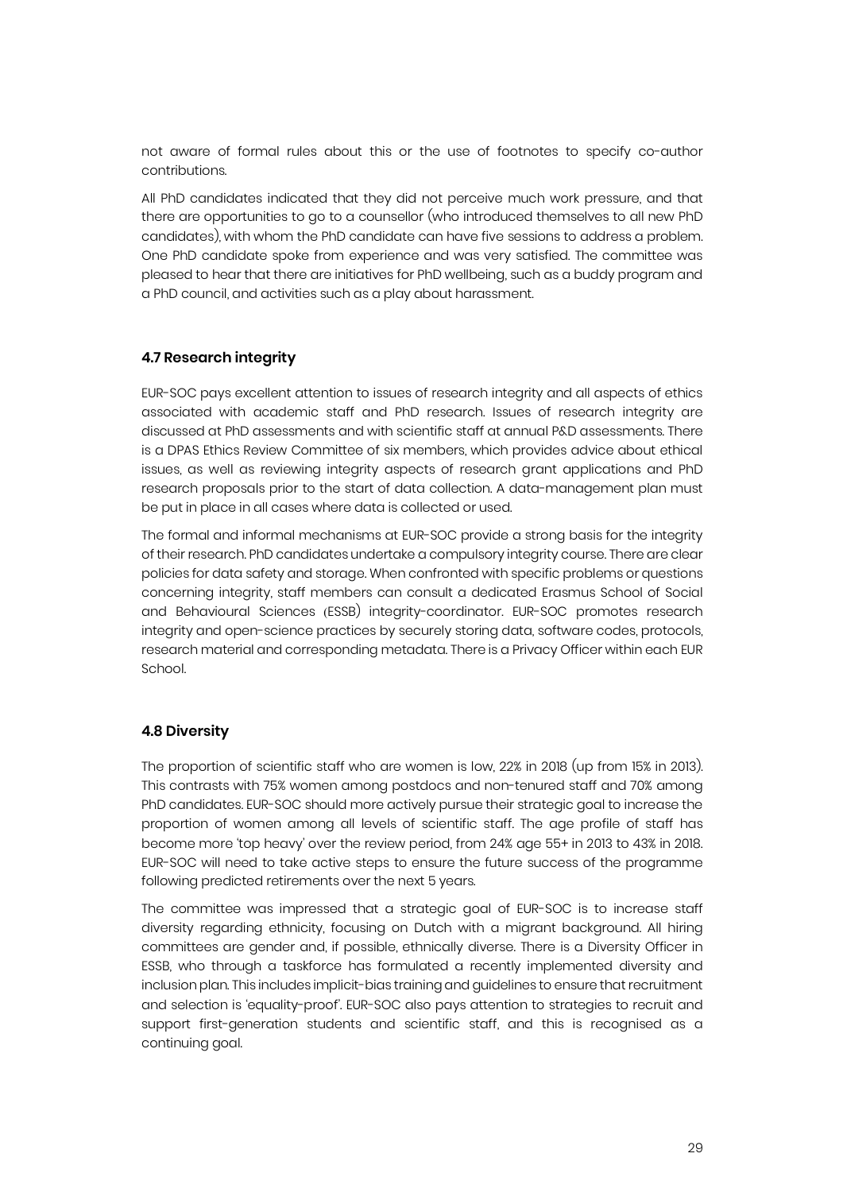not aware of formal rules about this or the use of footnotes to specify co-author contributions.

All PhD candidates indicated that they did not perceive much work pressure, and that there are opportunities to go to a counsellor (who introduced themselves to all new PhD candidates), with whom the PhD candidate can have five sessions to address a problem. One PhD candidate spoke from experience and was very satisfied. The committee was pleased to hear that there are initiatives for PhD wellbeing, such as a buddy program and a PhD council, and activities such as a play about harassment.

### 4.7 Research integrity

EUR-SOC pays excellent attention to issues of research integrity and all aspects of ethics associated with academic staff and PhD research. Issues of research integrity are discussed at PhD assessments and with scientific staff at annual P&D assessments. There is a DPAS Ethics Review Committee of six members, which provides advice about ethical issues, as well as reviewing integrity aspects of research grant applications and PhD research proposals prior to the start of data collection. A data-management plan must be put in place in all cases where data is collected or used.

The formal and informal mechanisms at EUR-SOC provide a strong basis for the integrity of their research. PhD candidates undertake a compulsory integrity course. There are clear policies for data safety and storage. When confronted with specific problems or questions concerning integrity, staff members can consult a dedicated Erasmus School of Social and Behavioural Sciences (ESSB) integrity-coordinator. EUR-SOC promotes research integrity and open-science practices by securely storing data, software codes, protocols, research material and corresponding metadata. There is a Privacy Officer within each EUR School.

### 4.8 Diversity

The proportion of scientific staff who are women is low, 22% in 2018 (up from 15% in 2013). This contrasts with 75% women among postdocs and non-tenured staff and 70% among PhD candidates. EUR-SOC should more actively pursue their strategic goal to increase the proportion of women among all levels of scientific staff. The age profile of staff has become more 'top heavy' over the review period, from 24% age 55+ in 2013 to 43% in 2018. EUR-SOC will need to take active steps to ensure the future success of the programme following predicted retirements over the next 5 years.

The committee was impressed that a strategic goal of EUR-SOC is to increase staff diversity regarding ethnicity, focusing on Dutch with a migrant background. All hiring committees are gender and, if possible, ethnically diverse. There is a Diversity Officer in ESSB, who through a taskforce has formulated a recently implemented diversity and inclusion plan. This includes implicit-bias training and guidelines to ensure that recruitment and selection is 'equality-proof'. EUR-SOC also pays attention to strategies to recruit and support first-generation students and scientific staff, and this is recognised as a continuing goal.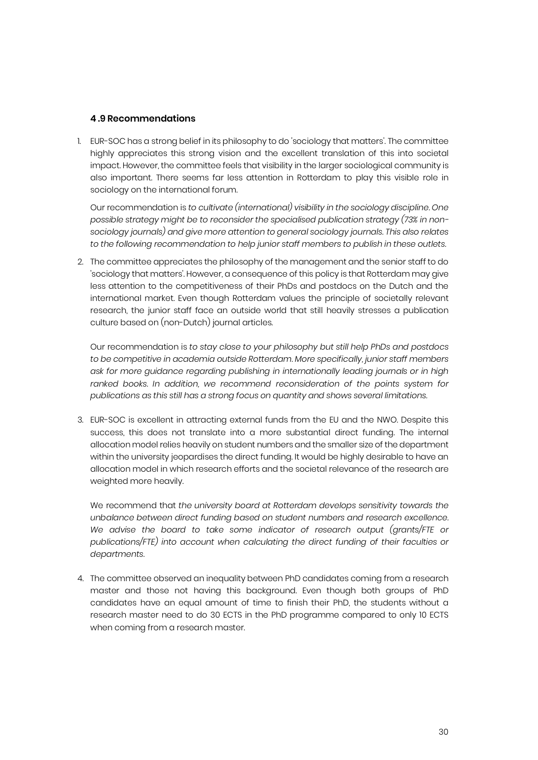### 4.9 Recommendations

1. EUR-SOC has a strong belief in its philosophy to do 'sociology that matters'. The committee highly appreciates this strong vision and the excellent translation of this into societal impact. However, the committee feels that visibility in the larger sociological community is also important. There seems far less attention in Rotterdam to play this visible role in sociology on the international forum.

   Our recommendation is *to cultivate (international) visibility in the sociology discipline. One possible strategy might be to reconsider the specialised publication strategy (73% in non-sociology journals) and give more attention to general sociology journals. This also relates to the following recommendation to help junior staff members to publish in these outlets.*

2. The committee appreciates the philosophy of the management and the senior staff to do 'sociology that matters'. However, a consequence of this policy is that Rotterdam may give less attention to the competitiveness of their PhDs and postdocs on the Dutch and the international market. Even though Rotterdam values the principle of societally relevant research, the junior staff face an outside world that still heavily stresses a publication culture based on (non-Dutch) journal articles.

   Our recommendation is *to stay close to your philosophy but still help PhDs and postdocs to be competitive in academia outside Rotterdam. More specifically, junior staff members ask for more guidance regarding publishing in internationally leading journals or in high ranked books. In addition, we recommend reconsideration of the points system for publications as this still has a strong focus on quantity and shows several limitations.*

3. EUR-SOC is excellent in attracting external funds from the EU and the NWO. Despite this success, this does not translate into a more substantial direct funding. The internal allocation model relies heavily on student numbers and the smaller size of the department within the university jeopardises the direct funding. It would be highly desirable to have an allocation model in which research efforts and the societal relevance of the research are weighted more heavily.

   We recommend that *the university board at Rotterdam develops sensitivity towards the unbalance between direct funding based on student numbers and research excellence. We advise the board to take some indicator of research output (grants/FTE or publications/FTE) into account when calculating the direct funding of their faculties or departments.*

4. The committee observed an inequality between PhD candidates coming from a research master and those not having this background. Even though both groups of PhD candidates have an equal amount of time to finish their PhD, the students without a research master need to do 30 ECTS in the PhD programme compared to only 10 ECTS when coming from a research master.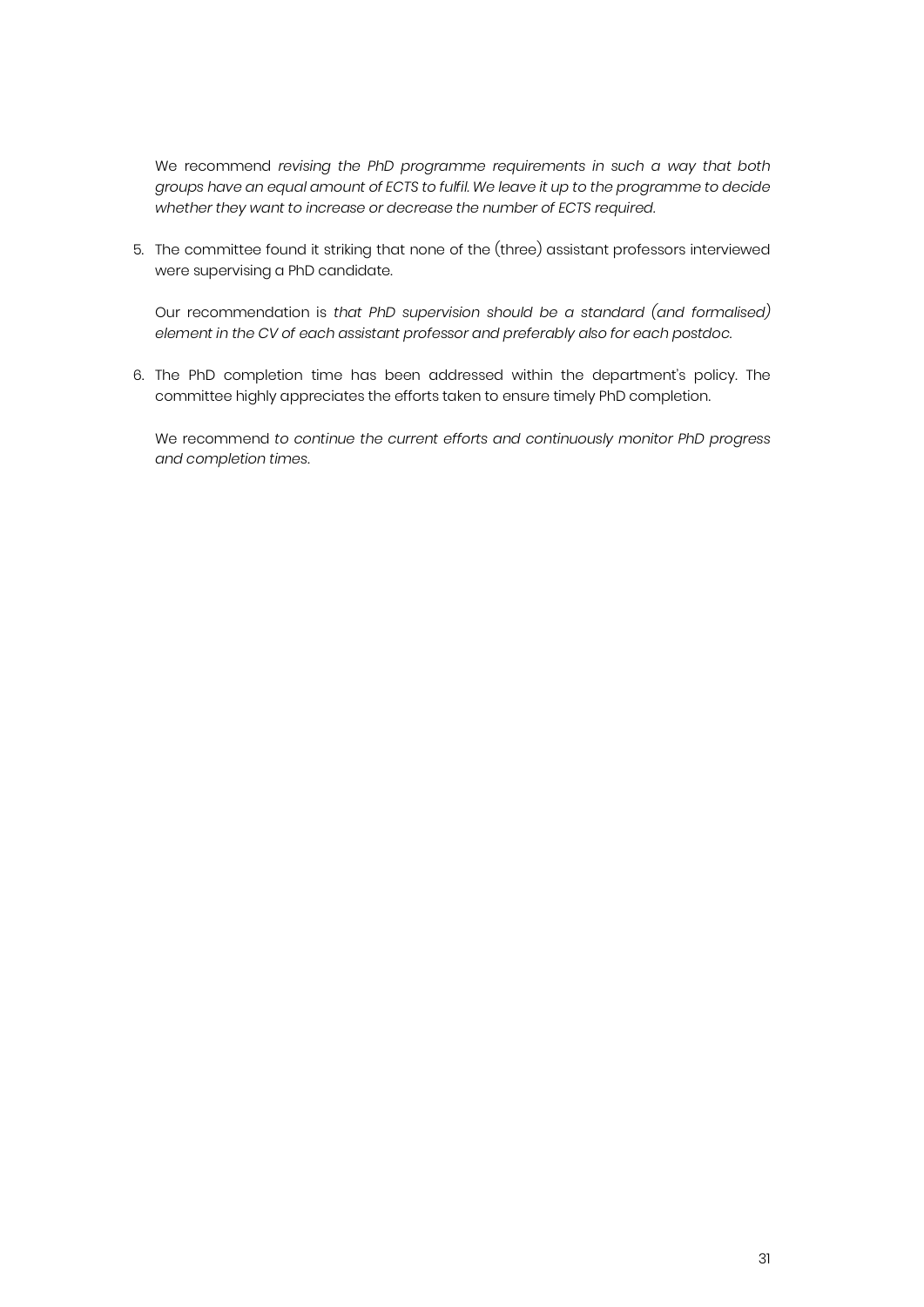We recommend *revising the PhD programme requirements in such a way that both groups have an equal amount of ECTS to fulfil. We leave it up to the programme to decide whether they want to increase or decrease the number of ECTS required.*

5. The committee found it striking that none of the (three) assistant professors interviewed were supervising a PhD candidate.

   Our recommendation is *that PhD supervision should be a standard (and formalised) element in the CV of each assistant professor and preferably also for each postdoc.*

6. The PhD completion time has been addressed within the department's policy. The committee highly appreciates the efforts taken to ensure timely PhD completion.

   We recommend *to continue the current efforts and continuously monitor PhD progress and completion times.*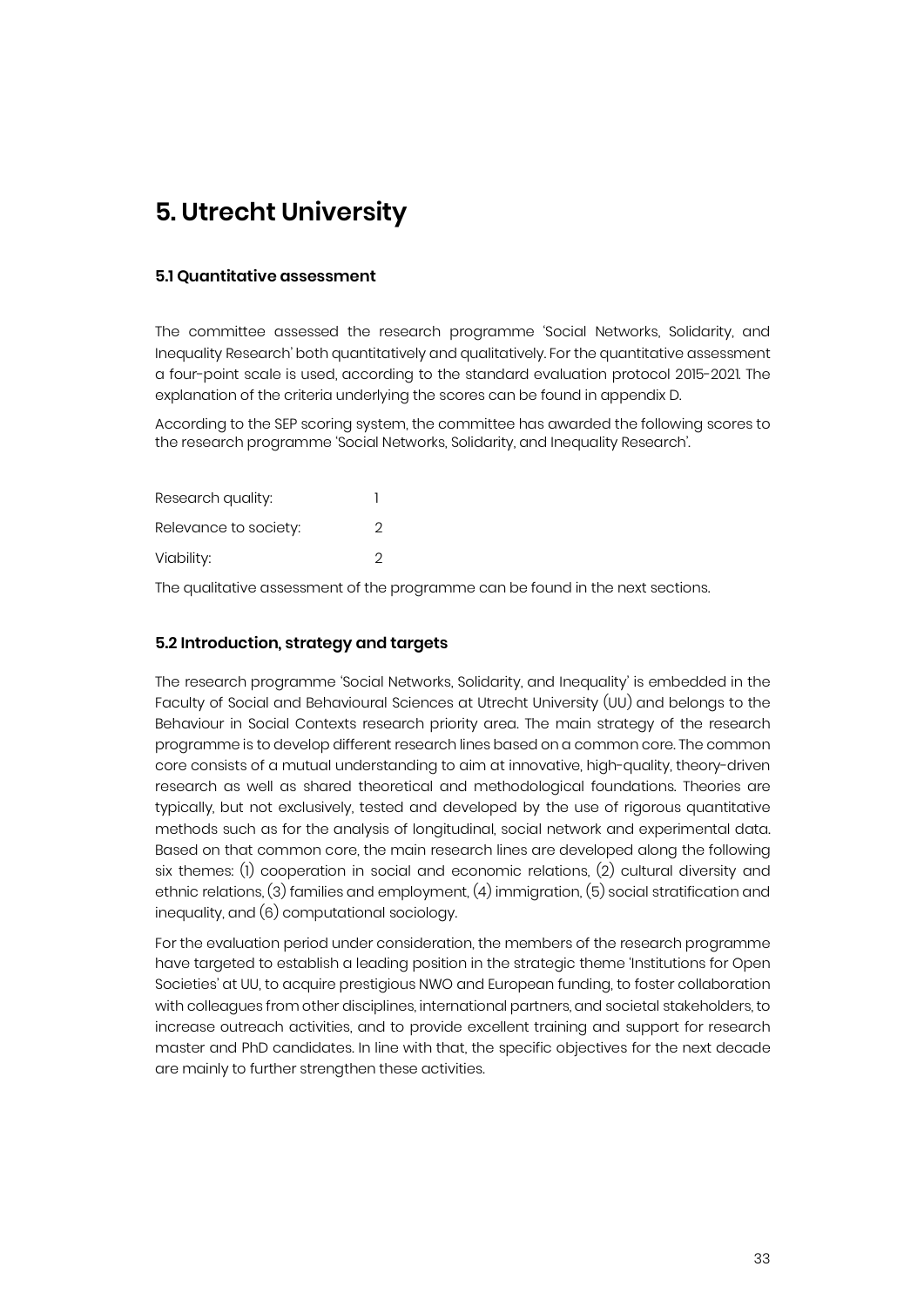# 5. Utrecht University

### 5.1 Quantitative assessment

The committee assessed the research programme 'Social Networks, Solidarity, and Inequality Research' both quantitatively and qualitatively. For the quantitative assessment a four-point scale is used, according to the standard evaluation protocol 2015-2021. The explanation of the criteria underlying the scores can be found in appendix D.

According to the SEP scoring system, the committee has awarded the following scores to the research programme 'Social Networks, Solidarity, and Inequality Research'.

| | |
|---|---|
| Research quality: | 1 |
| Relevance to society: | 2 |
| Viability: | 2 |

The qualitative assessment of the programme can be found in the next sections.

### 5.2 Introduction, strategy and targets

The research programme 'Social Networks, Solidarity, and Inequality' is embedded in the Faculty of Social and Behavioural Sciences at Utrecht University (UU) and belongs to the Behaviour in Social Contexts research priority area. The main strategy of the research programme is to develop different research lines based on a common core. The common core consists of a mutual understanding to aim at innovative, high-quality, theory-driven research as well as shared theoretical and methodological foundations. Theories are typically, but not exclusively, tested and developed by the use of rigorous quantitative methods such as for the analysis of longitudinal, social network and experimental data. Based on that common core, the main research lines are developed along the following six themes: (1) cooperation in social and economic relations, (2) cultural diversity and ethnic relations, (3) families and employment, (4) immigration, (5) social stratification and inequality, and (6) computational sociology.

For the evaluation period under consideration, the members of the research programme have targeted to establish a leading position in the strategic theme 'Institutions for Open Societies' at UU, to acquire prestigious NWO and European funding, to foster collaboration with colleagues from other disciplines, international partners, and societal stakeholders, to increase outreach activities, and to provide excellent training and support for research master and PhD candidates. In line with that, the specific objectives for the next decade are mainly to further strengthen these activities.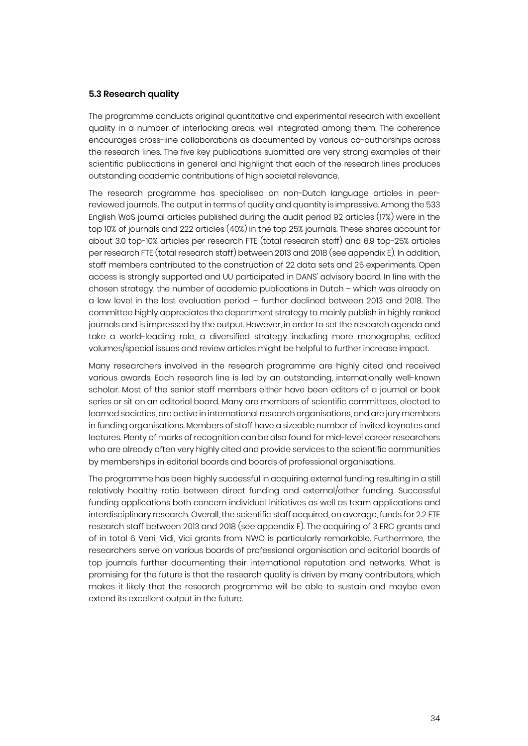### 5.3 Research quality

The programme conducts original quantitative and experimental research with excellent quality in a number of interlocking areas, well integrated among them. The coherence encourages cross-line collaborations as documented by various co-authorships across the research lines. The five key publications submitted are very strong examples of their scientific publications in general and highlight that each of the research lines produces outstanding academic contributions of high societal relevance.

The research programme has specialised on non-Dutch language articles in peer-reviewed journals. The output in terms of quality and quantity is impressive. Among the 533 English WoS journal articles published during the audit period 92 articles (17%) were in the top 10% of journals and 222 articles (40%) in the top 25% journals. These shares account for about 3.0 top-10% articles per research FTE (total research staff) and 6.9 top-25% articles per research FTE (total research staff) between 2013 and 2018 (see appendix E). In addition, staff members contributed to the construction of 22 data sets and 25 experiments. Open access is strongly supported and UU participated in DANS' advisory board. In line with the chosen strategy, the number of academic publications in Dutch – which was already on a low level in the last evaluation period – further declined between 2013 and 2018. The committee highly appreciates the department strategy to mainly publish in highly ranked journals and is impressed by the output. However, in order to set the research agenda and take a world-leading role, a diversified strategy including more monographs, edited volumes/special issues and review articles might be helpful to further increase impact.

Many researchers involved in the research programme are highly cited and received various awards. Each research line is led by an outstanding, internationally well-known scholar. Most of the senior staff members either have been editors of a journal or book series or sit on an editorial board. Many are members of scientific committees, elected to learned societies, are active in international research organisations, and are jury members in funding organisations. Members of staff have a sizeable number of invited keynotes and lectures. Plenty of marks of recognition can be also found for mid-level career researchers who are already often very highly cited and provide services to the scientific communities by memberships in editorial boards and boards of professional organisations.

The programme has been highly successful in acquiring external funding resulting in a still relatively healthy ratio between direct funding and external/other funding. Successful funding applications both concern individual initiatives as well as team applications and interdisciplinary research. Overall, the scientific staff acquired, on average, funds for 2.2 FTE research staff between 2013 and 2018 (see appendix E). The acquiring of 3 ERC grants and of in total 6 Veni, Vidi, Vici grants from NWO is particularly remarkable. Furthermore, the researchers serve on various boards of professional organisation and editorial boards of top journals further documenting their international reputation and networks. What is promising for the future is that the research quality is driven by many contributors, which makes it likely that the research programme will be able to sustain and maybe even extend its excellent output in the future.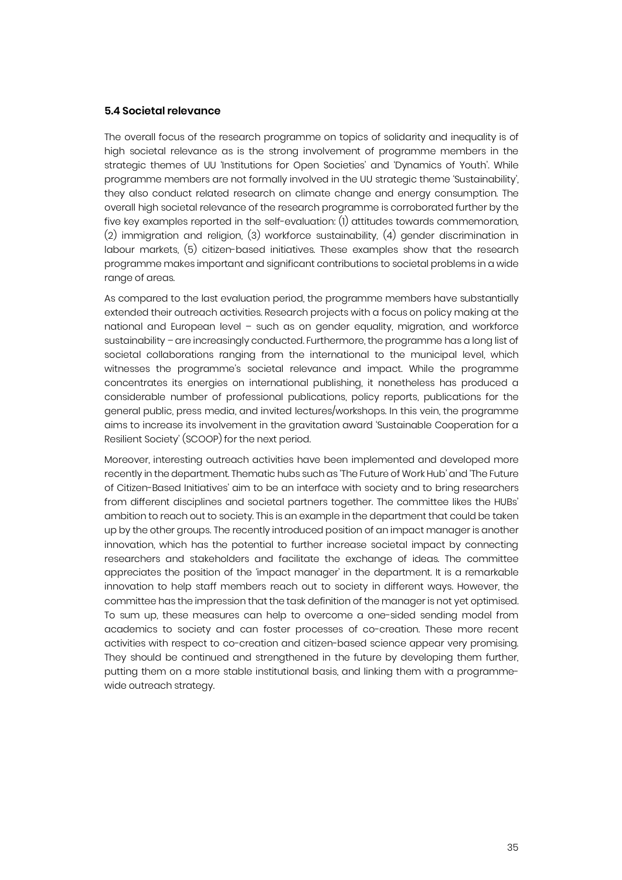### 5.4 Societal relevance

The overall focus of the research programme on topics of solidarity and inequality is of high societal relevance as is the strong involvement of programme members in the strategic themes of UU 'Institutions for Open Societies' and 'Dynamics of Youth'. While programme members are not formally involved in the UU strategic theme 'Sustainability', they also conduct related research on climate change and energy consumption. The overall high societal relevance of the research programme is corroborated further by the five key examples reported in the self-evaluation: (1) attitudes towards commemoration, (2) immigration and religion, (3) workforce sustainability, (4) gender discrimination in labour markets, (5) citizen-based initiatives. These examples show that the research programme makes important and significant contributions to societal problems in a wide range of areas.

As compared to the last evaluation period, the programme members have substantially extended their outreach activities. Research projects with a focus on policy making at the national and European level – such as on gender equality, migration, and workforce sustainability – are increasingly conducted. Furthermore, the programme has a long list of societal collaborations ranging from the international to the municipal level, which witnesses the programme's societal relevance and impact. While the programme concentrates its energies on international publishing, it nonetheless has produced a considerable number of professional publications, policy reports, publications for the general public, press media, and invited lectures/workshops. In this vein, the programme aims to increase its involvement in the gravitation award 'Sustainable Cooperation for a Resilient Society' (SCOOP) for the next period.

Moreover, interesting outreach activities have been implemented and developed more recently in the department. Thematic hubs such as 'The Future of Work Hub' and 'The Future of Citizen-Based Initiatives' aim to be an interface with society and to bring researchers from different disciplines and societal partners together. The committee likes the HUBs' ambition to reach out to society. This is an example in the department that could be taken up by the other groups. The recently introduced position of an impact manager is another innovation, which has the potential to further increase societal impact by connecting researchers and stakeholders and facilitate the exchange of ideas. The committee appreciates the position of the 'impact manager' in the department. It is a remarkable innovation to help staff members reach out to society in different ways. However, the committee has the impression that the task definition of the manager is not yet optimised. To sum up, these measures can help to overcome a one-sided sending model from academics to society and can foster processes of co-creation. These more recent activities with respect to co-creation and citizen-based science appear very promising. They should be continued and strengthened in the future by developing them further, putting them on a more stable institutional basis, and linking them with a programme-wide outreach strategy.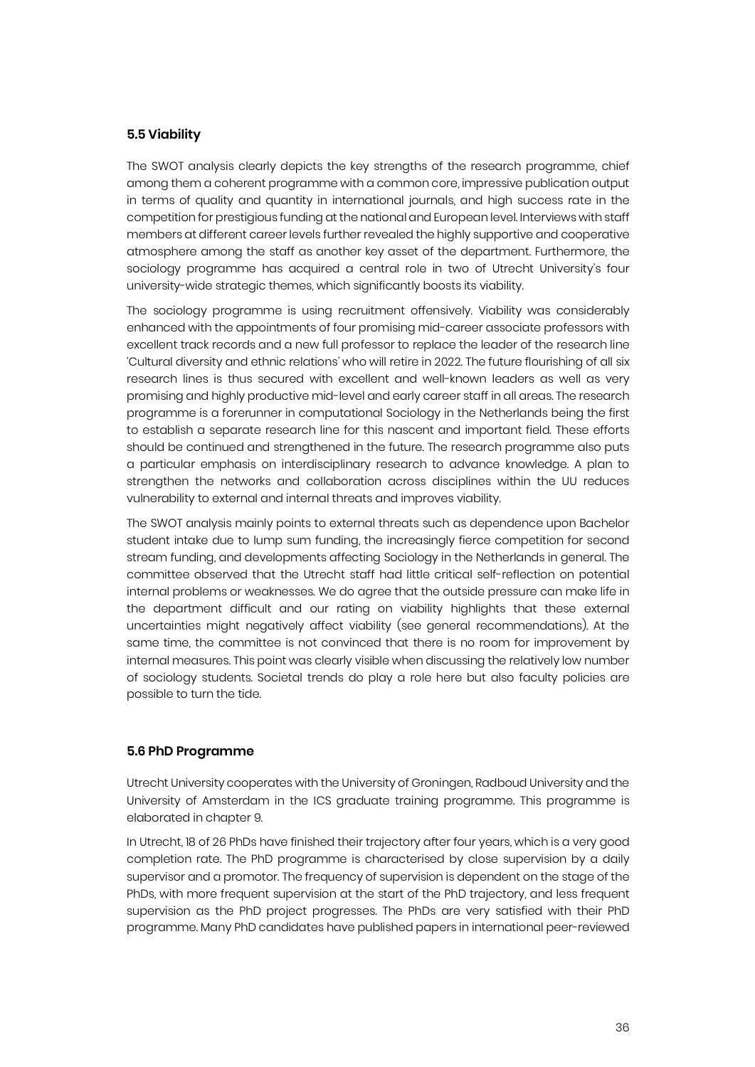### 5.5 Viability

The SWOT analysis clearly depicts the key strengths of the research programme, chief among them a coherent programme with a common core, impressive publication output in terms of quality and quantity in international journals, and high success rate in the competition for prestigious funding at the national and European level. Interviews with staff members at different career levels further revealed the highly supportive and cooperative atmosphere among the staff as another key asset of the department. Furthermore, the sociology programme has acquired a central role in two of Utrecht University's four university-wide strategic themes, which significantly boosts its viability.

The sociology programme is using recruitment offensively. Viability was considerably enhanced with the appointments of four promising mid-career associate professors with excellent track records and a new full professor to replace the leader of the research line 'Cultural diversity and ethnic relations' who will retire in 2022. The future flourishing of all six research lines is thus secured with excellent and well-known leaders as well as very promising and highly productive mid-level and early career staff in all areas. The research programme is a forerunner in computational Sociology in the Netherlands being the first to establish a separate research line for this nascent and important field. These efforts should be continued and strengthened in the future. The research programme also puts a particular emphasis on interdisciplinary research to advance knowledge. A plan to strengthen the networks and collaboration across disciplines within the UU reduces vulnerability to external and internal threats and improves viability.

The SWOT analysis mainly points to external threats such as dependence upon Bachelor student intake due to lump sum funding, the increasingly fierce competition for second stream funding, and developments affecting Sociology in the Netherlands in general. The committee observed that the Utrecht staff had little critical self-reflection on potential internal problems or weaknesses. We do agree that the outside pressure can make life in the department difficult and our rating on viability highlights that these external uncertainties might negatively affect viability (see general recommendations). At the same time, the committee is not convinced that there is no room for improvement by internal measures. This point was clearly visible when discussing the relatively low number of sociology students. Societal trends do play a role here but also faculty policies are possible to turn the tide.

### 5.6 PhD Programme

Utrecht University cooperates with the University of Groningen, Radboud University and the University of Amsterdam in the ICS graduate training programme. This programme is elaborated in chapter 9.

In Utrecht, 18 of 26 PhDs have finished their trajectory after four years, which is a very good completion rate. The PhD programme is characterised by close supervision by a daily supervisor and a promotor. The frequency of supervision is dependent on the stage of the PhDs, with more frequent supervision at the start of the PhD trajectory, and less frequent supervision as the PhD project progresses. The PhDs are very satisfied with their PhD programme. Many PhD candidates have published papers in international peer-reviewed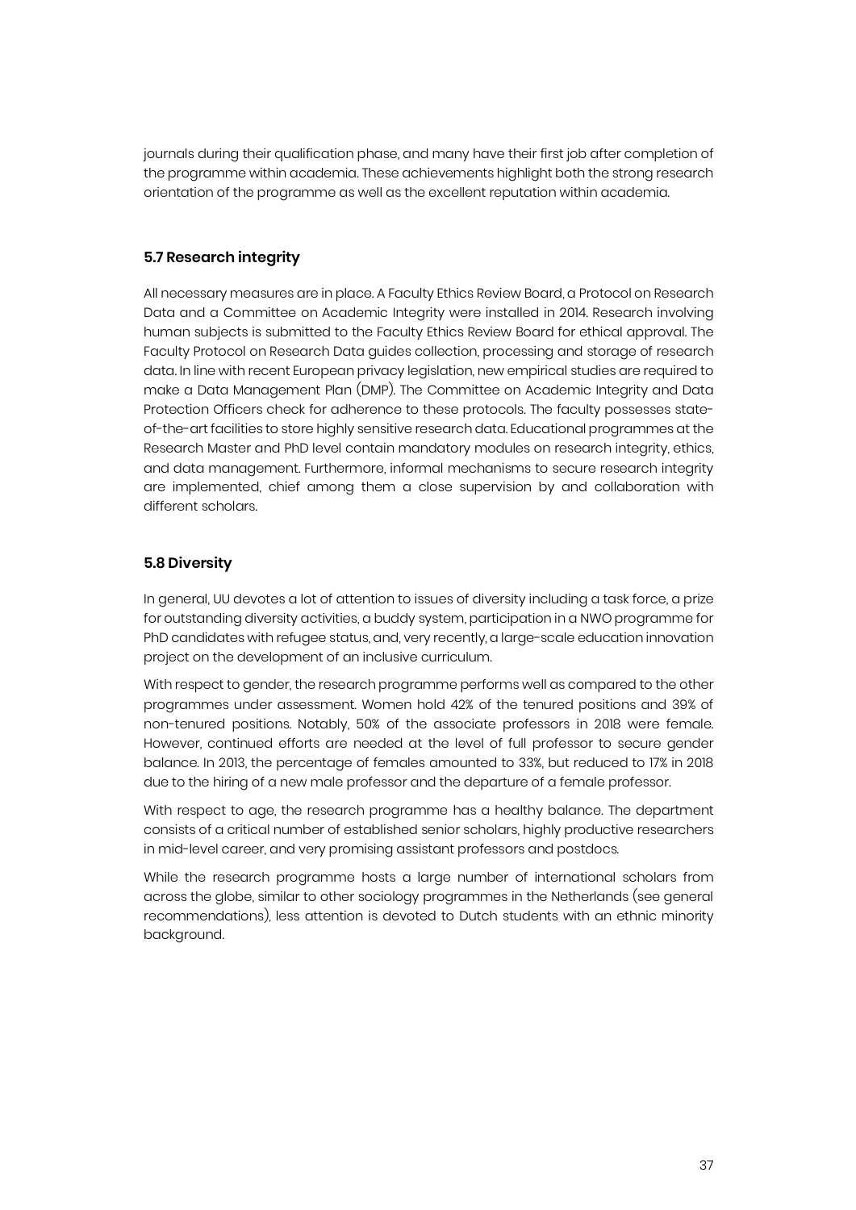journals during their qualification phase, and many have their first job after completion of the programme within academia. These achievements highlight both the strong research orientation of the programme as well as the excellent reputation within academia.

### 5.7 Research integrity

All necessary measures are in place. A Faculty Ethics Review Board, a Protocol on Research Data and a Committee on Academic Integrity were installed in 2014. Research involving human subjects is submitted to the Faculty Ethics Review Board for ethical approval. The Faculty Protocol on Research Data guides collection, processing and storage of research data. In line with recent European privacy legislation, new empirical studies are required to make a Data Management Plan (DMP). The Committee on Academic Integrity and Data Protection Officers check for adherence to these protocols. The faculty possesses state-of-the-art facilities to store highly sensitive research data. Educational programmes at the Research Master and PhD level contain mandatory modules on research integrity, ethics, and data management. Furthermore, informal mechanisms to secure research integrity are implemented, chief among them a close supervision by and collaboration with different scholars.

### 5.8 Diversity

In general, UU devotes a lot of attention to issues of diversity including a task force, a prize for outstanding diversity activities, a buddy system, participation in a NWO programme for PhD candidates with refugee status, and, very recently, a large-scale education innovation project on the development of an inclusive curriculum.

With respect to gender, the research programme performs well as compared to the other programmes under assessment. Women hold 42% of the tenured positions and 39% of non-tenured positions. Notably, 50% of the associate professors in 2018 were female. However, continued efforts are needed at the level of full professor to secure gender balance. In 2013, the percentage of females amounted to 33%, but reduced to 17% in 2018 due to the hiring of a new male professor and the departure of a female professor.

With respect to age, the research programme has a healthy balance. The department consists of a critical number of established senior scholars, highly productive researchers in mid-level career, and very promising assistant professors and postdocs.

While the research programme hosts a large number of international scholars from across the globe, similar to other sociology programmes in the Netherlands (see general recommendations), less attention is devoted to Dutch students with an ethnic minority background.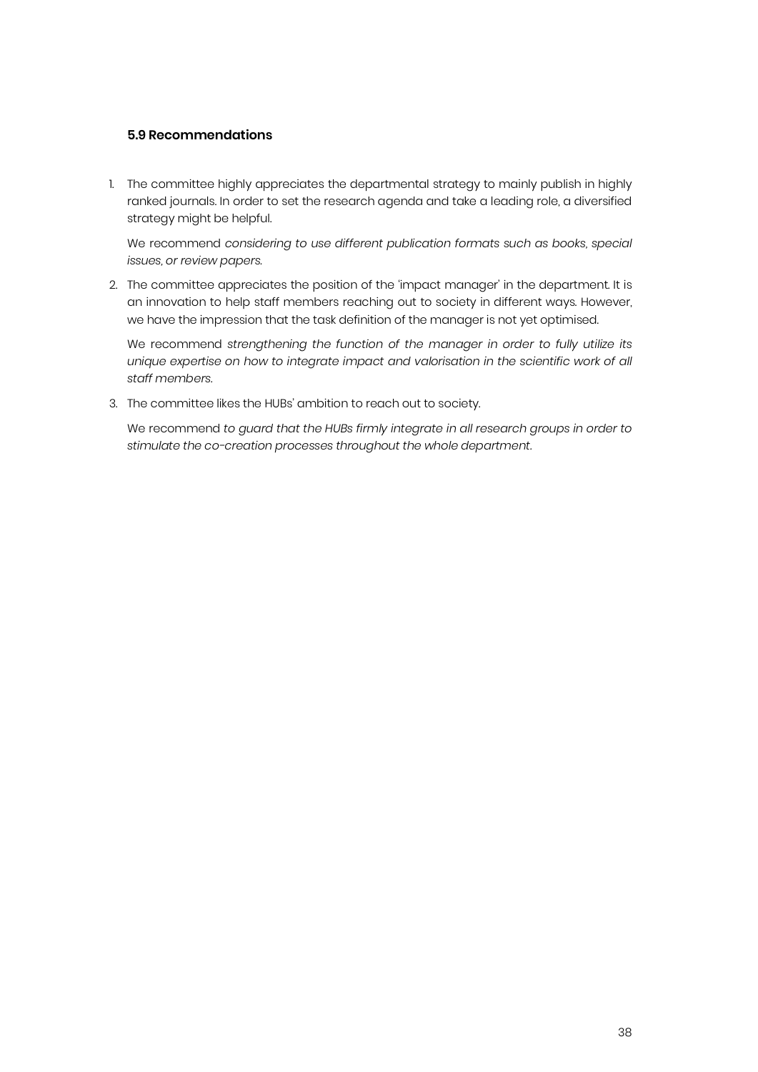### 5.9 Recommendations

1. The committee highly appreciates the departmental strategy to mainly publish in highly ranked journals. In order to set the research agenda and take a leading role, a diversified strategy might be helpful.

   We recommend *considering to use different publication formats such as books, special issues, or review papers.*

2. The committee appreciates the position of the 'impact manager' in the department. It is an innovation to help staff members reaching out to society in different ways. However, we have the impression that the task definition of the manager is not yet optimised.

   We recommend *strengthening the function of the manager in order to fully utilize its unique expertise on how to integrate impact and valorisation in the scientific work of all staff members.*

3. The committee likes the HUBs' ambition to reach out to society.

   We recommend *to guard that the HUBs firmly integrate in all research groups in order to stimulate the co-creation processes throughout the whole department.*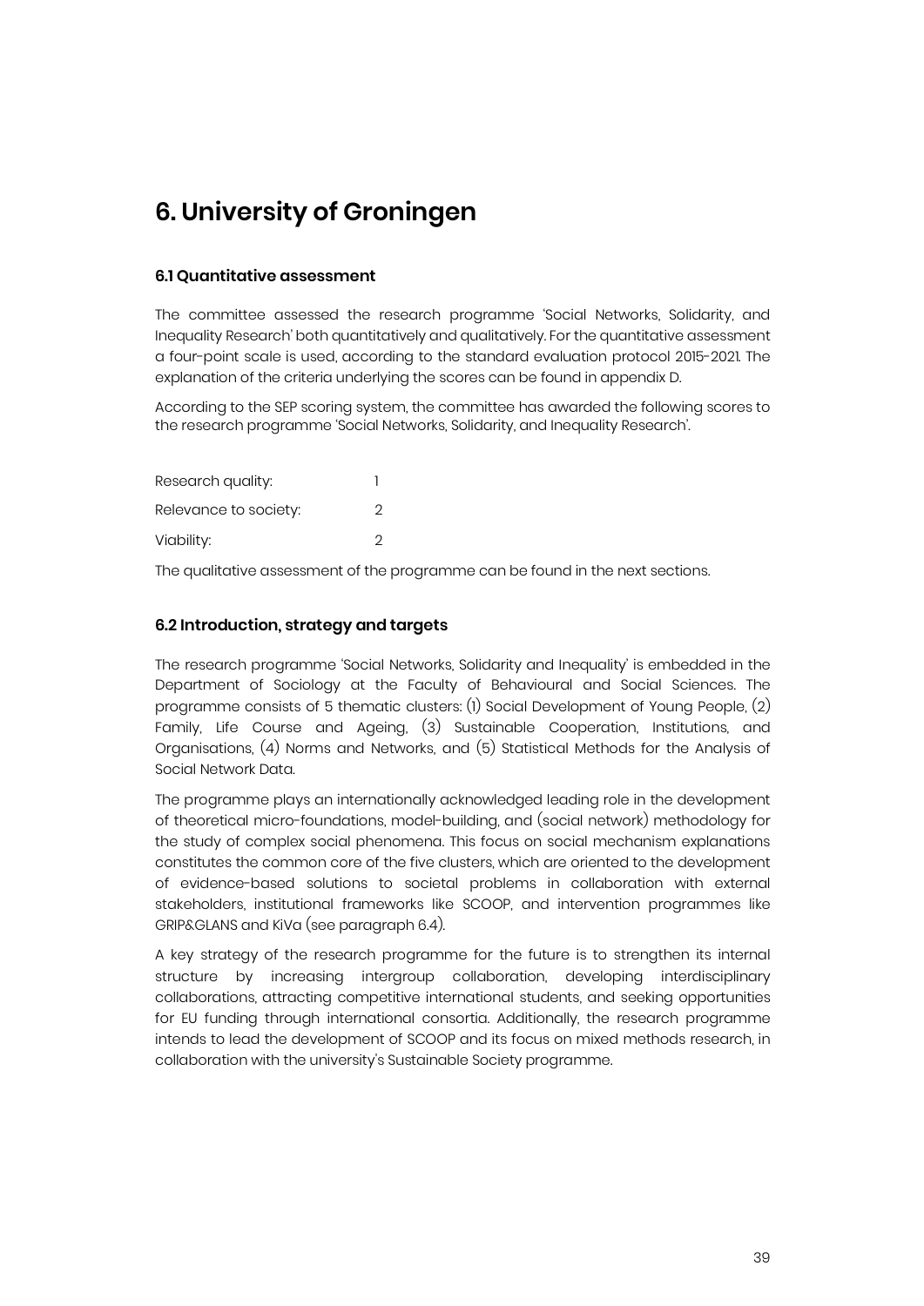# 6. University of Groningen

### 6.1 Quantitative assessment

The committee assessed the research programme 'Social Networks, Solidarity, and Inequality Research' both quantitatively and qualitatively. For the quantitative assessment a four-point scale is used, according to the standard evaluation protocol 2015-2021. The explanation of the criteria underlying the scores can be found in appendix D.

According to the SEP scoring system, the committee has awarded the following scores to the research programme 'Social Networks, Solidarity, and Inequality Research'.

| | |
|---|---|
| Research quality: | 1 |
| Relevance to society: | 2 |
| Viability: | 2 |

The qualitative assessment of the programme can be found in the next sections.

### 6.2 Introduction, strategy and targets

The research programme 'Social Networks, Solidarity and Inequality' is embedded in the Department of Sociology at the Faculty of Behavioural and Social Sciences. The programme consists of 5 thematic clusters: (1) Social Development of Young People, (2) Family, Life Course and Ageing, (3) Sustainable Cooperation, Institutions, and Organisations, (4) Norms and Networks, and (5) Statistical Methods for the Analysis of Social Network Data.

The programme plays an internationally acknowledged leading role in the development of theoretical micro-foundations, model-building, and (social network) methodology for the study of complex social phenomena. This focus on social mechanism explanations constitutes the common core of the five clusters, which are oriented to the development of evidence-based solutions to societal problems in collaboration with external stakeholders, institutional frameworks like SCOOP, and intervention programmes like GRIP&GLANS and KiVa (see paragraph 6.4).

A key strategy of the research programme for the future is to strengthen its internal structure by increasing intergroup collaboration, developing interdisciplinary collaborations, attracting competitive international students, and seeking opportunities for EU funding through international consortia. Additionally, the research programme intends to lead the development of SCOOP and its focus on mixed methods research, in collaboration with the university's Sustainable Society programme.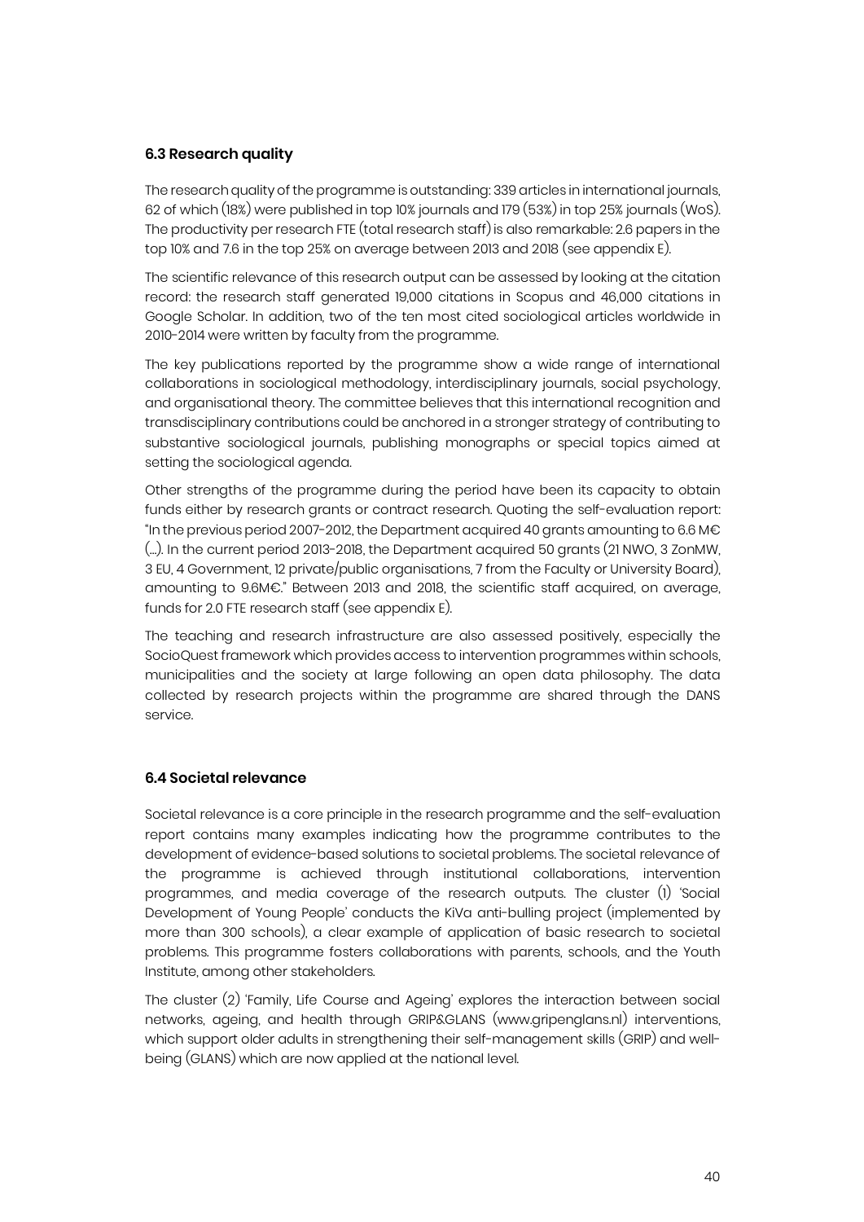### 6.3 Research quality

The research quality of the programme is outstanding: 339 articles in international journals, 62 of which (18%) were published in top 10% journals and 179 (53%) in top 25% journals (WoS). The productivity per research FTE (total research staff) is also remarkable: 2.6 papers in the top 10% and 7.6 in the top 25% on average between 2013 and 2018 (see appendix E).

The scientific relevance of this research output can be assessed by looking at the citation record: the research staff generated 19,000 citations in Scopus and 46,000 citations in Google Scholar. In addition, two of the ten most cited sociological articles worldwide in 2010-2014 were written by faculty from the programme.

The key publications reported by the programme show a wide range of international collaborations in sociological methodology, interdisciplinary journals, social psychology, and organisational theory. The committee believes that this international recognition and transdisciplinary contributions could be anchored in a stronger strategy of contributing to substantive sociological journals, publishing monographs or special topics aimed at setting the sociological agenda.

Other strengths of the programme during the period have been its capacity to obtain funds either by research grants or contract research. Quoting the self-evaluation report: "In the previous period 2007-2012, the Department acquired 40 grants amounting to 6.6 M€ (…). In the current period 2013-2018, the Department acquired 50 grants (21 NWO, 3 ZonMW, 3 EU, 4 Government, 12 private/public organisations, 7 from the Faculty or University Board), amounting to 9.6M€." Between 2013 and 2018, the scientific staff acquired, on average, funds for 2.0 FTE research staff (see appendix E).

The teaching and research infrastructure are also assessed positively, especially the SocioQuest framework which provides access to intervention programmes within schools, municipalities and the society at large following an open data philosophy. The data collected by research projects within the programme are shared through the DANS service.

### 6.4 Societal relevance

Societal relevance is a core principle in the research programme and the self-evaluation report contains many examples indicating how the programme contributes to the development of evidence-based solutions to societal problems. The societal relevance of the programme is achieved through institutional collaborations, intervention programmes, and media coverage of the research outputs. The cluster (1) 'Social Development of Young People' conducts the KiVa anti-bulling project (implemented by more than 300 schools), a clear example of application of basic research to societal problems. This programme fosters collaborations with parents, schools, and the Youth Institute, among other stakeholders.

The cluster (2) 'Family, Life Course and Ageing' explores the interaction between social networks, ageing, and health through GRIP&GLANS (www.gripenglans.nl) interventions, which support older adults in strengthening their self-management skills (GRIP) and well-being (GLANS) which are now applied at the national level.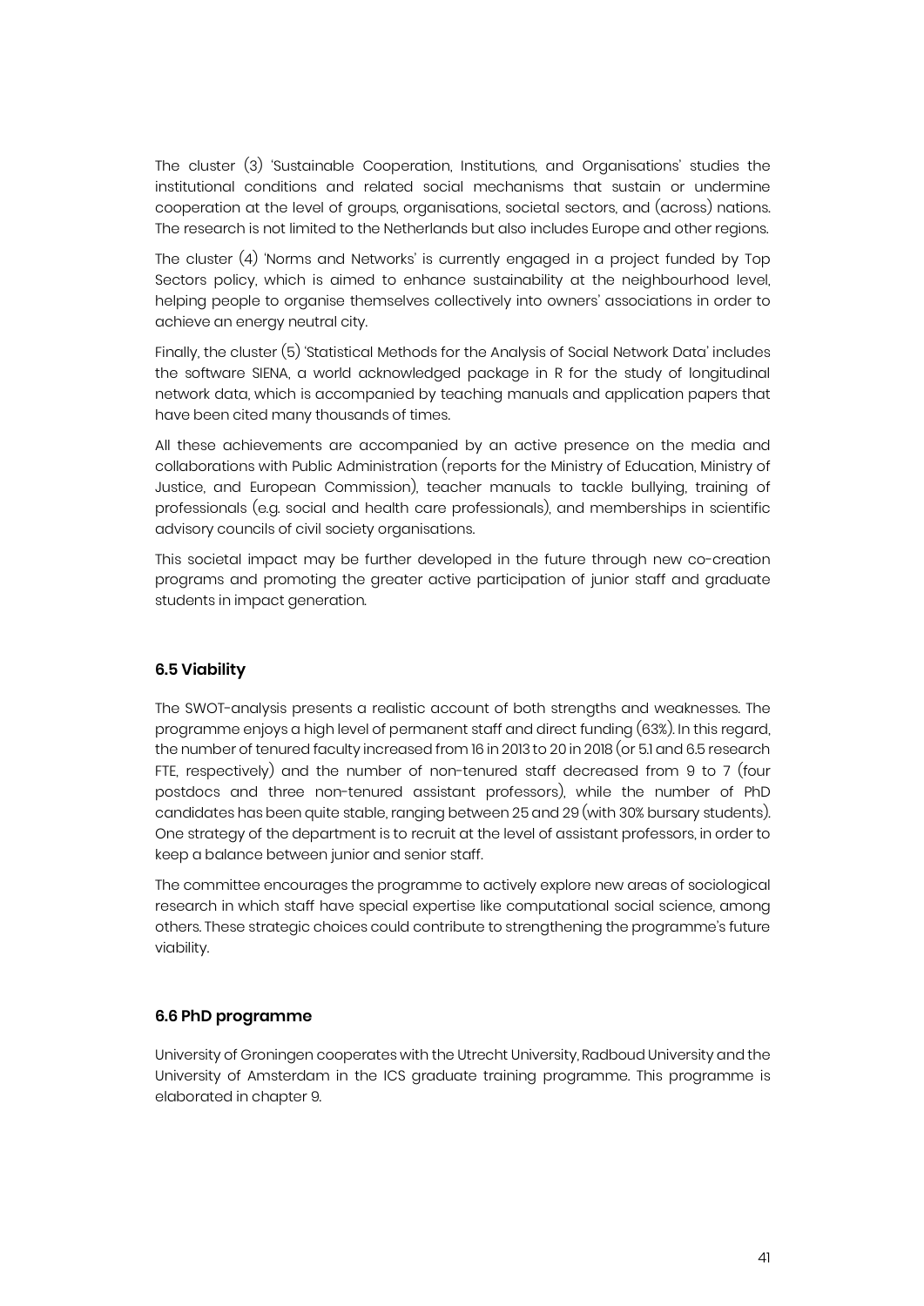The cluster (3) 'Sustainable Cooperation, Institutions, and Organisations' studies the institutional conditions and related social mechanisms that sustain or undermine cooperation at the level of groups, organisations, societal sectors, and (across) nations. The research is not limited to the Netherlands but also includes Europe and other regions.

The cluster (4) 'Norms and Networks' is currently engaged in a project funded by Top Sectors policy, which is aimed to enhance sustainability at the neighbourhood level, helping people to organise themselves collectively into owners' associations in order to achieve an energy neutral city.

Finally, the cluster (5) 'Statistical Methods for the Analysis of Social Network Data' includes the software SIENA, a world acknowledged package in R for the study of longitudinal network data, which is accompanied by teaching manuals and application papers that have been cited many thousands of times.

All these achievements are accompanied by an active presence on the media and collaborations with Public Administration (reports for the Ministry of Education, Ministry of Justice, and European Commission), teacher manuals to tackle bullying, training of professionals (e.g. social and health care professionals), and memberships in scientific advisory councils of civil society organisations.

This societal impact may be further developed in the future through new co-creation programs and promoting the greater active participation of junior staff and graduate students in impact generation.

### 6.5 Viability

The SWOT-analysis presents a realistic account of both strengths and weaknesses. The programme enjoys a high level of permanent staff and direct funding (63%). In this regard, the number of tenured faculty increased from 16 in 2013 to 20 in 2018 (or 5.1 and 6.5 research FTE, respectively) and the number of non-tenured staff decreased from 9 to 7 (four postdocs and three non-tenured assistant professors), while the number of PhD candidates has been quite stable, ranging between 25 and 29 (with 30% bursary students). One strategy of the department is to recruit at the level of assistant professors, in order to keep a balance between junior and senior staff.

The committee encourages the programme to actively explore new areas of sociological research in which staff have special expertise like computational social science, among others. These strategic choices could contribute to strengthening the programme's future viability.

### 6.6 PhD programme

University of Groningen cooperates with the Utrecht University, Radboud University and the University of Amsterdam in the ICS graduate training programme. This programme is elaborated in chapter 9.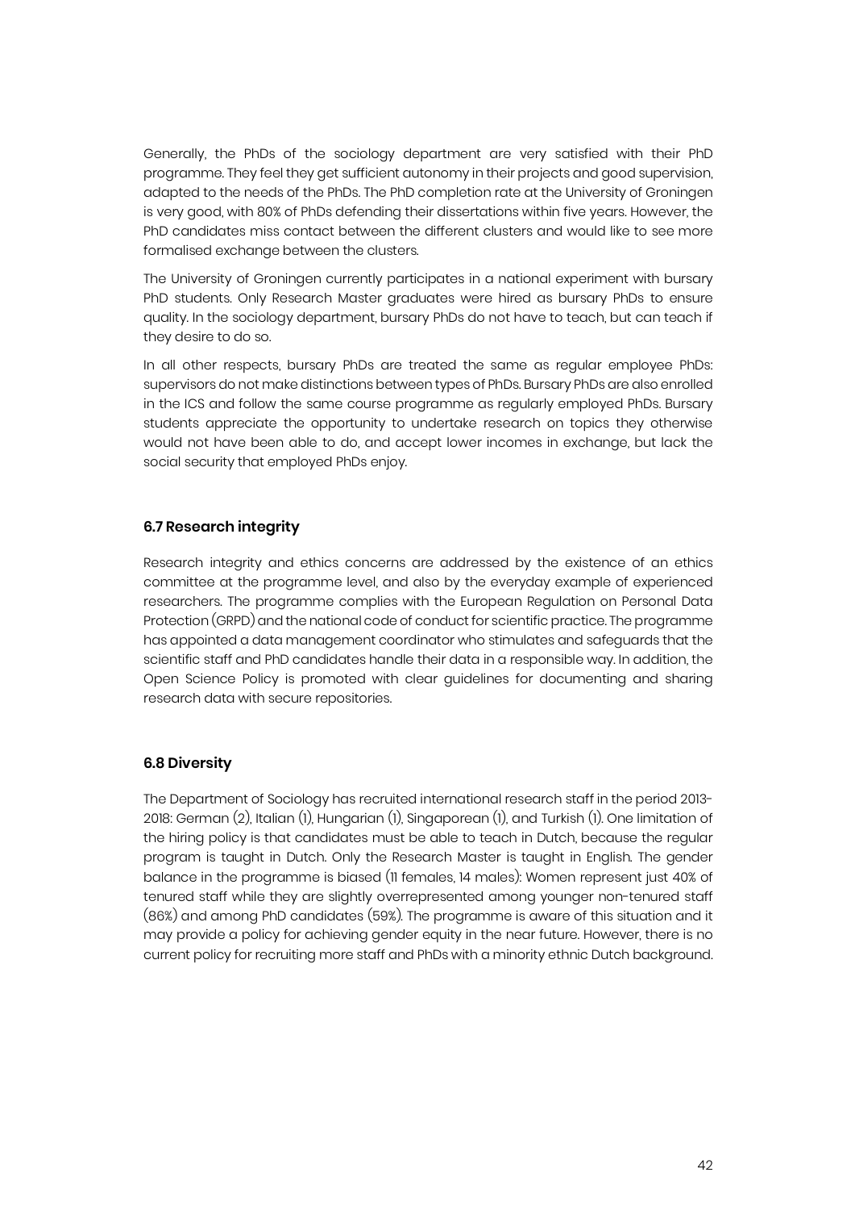Generally, the PhDs of the sociology department are very satisfied with their PhD programme. They feel they get sufficient autonomy in their projects and good supervision, adapted to the needs of the PhDs. The PhD completion rate at the University of Groningen is very good, with 80% of PhDs defending their dissertations within five years. However, the PhD candidates miss contact between the different clusters and would like to see more formalised exchange between the clusters.

The University of Groningen currently participates in a national experiment with bursary PhD students. Only Research Master graduates were hired as bursary PhDs to ensure quality. In the sociology department, bursary PhDs do not have to teach, but can teach if they desire to do so.

In all other respects, bursary PhDs are treated the same as regular employee PhDs: supervisors do not make distinctions between types of PhDs. Bursary PhDs are also enrolled in the ICS and follow the same course programme as regularly employed PhDs. Bursary students appreciate the opportunity to undertake research on topics they otherwise would not have been able to do, and accept lower incomes in exchange, but lack the social security that employed PhDs enjoy.

### 6.7 Research integrity

Research integrity and ethics concerns are addressed by the existence of an ethics committee at the programme level, and also by the everyday example of experienced researchers. The programme complies with the European Regulation on Personal Data Protection (GRPD) and the national code of conduct for scientific practice. The programme has appointed a data management coordinator who stimulates and safeguards that the scientific staff and PhD candidates handle their data in a responsible way. In addition, the Open Science Policy is promoted with clear guidelines for documenting and sharing research data with secure repositories.

### 6.8 Diversity

The Department of Sociology has recruited international research staff in the period 2013-2018: German (2), Italian (1), Hungarian (1), Singaporean (1), and Turkish (1). One limitation of the hiring policy is that candidates must be able to teach in Dutch, because the regular program is taught in Dutch. Only the Research Master is taught in English. The gender balance in the programme is biased (11 females, 14 males): Women represent just 40% of tenured staff while they are slightly overrepresented among younger non-tenured staff (86%) and among PhD candidates (59%). The programme is aware of this situation and it may provide a policy for achieving gender equity in the near future. However, there is no current policy for recruiting more staff and PhDs with a minority ethnic Dutch background.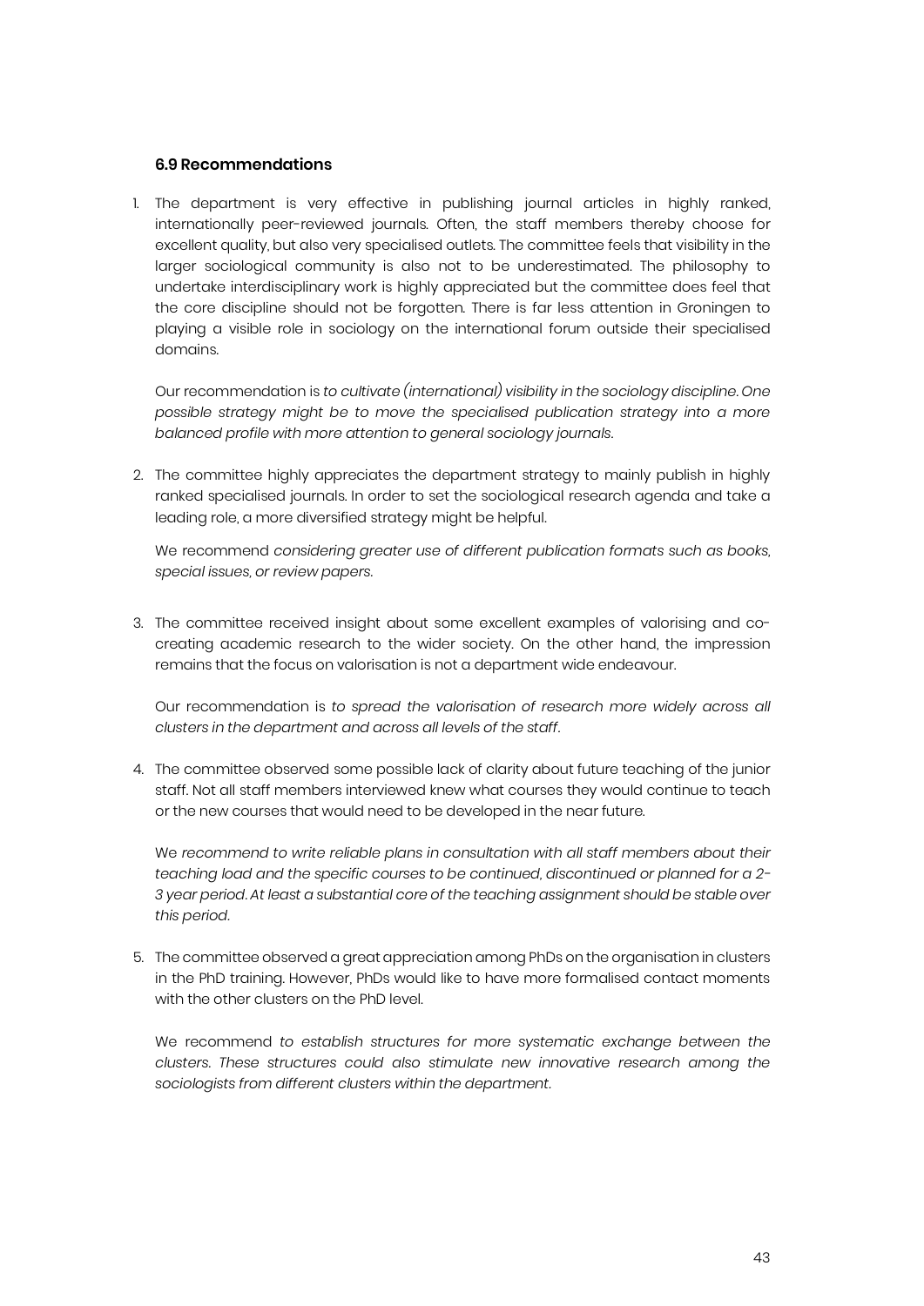### 6.9 Recommendations

1. The department is very effective in publishing journal articles in highly ranked, internationally peer-reviewed journals. Often, the staff members thereby choose for excellent quality, but also very specialised outlets. The committee feels that visibility in the larger sociological community is also not to be underestimated. The philosophy to undertake interdisciplinary work is highly appreciated but the committee does feel that the core discipline should not be forgotten. There is far less attention in Groningen to playing a visible role in sociology on the international forum outside their specialised domains.

   Our recommendation is *to cultivate (international) visibility in the sociology discipline. One possible strategy might be to move the specialised publication strategy into a more balanced profile with more attention to general sociology journals.*

2. The committee highly appreciates the department strategy to mainly publish in highly ranked specialised journals. In order to set the sociological research agenda and take a leading role, a more diversified strategy might be helpful.

   We recommend *considering greater use of different publication formats such as books, special issues, or review papers.*

3. The committee received insight about some excellent examples of valorising and co-creating academic research to the wider society. On the other hand, the impression remains that the focus on valorisation is not a department wide endeavour.

   Our recommendation is *to spread the valorisation of research more widely across all clusters in the department and across all levels of the staff*.

4. The committee observed some possible lack of clarity about future teaching of the junior staff. Not all staff members interviewed knew what courses they would continue to teach or the new courses that would need to be developed in the near future.

   We *recommend to write reliable plans in consultation with all staff members about their teaching load and the specific courses to be continued, discontinued or planned for a 2-3 year period. At least a substantial core of the teaching assignment should be stable over this period.*

5. The committee observed a great appreciation among PhDs on the organisation in clusters in the PhD training. However, PhDs would like to have more formalised contact moments with the other clusters on the PhD level.

   We recommend *to establish structures for more systematic exchange between the clusters. These structures could also stimulate new innovative research among the sociologists from different clusters within the department.*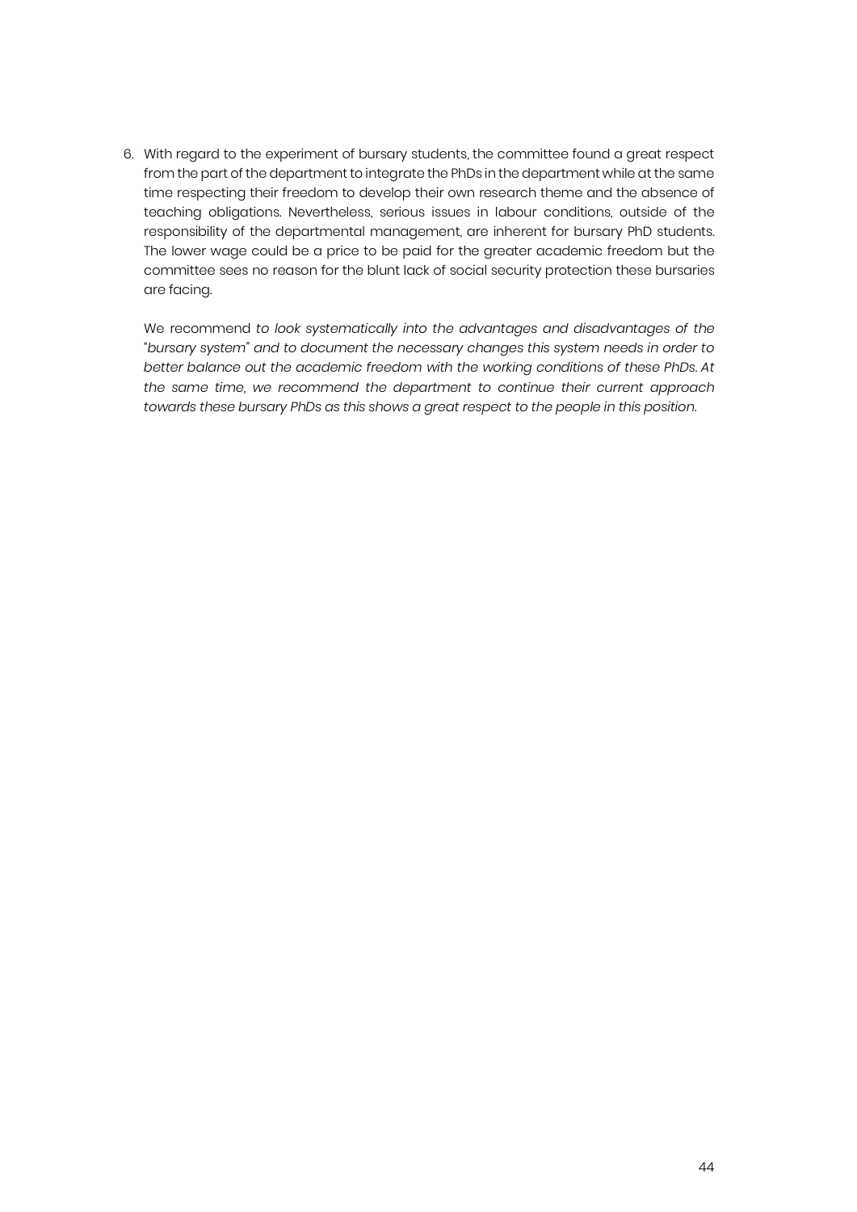6. With regard to the experiment of bursary students, the committee found a great respect from the part of the department to integrate the PhDs in the department while at the same time respecting their freedom to develop their own research theme and the absence of teaching obligations. Nevertheless, serious issues in labour conditions, outside of the responsibility of the departmental management, are inherent for bursary PhD students. The lower wage could be a price to be paid for the greater academic freedom but the committee sees no reason for the blunt lack of social security protection these bursaries are facing.

   We recommend *to look systematically into the advantages and disadvantages of the "bursary system" and to document the necessary changes this system needs in order to better balance out the academic freedom with the working conditions of these PhDs. At the same time, we recommend the department to continue their current approach towards these bursary PhDs as this shows a great respect to the people in this position.*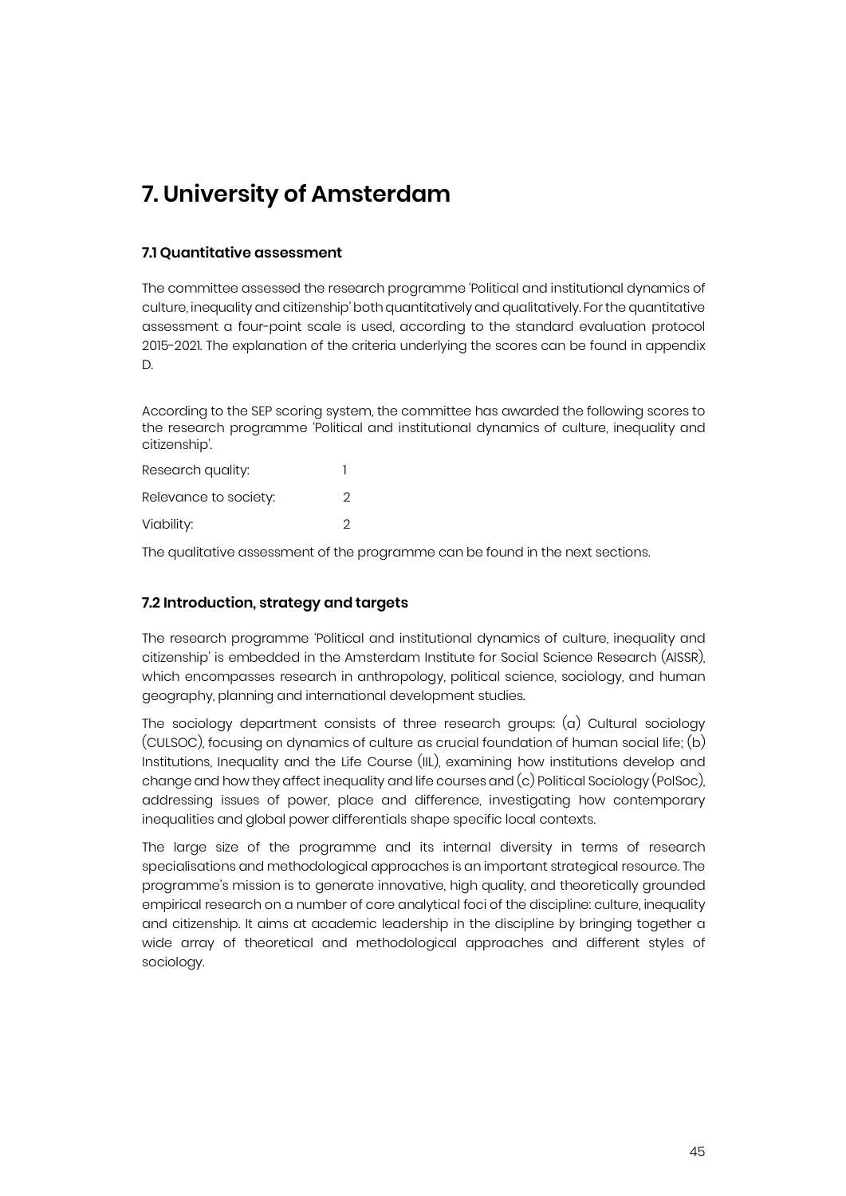# 7. University of Amsterdam

### 7.1 Quantitative assessment

The committee assessed the research programme 'Political and institutional dynamics of culture, inequality and citizenship' both quantitatively and qualitatively. For the quantitative assessment a four-point scale is used, according to the standard evaluation protocol 2015-2021. The explanation of the criteria underlying the scores can be found in appendix D.

According to the SEP scoring system, the committee has awarded the following scores to the research programme 'Political and institutional dynamics of culture, inequality and citizenship'.

| | |
|---|---|
| Research quality: | 1 |
| Relevance to society: | 2 |
| Viability: | 2 |

The qualitative assessment of the programme can be found in the next sections.

### 7.2 Introduction, strategy and targets

The research programme 'Political and institutional dynamics of culture, inequality and citizenship' is embedded in the Amsterdam Institute for Social Science Research (AISSR), which encompasses research in anthropology, political science, sociology, and human geography, planning and international development studies.

The sociology department consists of three research groups: (a) Cultural sociology (CULSOC), focusing on dynamics of culture as crucial foundation of human social life; (b) Institutions, Inequality and the Life Course (IIL), examining how institutions develop and change and how they affect inequality and life courses and (c) Political Sociology (PolSoc), addressing issues of power, place and difference, investigating how contemporary inequalities and global power differentials shape specific local contexts.

The large size of the programme and its internal diversity in terms of research specialisations and methodological approaches is an important strategical resource. The programme's mission is to generate innovative, high quality, and theoretically grounded empirical research on a number of core analytical foci of the discipline: culture, inequality and citizenship. It aims at academic leadership in the discipline by bringing together a wide array of theoretical and methodological approaches and different styles of sociology.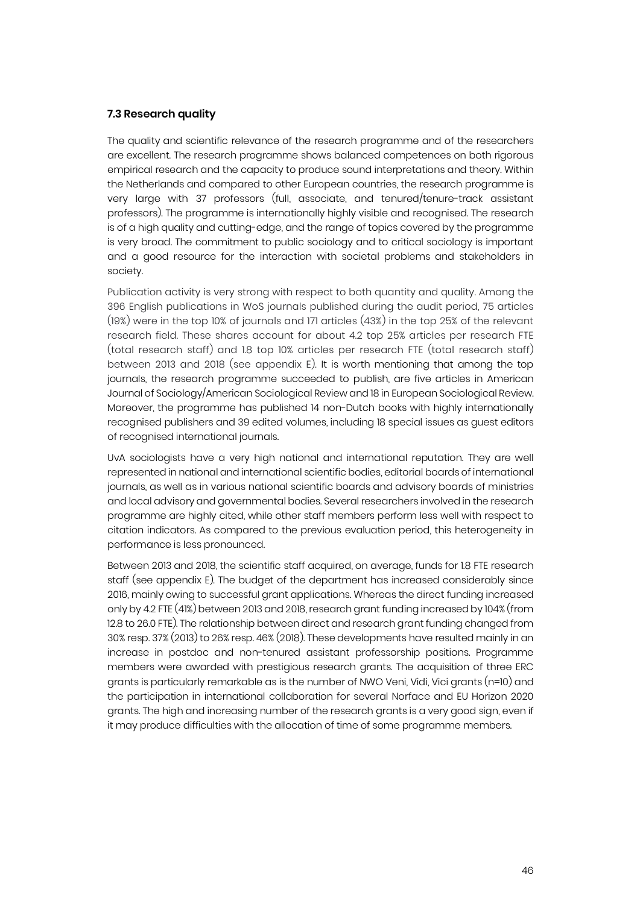### 7.3 Research quality

The quality and scientific relevance of the research programme and of the researchers are excellent. The research programme shows balanced competences on both rigorous empirical research and the capacity to produce sound interpretations and theory. Within the Netherlands and compared to other European countries, the research programme is very large with 37 professors (full, associate, and tenured/tenure-track assistant professors). The programme is internationally highly visible and recognised. The research is of a high quality and cutting-edge, and the range of topics covered by the programme is very broad. The commitment to public sociology and to critical sociology is important and a good resource for the interaction with societal problems and stakeholders in society.

Publication activity is very strong with respect to both quantity and quality. Among the 396 English publications in WoS journals published during the audit period, 75 articles (19%) were in the top 10% of journals and 171 articles (43%) in the top 25% of the relevant research field. These shares account for about 4.2 top 25% articles per research FTE (total research staff) and 1.8 top 10% articles per research FTE (total research staff) between 2013 and 2018 (see appendix E). It is worth mentioning that among the top journals, the research programme succeeded to publish, are five articles in American Journal of Sociology/American Sociological Review and 18 in European Sociological Review. Moreover, the programme has published 14 non-Dutch books with highly internationally recognised publishers and 39 edited volumes, including 18 special issues as guest editors of recognised international journals.

UvA sociologists have a very high national and international reputation. They are well represented in national and international scientific bodies, editorial boards of international journals, as well as in various national scientific boards and advisory boards of ministries and local advisory and governmental bodies. Several researchers involved in the research programme are highly cited, while other staff members perform less well with respect to citation indicators. As compared to the previous evaluation period, this heterogeneity in performance is less pronounced.

Between 2013 and 2018, the scientific staff acquired, on average, funds for 1.8 FTE research staff (see appendix E). The budget of the department has increased considerably since 2016, mainly owing to successful grant applications. Whereas the direct funding increased only by 4.2 FTE (41%) between 2013 and 2018, research grant funding increased by 104% (from 12.8 to 26.0 FTE). The relationship between direct and research grant funding changed from 30% resp. 37% (2013) to 26% resp. 46% (2018). These developments have resulted mainly in an increase in postdoc and non-tenured assistant professorship positions. Programme members were awarded with prestigious research grants. The acquisition of three ERC grants is particularly remarkable as is the number of NWO Veni, Vidi, Vici grants (n=10) and the participation in international collaboration for several Norface and EU Horizon 2020 grants. The high and increasing number of the research grants is a very good sign, even if it may produce difficulties with the allocation of time of some programme members.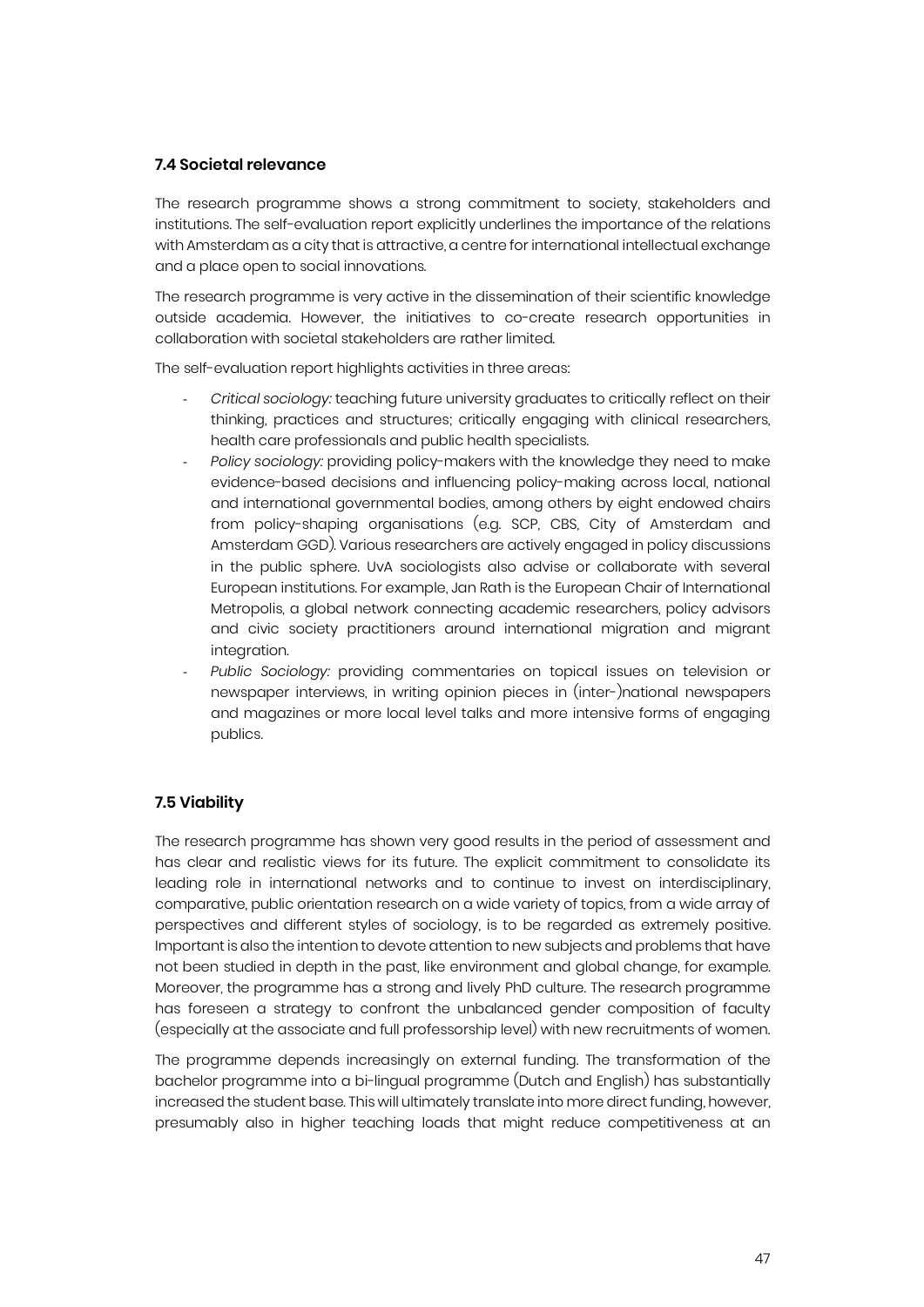### 7.4 Societal relevance

The research programme shows a strong commitment to society, stakeholders and institutions. The self-evaluation report explicitly underlines the importance of the relations with Amsterdam as a city that is attractive, a centre for international intellectual exchange and a place open to social innovations.

The research programme is very active in the dissemination of their scientific knowledge outside academia. However, the initiatives to co-create research opportunities in collaboration with societal stakeholders are rather limited.

The self-evaluation report highlights activities in three areas:

- *Critical sociology:* teaching future university graduates to critically reflect on their thinking, practices and structures; critically engaging with clinical researchers, health care professionals and public health specialists.
- *Policy sociology:* providing policy-makers with the knowledge they need to make evidence-based decisions and influencing policy-making across local, national and international governmental bodies, among others by eight endowed chairs from policy-shaping organisations (e.g. SCP, CBS, City of Amsterdam and Amsterdam GGD). Various researchers are actively engaged in policy discussions in the public sphere. UvA sociologists also advise or collaborate with several European institutions. For example, Jan Rath is the European Chair of International Metropolis, a global network connecting academic researchers, policy advisors and civic society practitioners around international migration and migrant integration.
- *Public Sociology:* providing commentaries on topical issues on television or newspaper interviews, in writing opinion pieces in (inter-)national newspapers and magazines or more local level talks and more intensive forms of engaging publics.

### 7.5 Viability

The research programme has shown very good results in the period of assessment and has clear and realistic views for its future. The explicit commitment to consolidate its leading role in international networks and to continue to invest on interdisciplinary, comparative, public orientation research on a wide variety of topics, from a wide array of perspectives and different styles of sociology, is to be regarded as extremely positive. Important is also the intention to devote attention to new subjects and problems that have not been studied in depth in the past, like environment and global change, for example. Moreover, the programme has a strong and lively PhD culture. The research programme has foreseen a strategy to confront the unbalanced gender composition of faculty (especially at the associate and full professorship level) with new recruitments of women.

The programme depends increasingly on external funding. The transformation of the bachelor programme into a bi-lingual programme (Dutch and English) has substantially increased the student base. This will ultimately translate into more direct funding, however, presumably also in higher teaching loads that might reduce competitiveness at an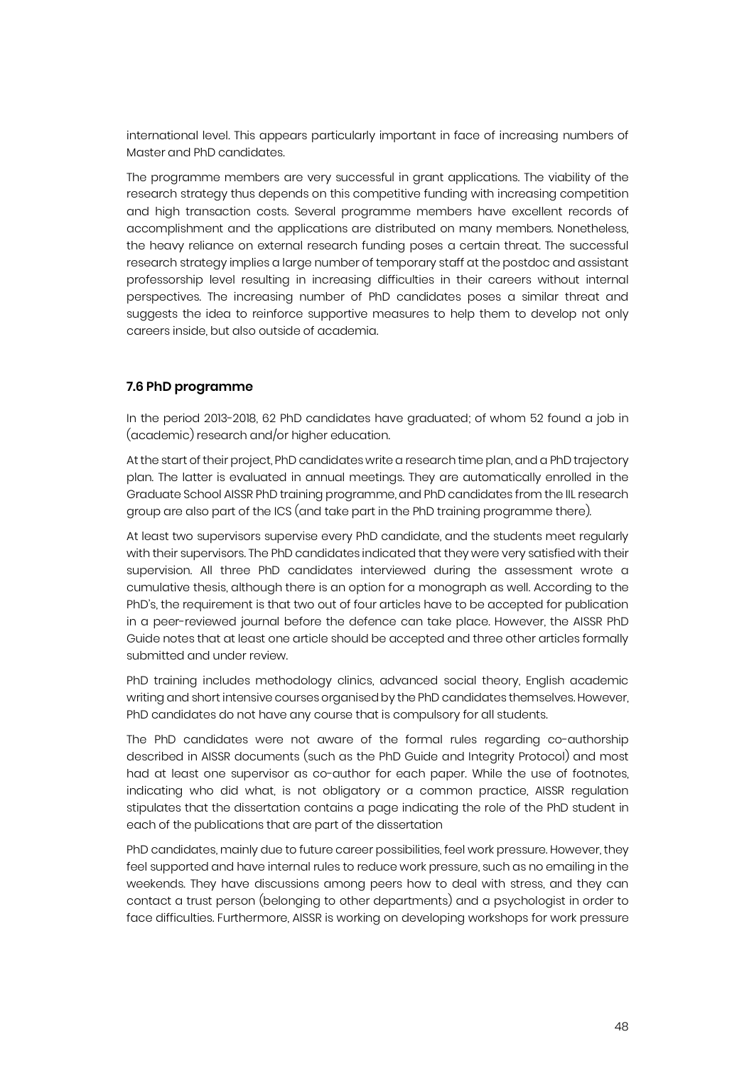international level. This appears particularly important in face of increasing numbers of Master and PhD candidates.

The programme members are very successful in grant applications. The viability of the research strategy thus depends on this competitive funding with increasing competition and high transaction costs. Several programme members have excellent records of accomplishment and the applications are distributed on many members. Nonetheless, the heavy reliance on external research funding poses a certain threat. The successful research strategy implies a large number of temporary staff at the postdoc and assistant professorship level resulting in increasing difficulties in their careers without internal perspectives. The increasing number of PhD candidates poses a similar threat and suggests the idea to reinforce supportive measures to help them to develop not only careers inside, but also outside of academia.

### 7.6 PhD programme

In the period 2013-2018, 62 PhD candidates have graduated; of whom 52 found a job in (academic) research and/or higher education.

At the start of their project, PhD candidates write a research time plan, and a PhD trajectory plan. The latter is evaluated in annual meetings. They are automatically enrolled in the Graduate School AISSR PhD training programme, and PhD candidates from the IIL research group are also part of the ICS (and take part in the PhD training programme there).

At least two supervisors supervise every PhD candidate, and the students meet regularly with their supervisors. The PhD candidates indicated that they were very satisfied with their supervision. All three PhD candidates interviewed during the assessment wrote a cumulative thesis, although there is an option for a monograph as well. According to the PhD's, the requirement is that two out of four articles have to be accepted for publication in a peer-reviewed journal before the defence can take place. However, the AISSR PhD Guide notes that at least one article should be accepted and three other articles formally submitted and under review.

PhD training includes methodology clinics, advanced social theory, English academic writing and short intensive courses organised by the PhD candidates themselves. However, PhD candidates do not have any course that is compulsory for all students.

The PhD candidates were not aware of the formal rules regarding co-authorship described in AISSR documents (such as the PhD Guide and Integrity Protocol) and most had at least one supervisor as co-author for each paper. While the use of footnotes, indicating who did what, is not obligatory or a common practice, AISSR regulation stipulates that the dissertation contains a page indicating the role of the PhD student in each of the publications that are part of the dissertation

PhD candidates, mainly due to future career possibilities, feel work pressure. However, they feel supported and have internal rules to reduce work pressure, such as no emailing in the weekends. They have discussions among peers how to deal with stress, and they can contact a trust person (belonging to other departments) and a psychologist in order to face difficulties. Furthermore, AISSR is working on developing workshops for work pressure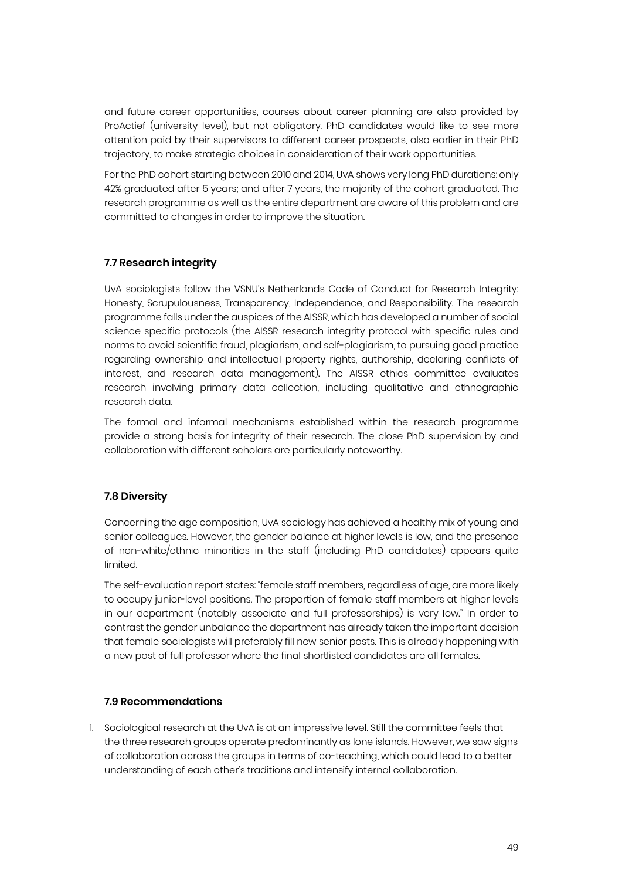and future career opportunities, courses about career planning are also provided by ProActief (university level), but not obligatory. PhD candidates would like to see more attention paid by their supervisors to different career prospects, also earlier in their PhD trajectory, to make strategic choices in consideration of their work opportunities.

For the PhD cohort starting between 2010 and 2014, UvA shows very long PhD durations: only 42% graduated after 5 years; and after 7 years, the majority of the cohort graduated. The research programme as well as the entire department are aware of this problem and are committed to changes in order to improve the situation.

### 7.7 Research integrity

UvA sociologists follow the VSNU's Netherlands Code of Conduct for Research Integrity: Honesty, Scrupulousness, Transparency, Independence, and Responsibility. The research programme falls under the auspices of the AISSR, which has developed a number of social science specific protocols (the AISSR research integrity protocol with specific rules and norms to avoid scientific fraud, plagiarism, and self-plagiarism, to pursuing good practice regarding ownership and intellectual property rights, authorship, declaring conflicts of interest, and research data management). The AISSR ethics committee evaluates research involving primary data collection, including qualitative and ethnographic research data.

The formal and informal mechanisms established within the research programme provide a strong basis for integrity of their research. The close PhD supervision by and collaboration with different scholars are particularly noteworthy.

### 7.8 Diversity

Concerning the age composition, UvA sociology has achieved a healthy mix of young and senior colleagues. However, the gender balance at higher levels is low, and the presence of non-white/ethnic minorities in the staff (including PhD candidates) appears quite limited.

The self-evaluation report states: "female staff members, regardless of age, are more likely to occupy junior-level positions. The proportion of female staff members at higher levels in our department (notably associate and full professorships) is very low." In order to contrast the gender unbalance the department has already taken the important decision that female sociologists will preferably fill new senior posts. This is already happening with a new post of full professor where the final shortlisted candidates are all females.

### 7.9 Recommendations

1. Sociological research at the UvA is at an impressive level. Still the committee feels that the three research groups operate predominantly as lone islands. However, we saw signs of collaboration across the groups in terms of co-teaching, which could lead to a better understanding of each other's traditions and intensify internal collaboration.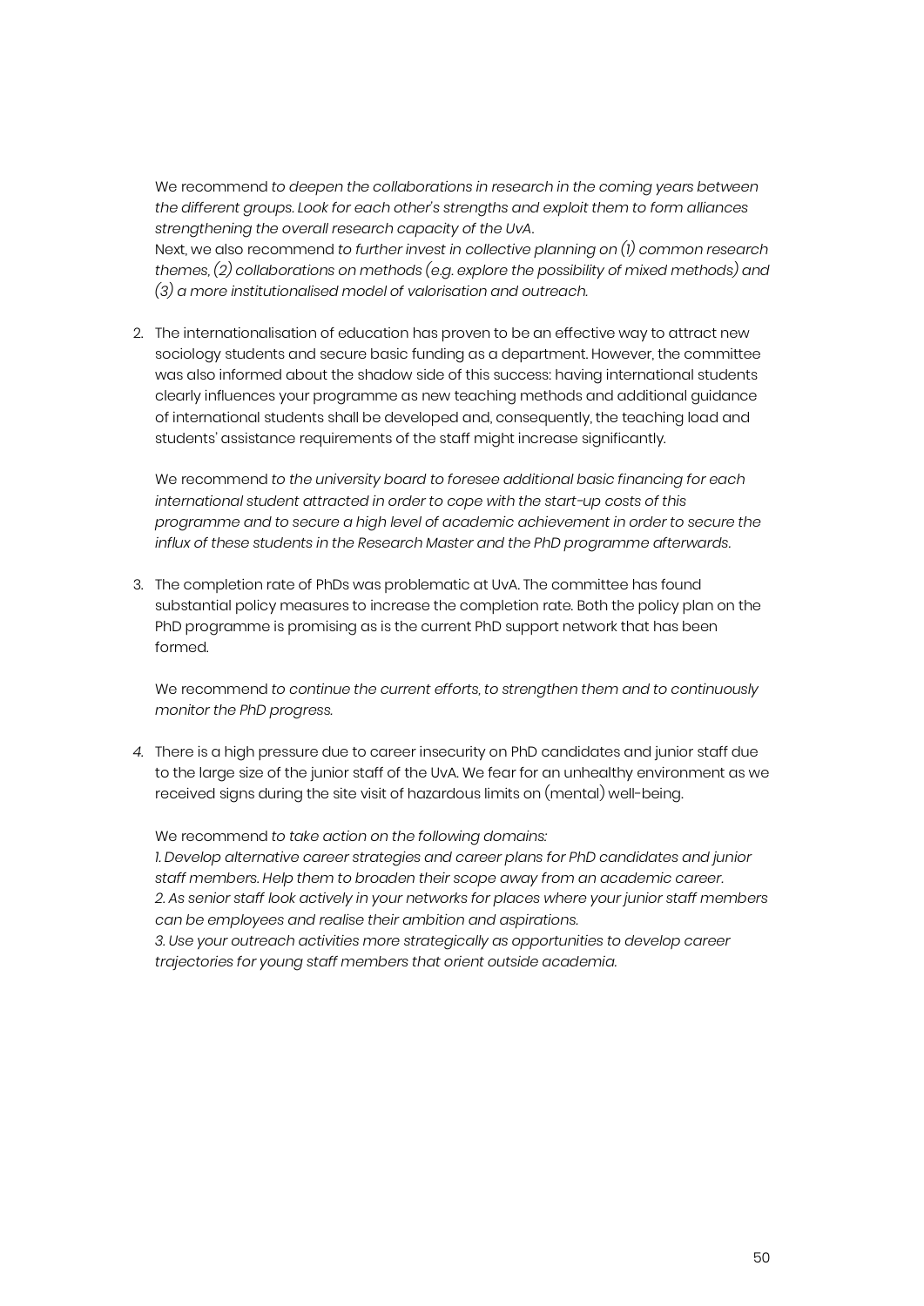We recommend *to deepen the collaborations in research in the coming years between the different groups. Look for each other's strengths and exploit them to form alliances strengthening the overall research capacity of the UvA*.
Next, we also recommend *to further invest in collective planning on (1) common research themes, (2) collaborations on methods (e.g. explore the possibility of mixed methods) and (3) a more institutionalised model of valorisation and outreach.*

2. The internationalisation of education has proven to be an effective way to attract new sociology students and secure basic funding as a department. However, the committee was also informed about the shadow side of this success: having international students clearly influences your programme as new teaching methods and additional guidance of international students shall be developed and, consequently, the teaching load and students' assistance requirements of the staff might increase significantly.

   We recommend *to the university board to foresee additional basic financing for each international student attracted in order to cope with the start-up costs of this programme and to secure a high level of academic achievement in order to secure the influx of these students in the Research Master and the PhD programme afterwards.*

3. The completion rate of PhDs was problematic at UvA. The committee has found substantial policy measures to increase the completion rate. Both the policy plan on the PhD programme is promising as is the current PhD support network that has been formed.

   We recommend *to continue the current efforts, to strengthen them and to continuously monitor the PhD progress.*

4. There is a high pressure due to career insecurity on PhD candidates and junior staff due to the large size of the junior staff of the UvA. We fear for an unhealthy environment as we received signs during the site visit of hazardous limits on (mental) well-being.

   We recommend *to take action on the following domains:*
   *1. Develop alternative career strategies and career plans for PhD candidates and junior staff members. Help them to broaden their scope away from an academic career.*
   *2. As senior staff look actively in your networks for places where your junior staff members can be employees and realise their ambition and aspirations.*
   *3. Use your outreach activities more strategically as opportunities to develop career trajectories for young staff members that orient outside academia.*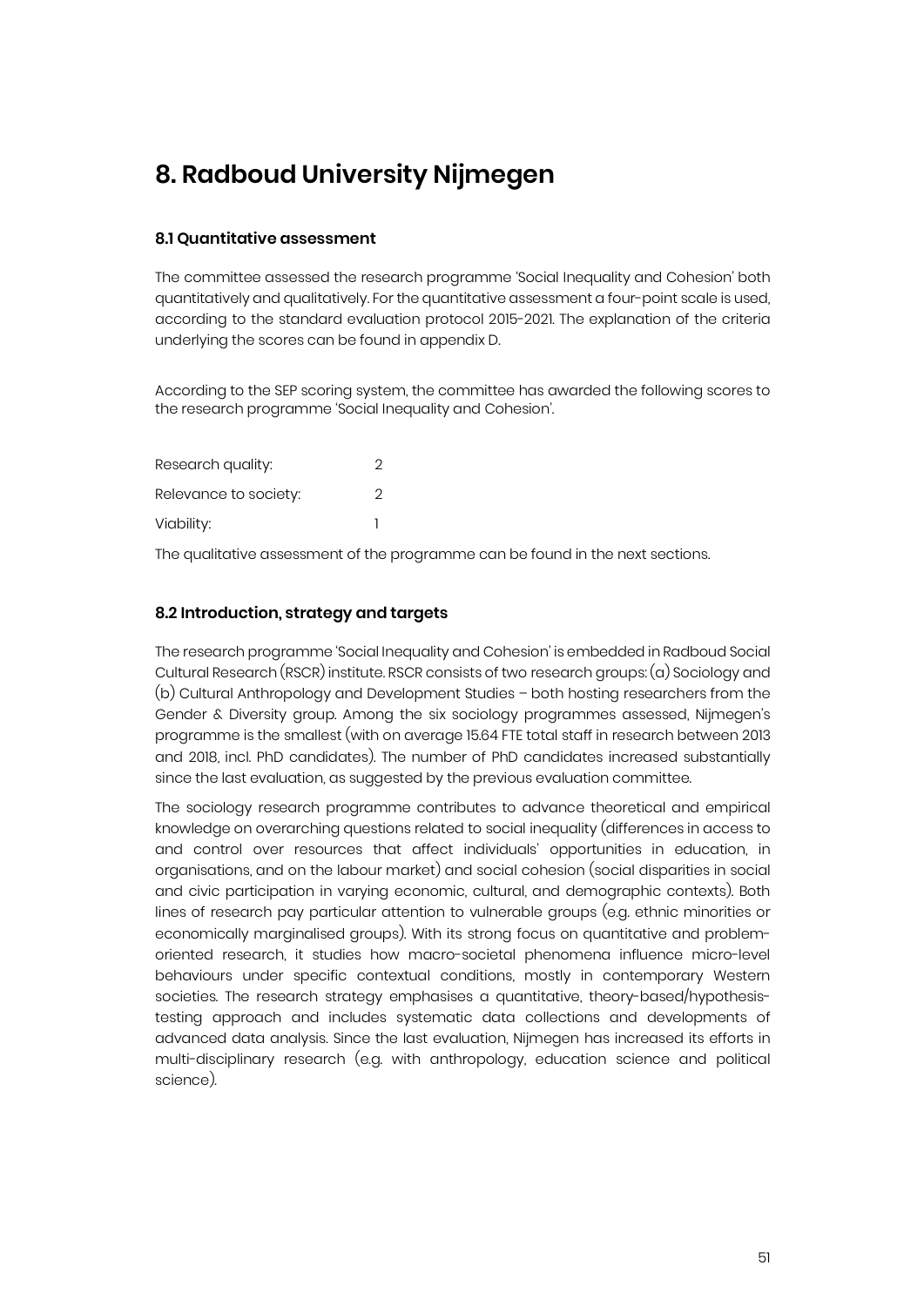# 8. Radboud University Nijmegen

### 8.1 Quantitative assessment

The committee assessed the research programme 'Social Inequality and Cohesion' both quantitatively and qualitatively. For the quantitative assessment a four-point scale is used, according to the standard evaluation protocol 2015-2021. The explanation of the criteria underlying the scores can be found in appendix D.

According to the SEP scoring system, the committee has awarded the following scores to the research programme 'Social Inequality and Cohesion'.

| | |
|---|---|
| Research quality: | 2 |
| Relevance to society: | 2 |
| Viability: | 1 |

The qualitative assessment of the programme can be found in the next sections.

### 8.2 Introduction, strategy and targets

The research programme 'Social Inequality and Cohesion' is embedded in Radboud Social Cultural Research (RSCR) institute. RSCR consists of two research groups: (a) Sociology and (b) Cultural Anthropology and Development Studies – both hosting researchers from the Gender & Diversity group. Among the six sociology programmes assessed, Nijmegen's programme is the smallest (with on average 15.64 FTE total staff in research between 2013 and 2018, incl. PhD candidates). The number of PhD candidates increased substantially since the last evaluation, as suggested by the previous evaluation committee.

The sociology research programme contributes to advance theoretical and empirical knowledge on overarching questions related to social inequality (differences in access to and control over resources that affect individuals' opportunities in education, in organisations, and on the labour market) and social cohesion (social disparities in social and civic participation in varying economic, cultural, and demographic contexts). Both lines of research pay particular attention to vulnerable groups (e.g. ethnic minorities or economically marginalised groups). With its strong focus on quantitative and problem-oriented research, it studies how macro-societal phenomena influence micro-level behaviours under specific contextual conditions, mostly in contemporary Western societies. The research strategy emphasises a quantitative, theory-based/hypothesis-testing approach and includes systematic data collections and developments of advanced data analysis. Since the last evaluation, Nijmegen has increased its efforts in multi-disciplinary research (e.g. with anthropology, education science and political science).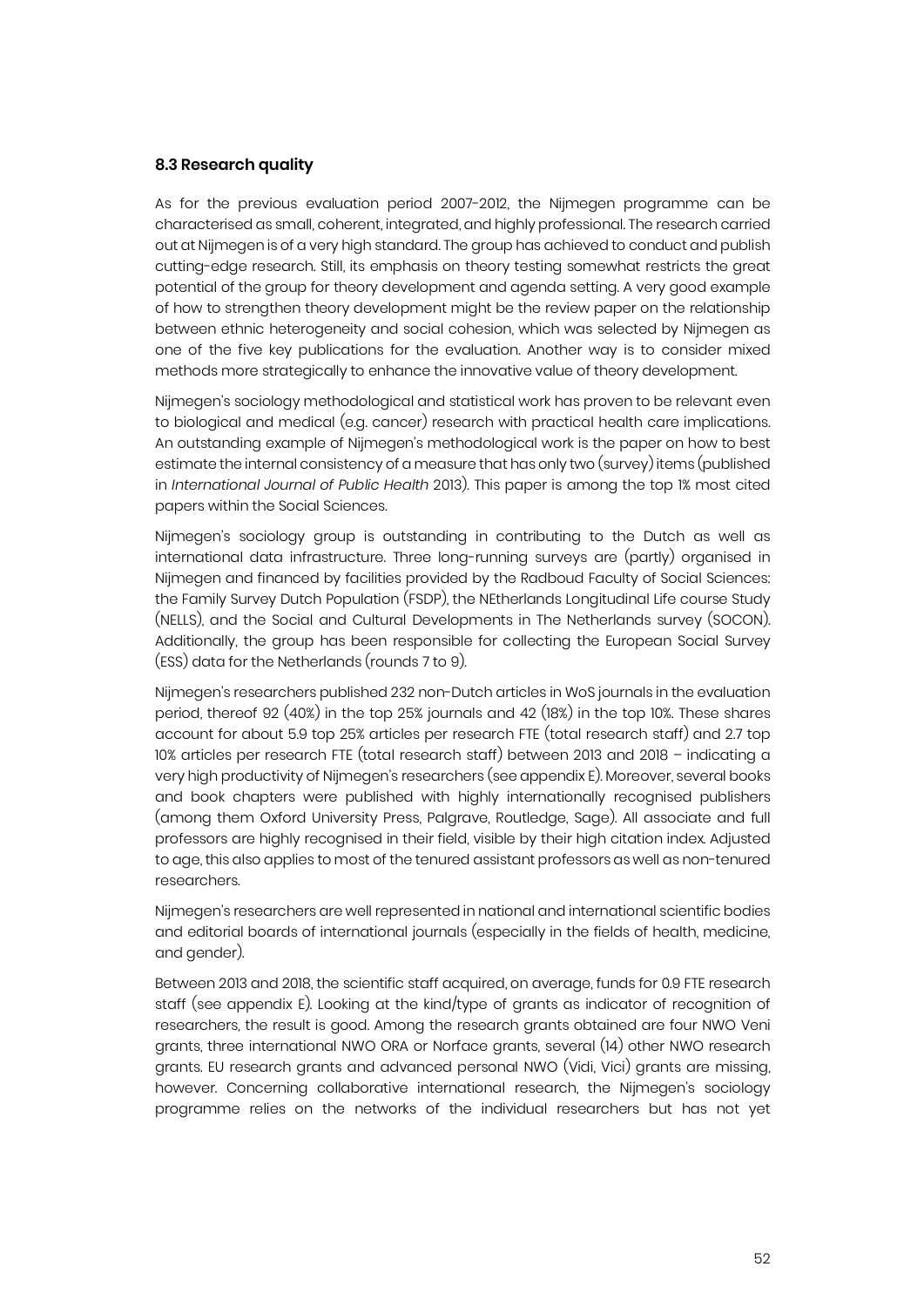### 8.3 Research quality

As for the previous evaluation period 2007-2012, the Nijmegen programme can be characterised as small, coherent, integrated, and highly professional. The research carried out at Nijmegen is of a very high standard. The group has achieved to conduct and publish cutting-edge research. Still, its emphasis on theory testing somewhat restricts the great potential of the group for theory development and agenda setting. A very good example of how to strengthen theory development might be the review paper on the relationship between ethnic heterogeneity and social cohesion, which was selected by Nijmegen as one of the five key publications for the evaluation. Another way is to consider mixed methods more strategically to enhance the innovative value of theory development.

Nijmegen's sociology methodological and statistical work has proven to be relevant even to biological and medical (e.g. cancer) research with practical health care implications. An outstanding example of Nijmegen's methodological work is the paper on how to best estimate the internal consistency of a measure that has only two (survey) items (published in *International Journal of Public Health* 2013). This paper is among the top 1% most cited papers within the Social Sciences.

Nijmegen's sociology group is outstanding in contributing to the Dutch as well as international data infrastructure. Three long-running surveys are (partly) organised in Nijmegen and financed by facilities provided by the Radboud Faculty of Social Sciences: the Family Survey Dutch Population (FSDP), the NEtherlands Longitudinal Life course Study (NELLS), and the Social and Cultural Developments in The Netherlands survey (SOCON). Additionally, the group has been responsible for collecting the European Social Survey (ESS) data for the Netherlands (rounds 7 to 9).

Nijmegen's researchers published 232 non-Dutch articles in WoS journals in the evaluation period, thereof 92 (40%) in the top 25% journals and 42 (18%) in the top 10%. These shares account for about 5.9 top 25% articles per research FTE (total research staff) and 2.7 top 10% articles per research FTE (total research staff) between 2013 and 2018 – indicating a very high productivity of Nijmegen's researchers (see appendix E). Moreover, several books and book chapters were published with highly internationally recognised publishers (among them Oxford University Press, Palgrave, Routledge, Sage). All associate and full professors are highly recognised in their field, visible by their high citation index. Adjusted to age, this also applies to most of the tenured assistant professors as well as non-tenured researchers.

Nijmegen's researchers are well represented in national and international scientific bodies and editorial boards of international journals (especially in the fields of health, medicine, and gender).

Between 2013 and 2018, the scientific staff acquired, on average, funds for 0.9 FTE research staff (see appendix E). Looking at the kind/type of grants as indicator of recognition of researchers, the result is good. Among the research grants obtained are four NWO Veni grants, three international NWO ORA or Norface grants, several (14) other NWO research grants. EU research grants and advanced personal NWO (Vidi, Vici) grants are missing, however. Concerning collaborative international research, the Nijmegen's sociology programme relies on the networks of the individual researchers but has not yet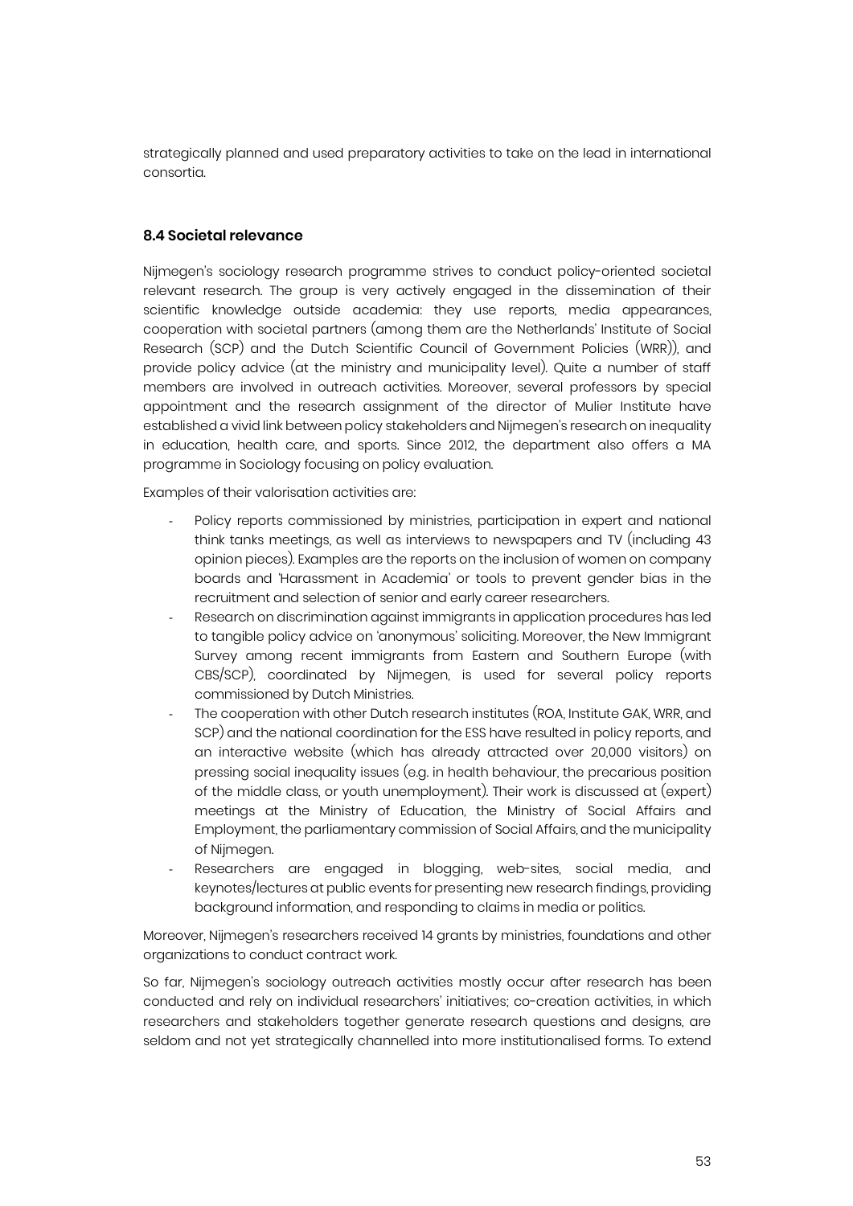strategically planned and used preparatory activities to take on the lead in international consortia.

### 8.4 Societal relevance

Nijmegen's sociology research programme strives to conduct policy-oriented societal relevant research. The group is very actively engaged in the dissemination of their scientific knowledge outside academia: they use reports, media appearances, cooperation with societal partners (among them are the Netherlands' Institute of Social Research (SCP) and the Dutch Scientific Council of Government Policies (WRR)), and provide policy advice (at the ministry and municipality level). Quite a number of staff members are involved in outreach activities. Moreover, several professors by special appointment and the research assignment of the director of Mulier Institute have established a vivid link between policy stakeholders and Nijmegen's research on inequality in education, health care, and sports. Since 2012, the department also offers a MA programme in Sociology focusing on policy evaluation.

Examples of their valorisation activities are:

- Policy reports commissioned by ministries, participation in expert and national think tanks meetings, as well as interviews to newspapers and TV (including 43 opinion pieces). Examples are the reports on the inclusion of women on company boards and 'Harassment in Academia' or tools to prevent gender bias in the recruitment and selection of senior and early career researchers.
- Research on discrimination against immigrants in application procedures has led to tangible policy advice on 'anonymous' soliciting. Moreover, the New Immigrant Survey among recent immigrants from Eastern and Southern Europe (with CBS/SCP), coordinated by Nijmegen, is used for several policy reports commissioned by Dutch Ministries.
- The cooperation with other Dutch research institutes (ROA, Institute GAK, WRR, and SCP) and the national coordination for the ESS have resulted in policy reports, and an interactive website (which has already attracted over 20,000 visitors) on pressing social inequality issues (e.g. in health behaviour, the precarious position of the middle class, or youth unemployment). Their work is discussed at (expert) meetings at the Ministry of Education, the Ministry of Social Affairs and Employment, the parliamentary commission of Social Affairs, and the municipality of Nijmegen.
- Researchers are engaged in blogging, web-sites, social media, and keynotes/lectures at public events for presenting new research findings, providing background information, and responding to claims in media or politics.

Moreover, Nijmegen's researchers received 14 grants by ministries, foundations and other organizations to conduct contract work.

So far, Nijmegen's sociology outreach activities mostly occur after research has been conducted and rely on individual researchers' initiatives; co-creation activities, in which researchers and stakeholders together generate research questions and designs, are seldom and not yet strategically channelled into more institutionalised forms. To extend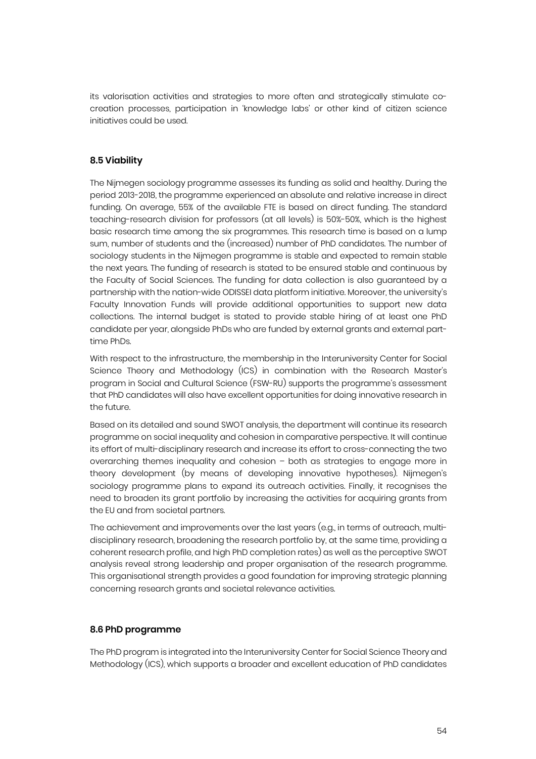its valorisation activities and strategies to more often and strategically stimulate co-creation processes, participation in 'knowledge labs' or other kind of citizen science initiatives could be used.

### 8.5 Viability

The Nijmegen sociology programme assesses its funding as solid and healthy. During the period 2013-2018, the programme experienced an absolute and relative increase in direct funding. On average, 55% of the available FTE is based on direct funding. The standard teaching-research division for professors (at all levels) is 50%-50%, which is the highest basic research time among the six programmes. This research time is based on a lump sum, number of students and the (increased) number of PhD candidates. The number of sociology students in the Nijmegen programme is stable and expected to remain stable the next years. The funding of research is stated to be ensured stable and continuous by the Faculty of Social Sciences. The funding for data collection is also guaranteed by a partnership with the nation-wide ODISSEI data platform initiative. Moreover, the university's Faculty Innovation Funds will provide additional opportunities to support new data collections. The internal budget is stated to provide stable hiring of at least one PhD candidate per year, alongside PhDs who are funded by external grants and external part-time PhDs.

With respect to the infrastructure, the membership in the Interuniversity Center for Social Science Theory and Methodology (ICS) in combination with the Research Master's program in Social and Cultural Science (FSW-RU) supports the programme's assessment that PhD candidates will also have excellent opportunities for doing innovative research in the future.

Based on its detailed and sound SWOT analysis, the department will continue its research programme on social inequality and cohesion in comparative perspective. It will continue its effort of multi-disciplinary research and increase its effort to cross-connecting the two overarching themes inequality and cohesion – both as strategies to engage more in theory development (by means of developing innovative hypotheses). Nijmegen's sociology programme plans to expand its outreach activities. Finally, it recognises the need to broaden its grant portfolio by increasing the activities for acquiring grants from the EU and from societal partners.

The achievement and improvements over the last years (e.g., in terms of outreach, multi-disciplinary research, broadening the research portfolio by, at the same time, providing a coherent research profile, and high PhD completion rates) as well as the perceptive SWOT analysis reveal strong leadership and proper organisation of the research programme. This organisational strength provides a good foundation for improving strategic planning concerning research grants and societal relevance activities.

### 8.6 PhD programme

The PhD program is integrated into the Interuniversity Center for Social Science Theory and Methodology (ICS), which supports a broader and excellent education of PhD candidates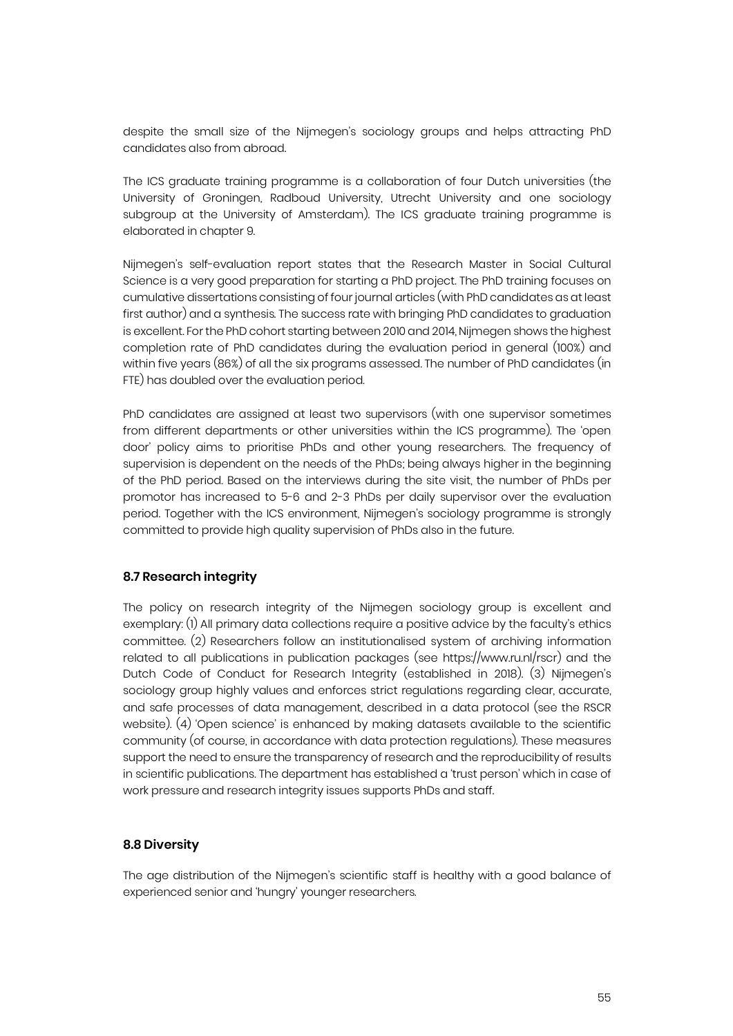despite the small size of the Nijmegen's sociology groups and helps attracting PhD candidates also from abroad.

The ICS graduate training programme is a collaboration of four Dutch universities (the University of Groningen, Radboud University, Utrecht University and one sociology subgroup at the University of Amsterdam). The ICS graduate training programme is elaborated in chapter 9.

Nijmegen's self-evaluation report states that the Research Master in Social Cultural Science is a very good preparation for starting a PhD project. The PhD training focuses on cumulative dissertations consisting of four journal articles (with PhD candidates as at least first author) and a synthesis. The success rate with bringing PhD candidates to graduation is excellent. For the PhD cohort starting between 2010 and 2014, Nijmegen shows the highest completion rate of PhD candidates during the evaluation period in general (100%) and within five years (86%) of all the six programs assessed. The number of PhD candidates (in FTE) has doubled over the evaluation period.

PhD candidates are assigned at least two supervisors (with one supervisor sometimes from different departments or other universities within the ICS programme). The 'open door' policy aims to prioritise PhDs and other young researchers. The frequency of supervision is dependent on the needs of the PhDs; being always higher in the beginning of the PhD period. Based on the interviews during the site visit, the number of PhDs per promotor has increased to 5-6 and 2-3 PhDs per daily supervisor over the evaluation period. Together with the ICS environment, Nijmegen's sociology programme is strongly committed to provide high quality supervision of PhDs also in the future.

### 8.7 Research integrity

The policy on research integrity of the Nijmegen sociology group is excellent and exemplary: (1) All primary data collections require a positive advice by the faculty's ethics committee. (2) Researchers follow an institutionalised system of archiving information related to all publications in publication packages (see https://www.ru.nl/rscr) and the Dutch Code of Conduct for Research Integrity (established in 2018). (3) Nijmegen's sociology group highly values and enforces strict regulations regarding clear, accurate, and safe processes of data management, described in a data protocol (see the RSCR website). (4) 'Open science' is enhanced by making datasets available to the scientific community (of course, in accordance with data protection regulations). These measures support the need to ensure the transparency of research and the reproducibility of results in scientific publications. The department has established a 'trust person' which in case of work pressure and research integrity issues supports PhDs and staff.

### 8.8 Diversity

The age distribution of the Nijmegen's scientific staff is healthy with a good balance of experienced senior and 'hungry' younger researchers.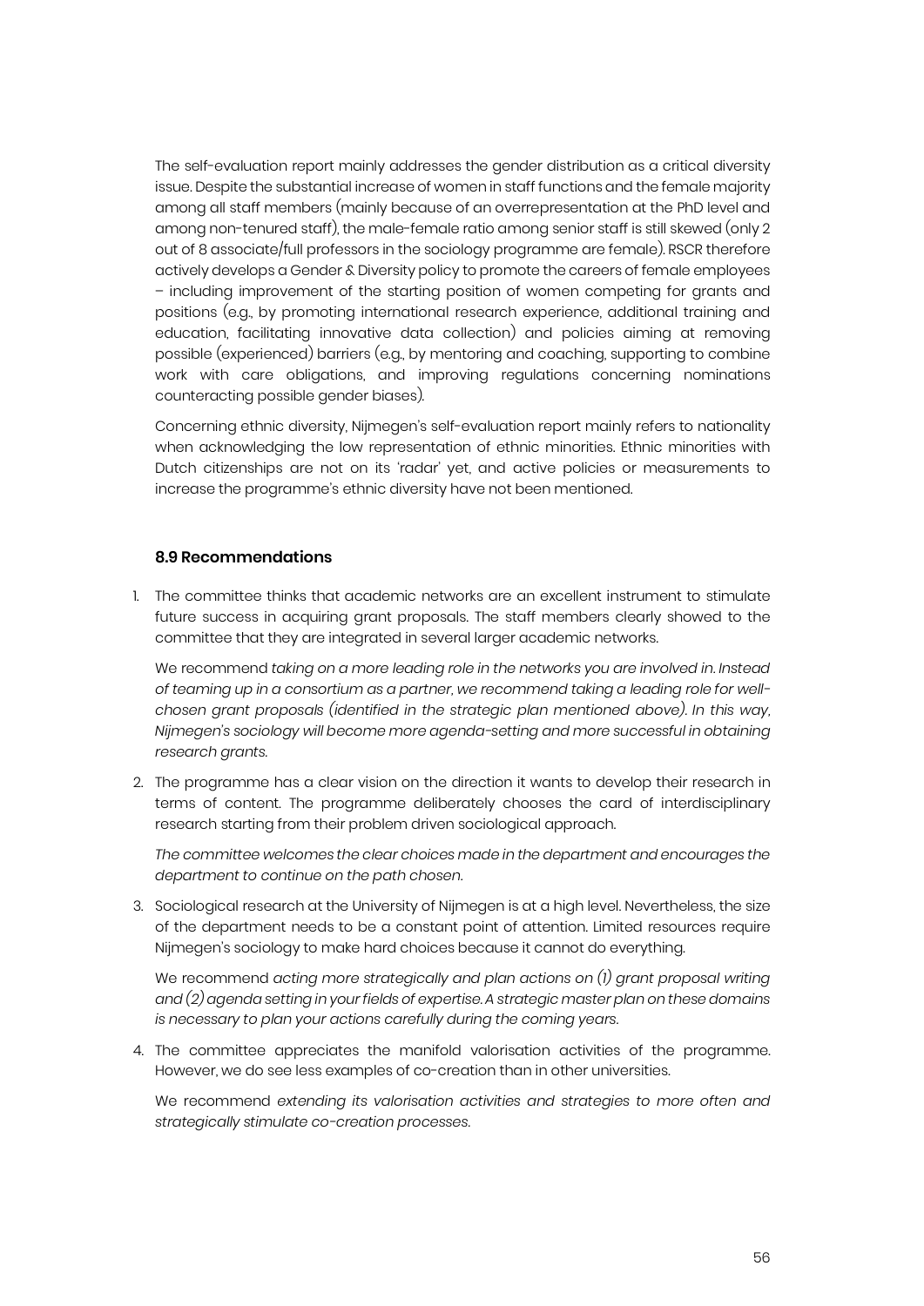The self-evaluation report mainly addresses the gender distribution as a critical diversity issue. Despite the substantial increase of women in staff functions and the female majority among all staff members (mainly because of an overrepresentation at the PhD level and among non-tenured staff), the male-female ratio among senior staff is still skewed (only 2 out of 8 associate/full professors in the sociology programme are female). RSCR therefore actively develops a Gender & Diversity policy to promote the careers of female employees – including improvement of the starting position of women competing for grants and positions (e.g., by promoting international research experience, additional training and education, facilitating innovative data collection) and policies aiming at removing possible (experienced) barriers (e.g., by mentoring and coaching, supporting to combine work with care obligations, and improving regulations concerning nominations counteracting possible gender biases).

Concerning ethnic diversity, Nijmegen's self-evaluation report mainly refers to nationality when acknowledging the low representation of ethnic minorities. Ethnic minorities with Dutch citizenships are not on its 'radar' yet, and active policies or measurements to increase the programme's ethnic diversity have not been mentioned.

### 8.9 Recommendations

1. The committee thinks that academic networks are an excellent instrument to stimulate future success in acquiring grant proposals. The staff members clearly showed to the committee that they are integrated in several larger academic networks.

   We recommend *taking on a more leading role in the networks you are involved in. Instead of teaming up in a consortium as a partner, we recommend taking a leading role for well-chosen grant proposals (identified in the strategic plan mentioned above). In this way, Nijmegen's sociology will become more agenda-setting and more successful in obtaining research grants.*

2. The programme has a clear vision on the direction it wants to develop their research in terms of content. The programme deliberately chooses the card of interdisciplinary research starting from their problem driven sociological approach.

   *The committee welcomes the clear choices made in the department and encourages the department to continue on the path chosen.*

3. Sociological research at the University of Nijmegen is at a high level. Nevertheless, the size of the department needs to be a constant point of attention. Limited resources require Nijmegen's sociology to make hard choices because it cannot do everything.

   We recommend *acting more strategically and plan actions on (1) grant proposal writing and (2) agenda setting in your fields of expertise. A strategic master plan on these domains is necessary to plan your actions carefully during the coming years.*

4. The committee appreciates the manifold valorisation activities of the programme. However, we do see less examples of co-creation than in other universities.

   We recommend *extending its valorisation activities and strategies to more often and strategically stimulate co-creation processes.*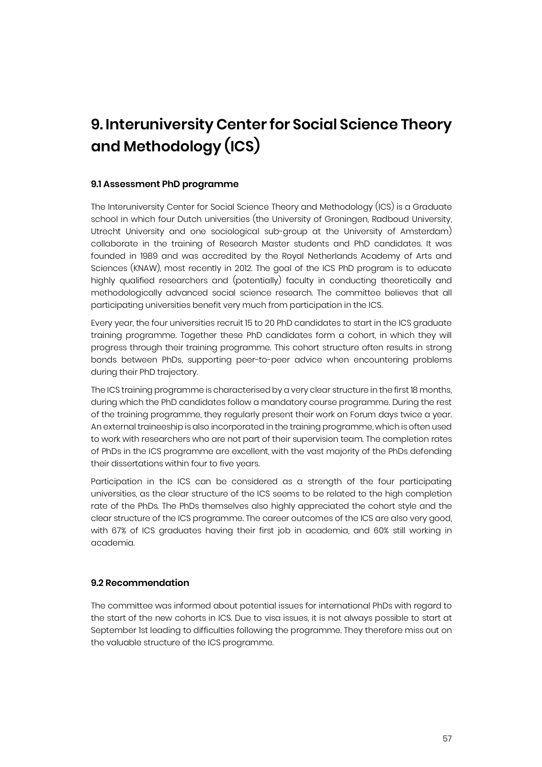# 9. Interuniversity Center for Social Science Theory and Methodology (ICS)

### 9.1 Assessment PhD programme

The Interuniversity Center for Social Science Theory and Methodology (ICS) is a Graduate school in which four Dutch universities (the University of Groningen, Radboud University, Utrecht University and one sociological sub-group at the University of Amsterdam) collaborate in the training of Research Master students and PhD candidates. It was founded in 1989 and was accredited by the Royal Netherlands Academy of Arts and Sciences (KNAW), most recently in 2012. The goal of the ICS PhD program is to educate highly qualified researchers and (potentially) faculty in conducting theoretically and methodologically advanced social science research. The committee believes that all participating universities benefit very much from participation in the ICS.

Every year, the four universities recruit 15 to 20 PhD candidates to start in the ICS graduate training programme. Together these PhD candidates form a cohort, in which they will progress through their training programme. This cohort structure often results in strong bonds between PhDs, supporting peer-to-peer advice when encountering problems during their PhD trajectory.

The ICS training programme is characterised by a very clear structure in the first 18 months, during which the PhD candidates follow a mandatory course programme. During the rest of the training programme, they regularly present their work on Forum days twice a year. An external traineeship is also incorporated in the training programme, which is often used to work with researchers who are not part of their supervision team. The completion rates of PhDs in the ICS programme are excellent, with the vast majority of the PhDs defending their dissertations within four to five years.

Participation in the ICS can be considered as a strength of the four participating universities, as the clear structure of the ICS seems to be related to the high completion rate of the PhDs. The PhDs themselves also highly appreciated the cohort style and the clear structure of the ICS programme. The career outcomes of the ICS are also very good, with 67% of ICS graduates having their first job in academia, and 60% still working in academia.

### 9.2 Recommendation

The committee was informed about potential issues for international PhDs with regard to the start of the new cohorts in ICS. Due to visa issues, it is not always possible to start at September 1st leading to difficulties following the programme. They therefore miss out on the valuable structure of the ICS programme.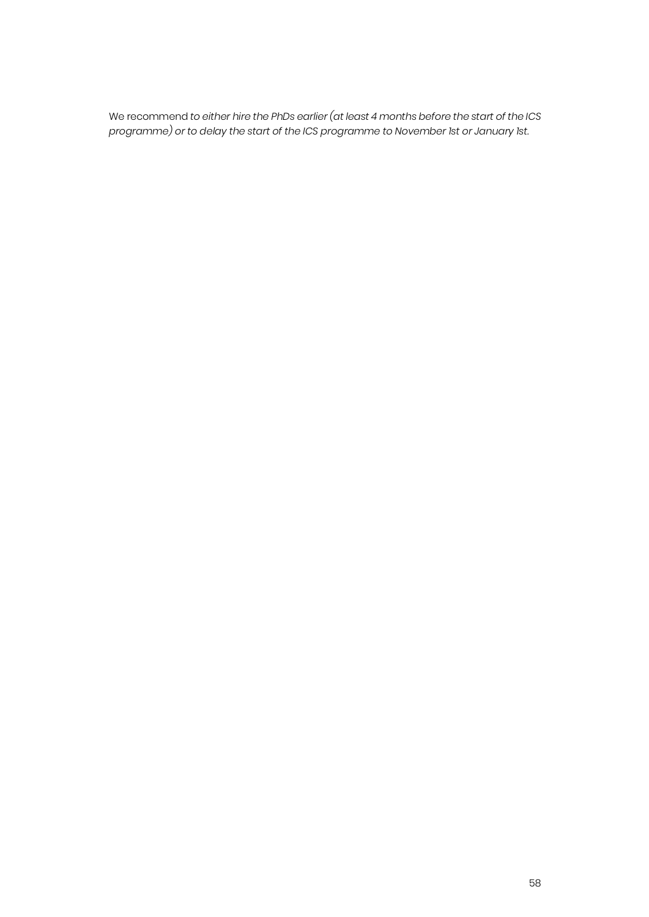We recommend *to either hire the PhDs earlier (at least 4 months before the start of the ICS programme) or to delay the start of the ICS programme to November 1st or January 1st.*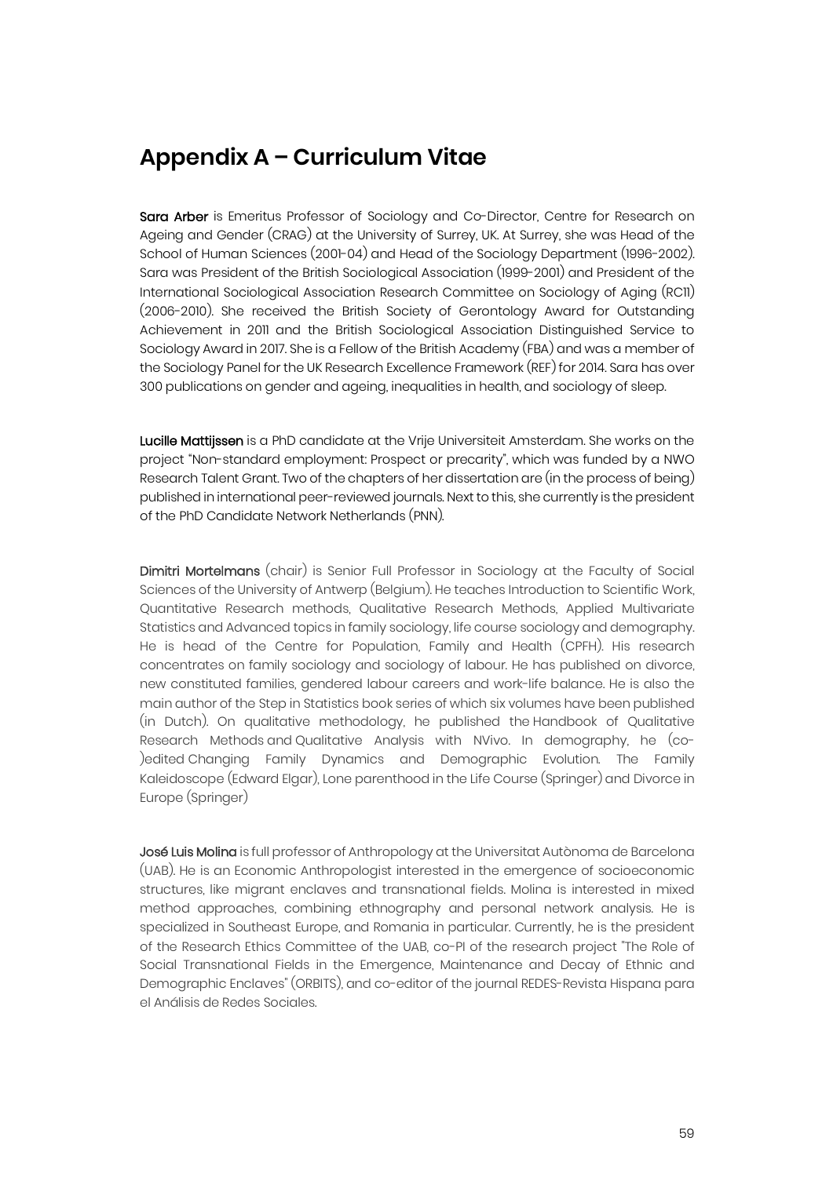# Appendix A – Curriculum Vitae

**Sara Arber** is Emeritus Professor of Sociology and Co-Director, Centre for Research on Ageing and Gender (CRAG) at the University of Surrey, UK. At Surrey, she was Head of the School of Human Sciences (2001-04) and Head of the Sociology Department (1996-2002). Sara was President of the British Sociological Association (1999-2001) and President of the International Sociological Association Research Committee on Sociology of Aging (RC11) (2006-2010). She received the British Society of Gerontology Award for Outstanding Achievement in 2011 and the British Sociological Association Distinguished Service to Sociology Award in 2017. She is a Fellow of the British Academy (FBA) and was a member of the Sociology Panel for the UK Research Excellence Framework (REF) for 2014. Sara has over 300 publications on gender and ageing, inequalities in health, and sociology of sleep.

**Lucille Mattijssen** is a PhD candidate at the Vrije Universiteit Amsterdam. She works on the project "Non-standard employment: Prospect or precarity", which was funded by a NWO Research Talent Grant. Two of the chapters of her dissertation are (in the process of being) published in international peer-reviewed journals. Next to this, she currently is the president of the PhD Candidate Network Netherlands (PNN).

**Dimitri Mortelmans** (chair) is Senior Full Professor in Sociology at the Faculty of Social Sciences of the University of Antwerp (Belgium). He teaches Introduction to Scientific Work, Quantitative Research methods, Qualitative Research Methods, Applied Multivariate Statistics and Advanced topics in family sociology, life course sociology and demography. He is head of the Centre for Population, Family and Health (CPFH). His research concentrates on family sociology and sociology of labour. He has published on divorce, new constituted families, gendered labour careers and work-life balance. He is also the main author of the Step in Statistics book series of which six volumes have been published (in Dutch). On qualitative methodology, he published the Handbook of Qualitative Research Methods and Qualitative Analysis with NVivo. In demography, he (co-)edited Changing Family Dynamics and Demographic Evolution. The Family Kaleidoscope (Edward Elgar), Lone parenthood in the Life Course (Springer) and Divorce in Europe (Springer)

**José Luis Molina** is full professor of Anthropology at the Universitat Autònoma de Barcelona (UAB). He is an Economic Anthropologist interested in the emergence of socioeconomic structures, like migrant enclaves and transnational fields. Molina is interested in mixed method approaches, combining ethnography and personal network analysis. He is specialized in Southeast Europe, and Romania in particular. Currently, he is the president of the Research Ethics Committee of the UAB, co-PI of the research project "The Role of Social Transnational Fields in the Emergence, Maintenance and Decay of Ethnic and Demographic Enclaves" (ORBITS), and co-editor of the journal REDES-Revista Hispana para el Análisis de Redes Sociales.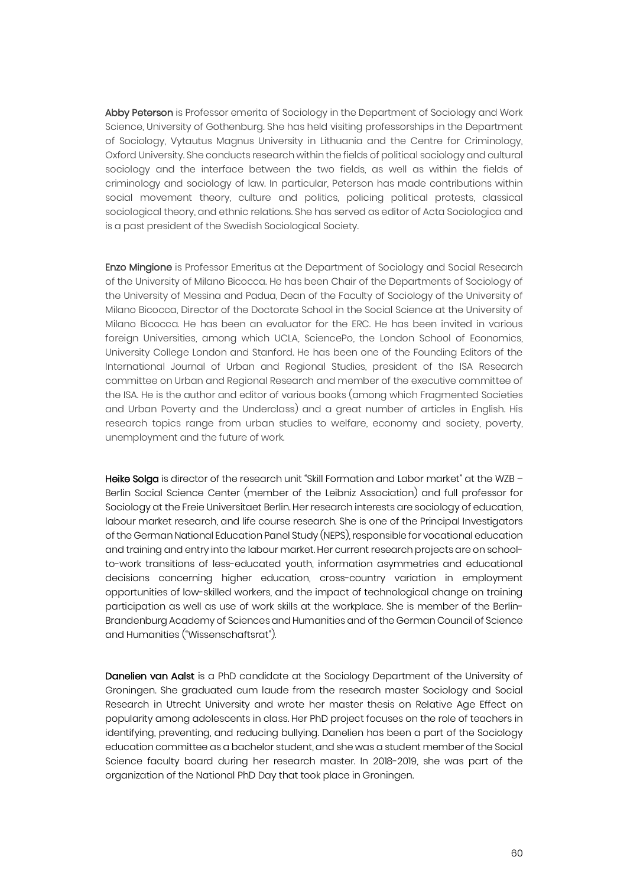**Abby Peterson** is Professor emerita of Sociology in the Department of Sociology and Work Science, University of Gothenburg. She has held visiting professorships in the Department of Sociology, Vytautus Magnus University in Lithuania and the Centre for Criminology, Oxford University. She conducts research within the fields of political sociology and cultural sociology and the interface between the two fields, as well as within the fields of criminology and sociology of law. In particular, Peterson has made contributions within social movement theory, culture and politics, policing political protests, classical sociological theory, and ethnic relations. She has served as editor of Acta Sociologica and is a past president of the Swedish Sociological Society.

**Enzo Mingione** is Professor Emeritus at the Department of Sociology and Social Research of the University of Milano Bicocca. He has been Chair of the Departments of Sociology of the University of Messina and Padua, Dean of the Faculty of Sociology of the University of Milano Bicocca, Director of the Doctorate School in the Social Science at the University of Milano Bicocca. He has been an evaluator for the ERC. He has been invited in various foreign Universities, among which UCLA, SciencePo, the London School of Economics, University College London and Stanford. He has been one of the Founding Editors of the International Journal of Urban and Regional Studies, president of the ISA Research committee on Urban and Regional Research and member of the executive committee of the ISA. He is the author and editor of various books (among which Fragmented Societies and Urban Poverty and the Underclass) and a great number of articles in English. His research topics range from urban studies to welfare, economy and society, poverty, unemployment and the future of work.

**Heike Solga** is director of the research unit "Skill Formation and Labor market" at the WZB – Berlin Social Science Center (member of the Leibniz Association) and full professor for Sociology at the Freie Universitaet Berlin. Her research interests are sociology of education, labour market research, and life course research. She is one of the Principal Investigators of the German National Education Panel Study (NEPS), responsible for vocational education and training and entry into the labour market. Her current research projects are on school-to-work transitions of less-educated youth, information asymmetries and educational decisions concerning higher education, cross-country variation in employment opportunities of low-skilled workers, and the impact of technological change on training participation as well as use of work skills at the workplace. She is member of the Berlin-Brandenburg Academy of Sciences and Humanities and of the German Council of Science and Humanities ("Wissenschaftsrat").

**Danelien van Aalst** is a PhD candidate at the Sociology Department of the University of Groningen. She graduated cum laude from the research master Sociology and Social Research in Utrecht University and wrote her master thesis on Relative Age Effect on popularity among adolescents in class. Her PhD project focuses on the role of teachers in identifying, preventing, and reducing bullying. Danelien has been a part of the Sociology education committee as a bachelor student, and she was a student member of the Social Science faculty board during her research master. In 2018-2019, she was part of the organization of the National PhD Day that took place in Groningen.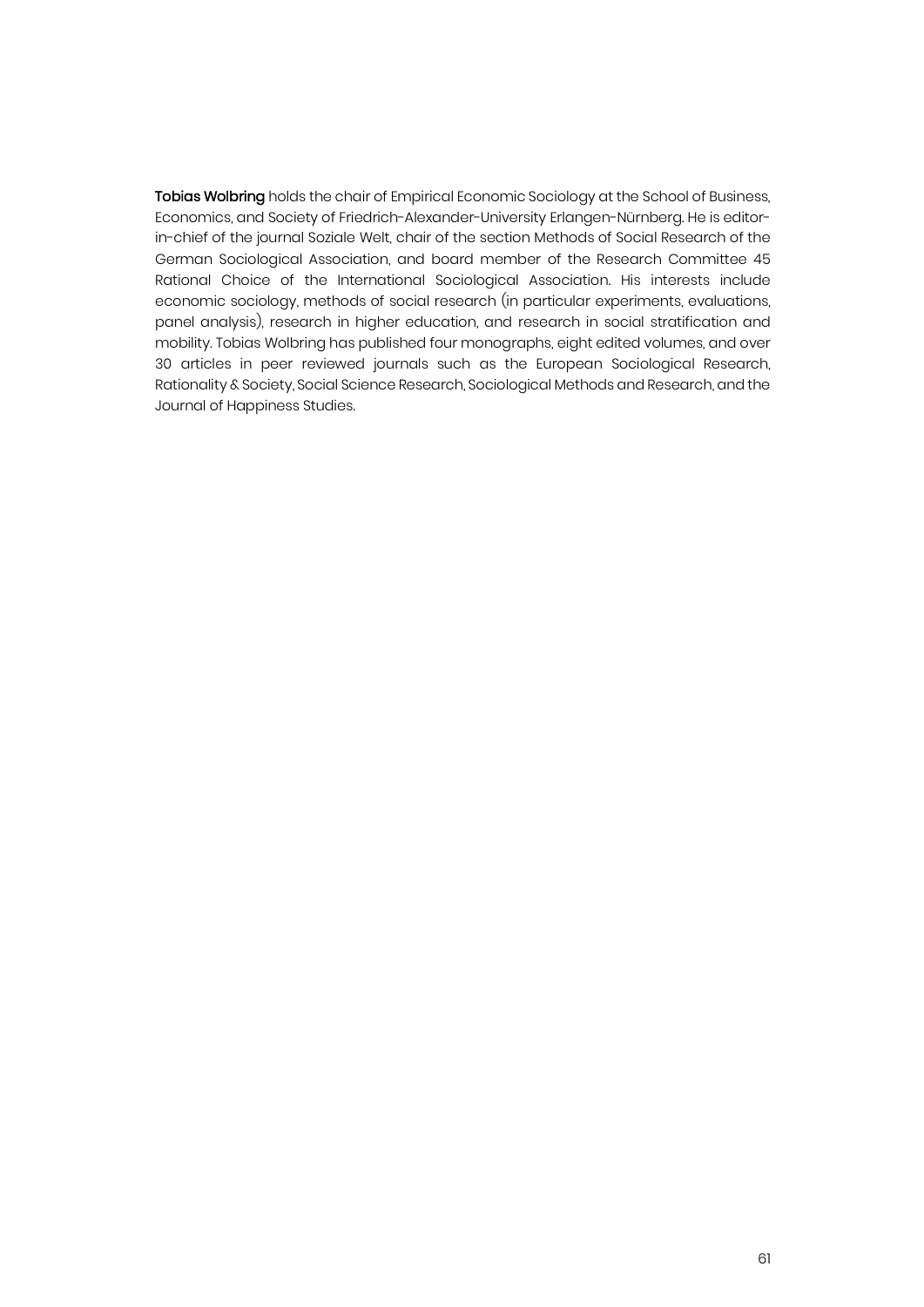**Tobias Wolbring** holds the chair of Empirical Economic Sociology at the School of Business, Economics, and Society of Friedrich-Alexander-University Erlangen-Nürnberg. He is editor-in-chief of the journal Soziale Welt, chair of the section Methods of Social Research of the German Sociological Association, and board member of the Research Committee 45 Rational Choice of the International Sociological Association. His interests include economic sociology, methods of social research (in particular experiments, evaluations, panel analysis), research in higher education, and research in social stratification and mobility. Tobias Wolbring has published four monographs, eight edited volumes, and over 30 articles in peer reviewed journals such as the European Sociological Research, Rationality & Society, Social Science Research, Sociological Methods and Research, and the Journal of Happiness Studies.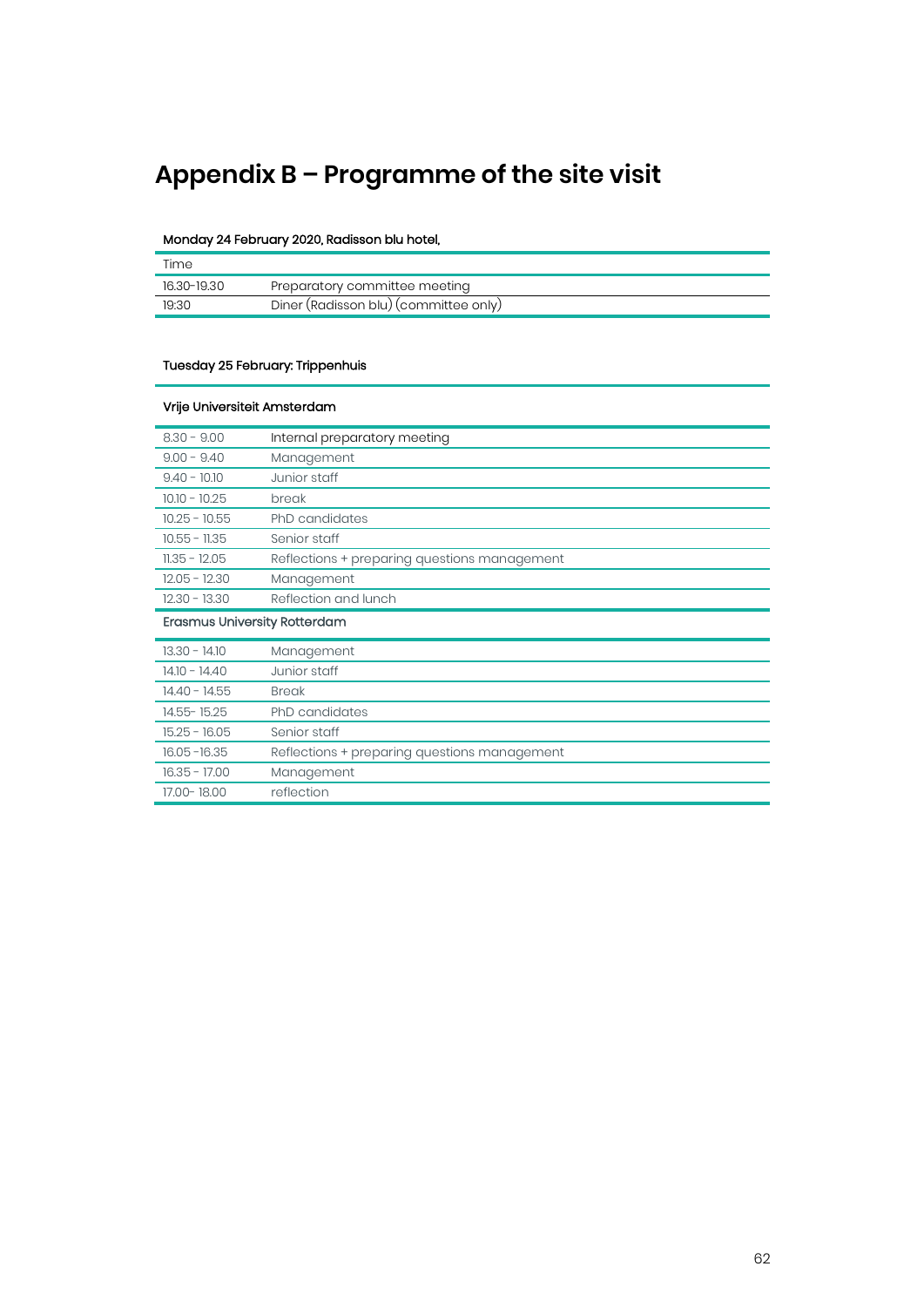# Appendix B – Programme of the site visit

**Monday 24 February 2020, Radisson blu hotel,**

| Time | |
|---|---|
| 16.30-19.30 | Preparatory committee meeting |
| 19:30 | Diner (Radisson blu) (committee only) |

**Tuesday 25 February: Trippenhuis**

| **Vrije Universiteit Amsterdam** | |
|---|---|
| 8.30 - 9.00 | Internal preparatory meeting |
| 9.00 - 9.40 | Management |
| 9.40 - 10.10 | Junior staff |
| 10.10 - 10.25 | break |
| 10.25 - 10.55 | PhD candidates |
| 10.55 - 11.35 | Senior staff |
| 11.35 - 12.05 | Reflections + preparing questions management |
| 12.05 - 12.30 | Management |
| 12.30 - 13.30 | Reflection and lunch |
| **Erasmus University Rotterdam** | |
| 13.30 - 14.10 | Management |
| 14.10 - 14.40 | Junior staff |
| 14.40 - 14.55 | Break |
| 14.55- 15.25 | PhD candidates |
| 15.25 - 16.05 | Senior staff |
| 16.05 -16.35 | Reflections + preparing questions management |
| 16.35 - 17.00 | Management |
| 17.00- 18.00 | reflection |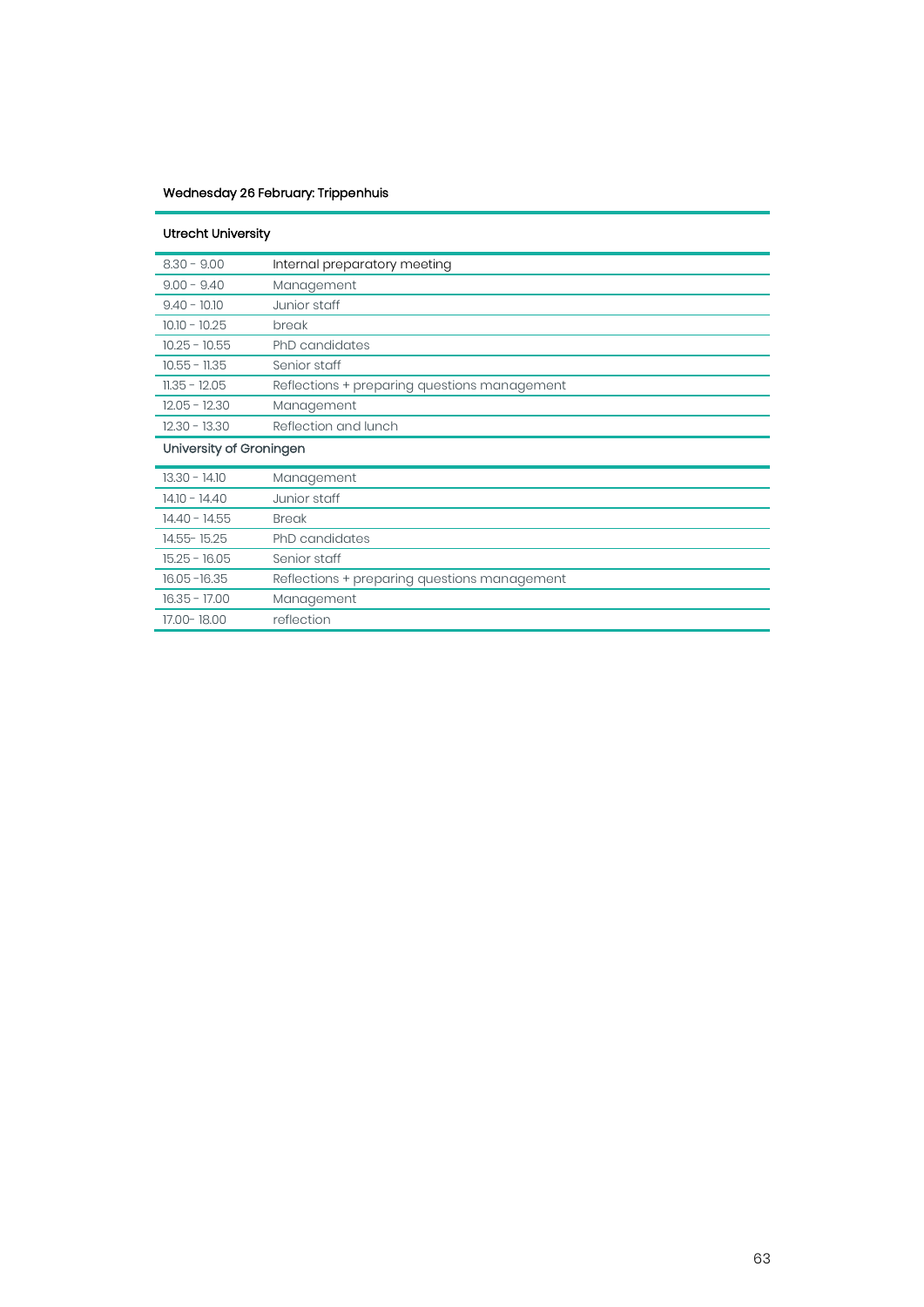**Wednesday 26 February: Trippenhuis**

| Utrecht University | |
|---|---|
| 8.30 - 9.00 | Internal preparatory meeting |
| 9.00 - 9.40 | Management |
| 9.40 - 10.10 | Junior staff |
| 10.10 - 10.25 | break |
| 10.25 - 10.55 | PhD candidates |
| 10.55 - 11.35 | Senior staff |
| 11.35 - 12.05 | Reflections + preparing questions management |
| 12.05 - 12.30 | Management |
| 12.30 - 13.30 | Reflection and lunch |
| **University of Groningen** | |
| 13.30 - 14.10 | Management |
| 14.10 - 14.40 | Junior staff |
| 14.40 - 14.55 | Break |
| 14.55- 15.25 | PhD candidates |
| 15.25 - 16.05 | Senior staff |
| 16.05 -16.35 | Reflections + preparing questions management |
| 16.35 - 17.00 | Management |
| 17.00- 18.00 | reflection |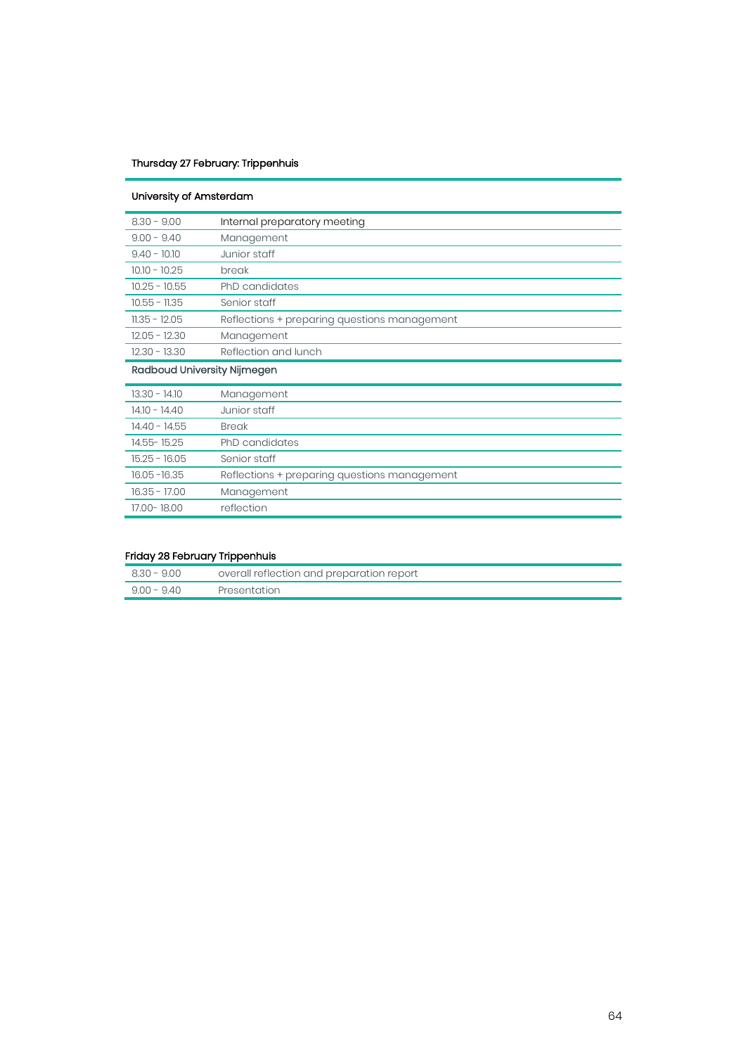### Thursday 27 February: Trippenhuis

| University of Amsterdam | |
|---|---|
| 8.30 - 9.00 | Internal preparatory meeting |
| 9.00 - 9.40 | Management |
| 9.40 - 10.10 | Junior staff |
| 10.10 - 10.25 | break |
| 10.25 - 10.55 | PhD candidates |
| 10.55 - 11.35 | Senior staff |
| 11.35 - 12.05 | Reflections + preparing questions management |
| 12.05 - 12.30 | Management |
| 12.30 - 13.30 | Reflection and lunch |
| **Radboud University Nijmegen** | |
| 13.30 - 14.10 | Management |
| 14.10 - 14.40 | Junior staff |
| 14.40 - 14.55 | Break |
| 14.55- 15.25 | PhD candidates |
| 15.25 - 16.05 | Senior staff |
| 16.05 -16.35 | Reflections + preparing questions management |
| 16.35 - 17.00 | Management |
| 17.00- 18.00 | reflection |

### Friday 28 February Trippenhuis

| | |
|---|---|
| 8.30 - 9.00 | overall reflection and preparation report |
| 9.00 - 9.40 | Presentation |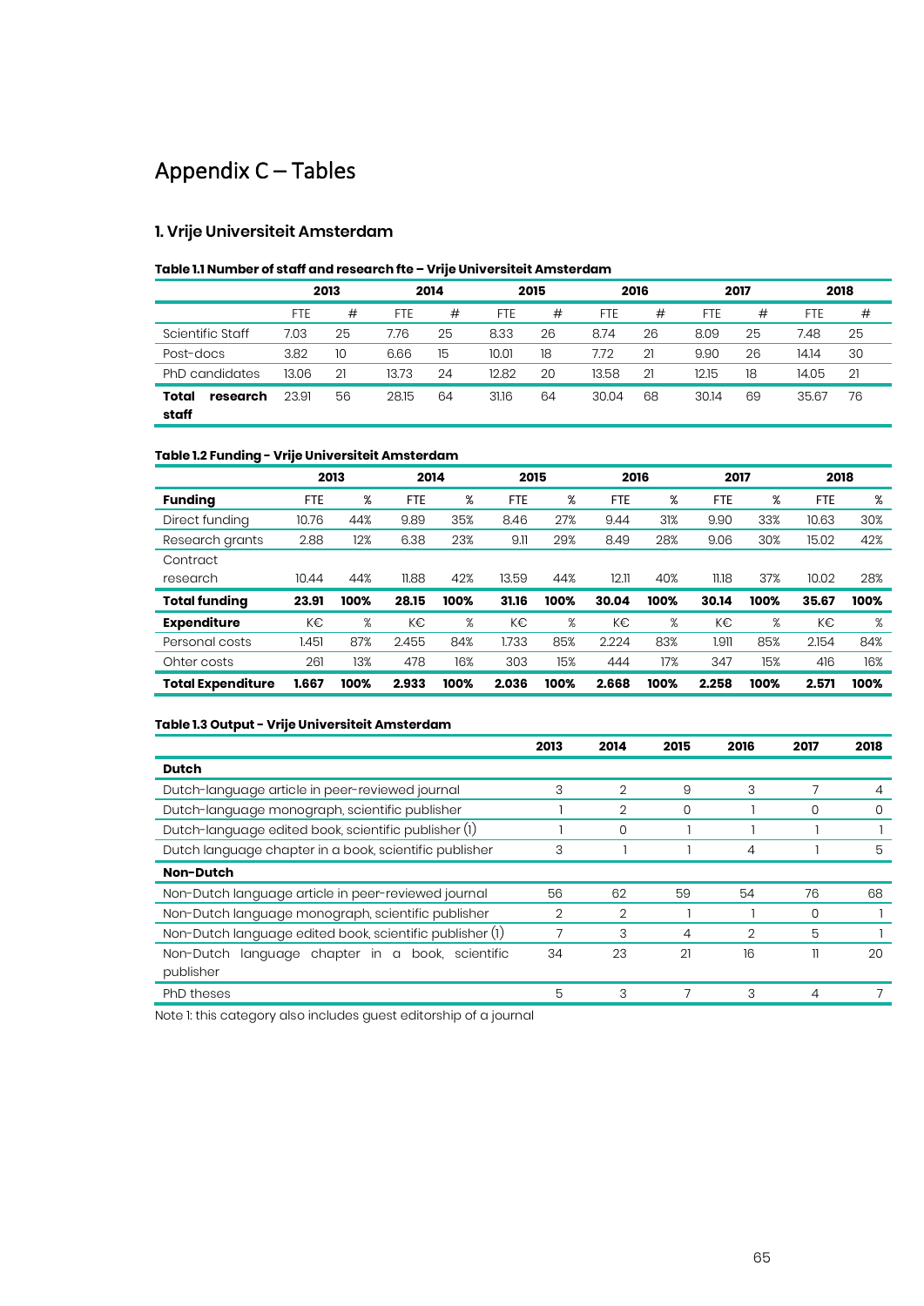# Appendix C – Tables

## 1. Vrije Universiteit Amsterdam

**Table 1.1 Number of staff and research fte – Vrije Universiteit Amsterdam**

| | 2013 | | 2014 | | 2015 | | 2016 | | 2017 | | 2018 | |
|---|---|---|---|---|---|---|---|---|---|---|---|---|
| | FTE | # | FTE | # | FTE | # | FTE | # | FTE | # | FTE | # |
| Scientific Staff | 7.03 | 25 | 7.76 | 25 | 8.33 | 26 | 8.74 | 26 | 8.09 | 25 | 7.48 | 25 |
| Post-docs | 3.82 | 10 | 6.66 | 15 | 10.01 | 18 | 7.72 | 21 | 9.90 | 26 | 14.14 | 30 |
| PhD candidates | 13.06 | 21 | 13.73 | 24 | 12.82 | 20 | 13.58 | 21 | 12.15 | 18 | 14.05 | 21 |
| **Total research staff** | 23.91 | 56 | 28.15 | 64 | 31.16 | 64 | 30.04 | 68 | 30.14 | 69 | 35.67 | 76 |

**Table 1.2 Funding - Vrije Universiteit Amsterdam**

| | 2013 | | 2014 | | 2015 | | 2016 | | 2017 | | 2018 | |
|---|---|---|---|---|---|---|---|---|---|---|---|---|
| **Funding** | FTE | % | FTE | % | FTE | % | FTE | % | FTE | % | FTE | % |
| Direct funding | 10.76 | 44% | 9.89 | 35% | 8.46 | 27% | 9.44 | 31% | 9.90 | 33% | 10.63 | 30% |
| Research grants | 2.88 | 12% | 6.38 | 23% | 9.11 | 29% | 8.49 | 28% | 9.06 | 30% | 15.02 | 42% |
| Contract research | 10.44 | 44% | 11.88 | 42% | 13.59 | 44% | 12.11 | 40% | 11.18 | 37% | 10.02 | 28% |
| **Total funding** | **23.91** | **100%** | **28.15** | **100%** | **31.16** | **100%** | **30.04** | **100%** | **30.14** | **100%** | **35.67** | **100%** |
| **Expenditure** | K€ | % | K€ | % | K€ | % | K€ | % | K€ | % | K€ | % |
| Personal costs | 1.451 | 87% | 2.455 | 84% | 1.733 | 85% | 2.224 | 83% | 1.911 | 85% | 2.154 | 84% |
| Ohter costs | 261 | 13% | 478 | 16% | 303 | 15% | 444 | 17% | 347 | 15% | 416 | 16% |
| **Total Expenditure** | **1.667** | **100%** | **2.933** | **100%** | **2.036** | **100%** | **2.668** | **100%** | **2.258** | **100%** | **2.571** | **100%** |

**Table 1.3 Output - Vrije Universiteit Amsterdam**

| | 2013 | 2014 | 2015 | 2016 | 2017 | 2018 |
|---|---|---|---|---|---|---|
| **Dutch** | | | | | | |
| Dutch-language article in peer-reviewed journal | 3 | 2 | 9 | 3 | 7 | 4 |
| Dutch-language monograph, scientific publisher | 1 | 2 | 0 | 1 | 0 | 0 |
| Dutch-language edited book, scientific publisher (1) | 1 | 0 | 1 | 1 | 1 | 1 |
| Dutch language chapter in a book, scientific publisher | 3 | 1 | 1 | 4 | 1 | 5 |
| **Non-Dutch** | | | | | | |
| Non-Dutch language article in peer-reviewed journal | 56 | 62 | 59 | 54 | 76 | 68 |
| Non-Dutch language monograph, scientific publisher | 2 | 2 | 1 | 1 | 0 | 1 |
| Non-Dutch language edited book, scientific publisher (1) | 7 | 3 | 4 | 2 | 5 | 1 |
| Non-Dutch language chapter in a book, scientific publisher | 34 | 23 | 21 | 16 | 11 | 20 |
| PhD theses | 5 | 3 | 7 | 3 | 4 | 7 |

Note 1: this category also includes guest editorship of a journal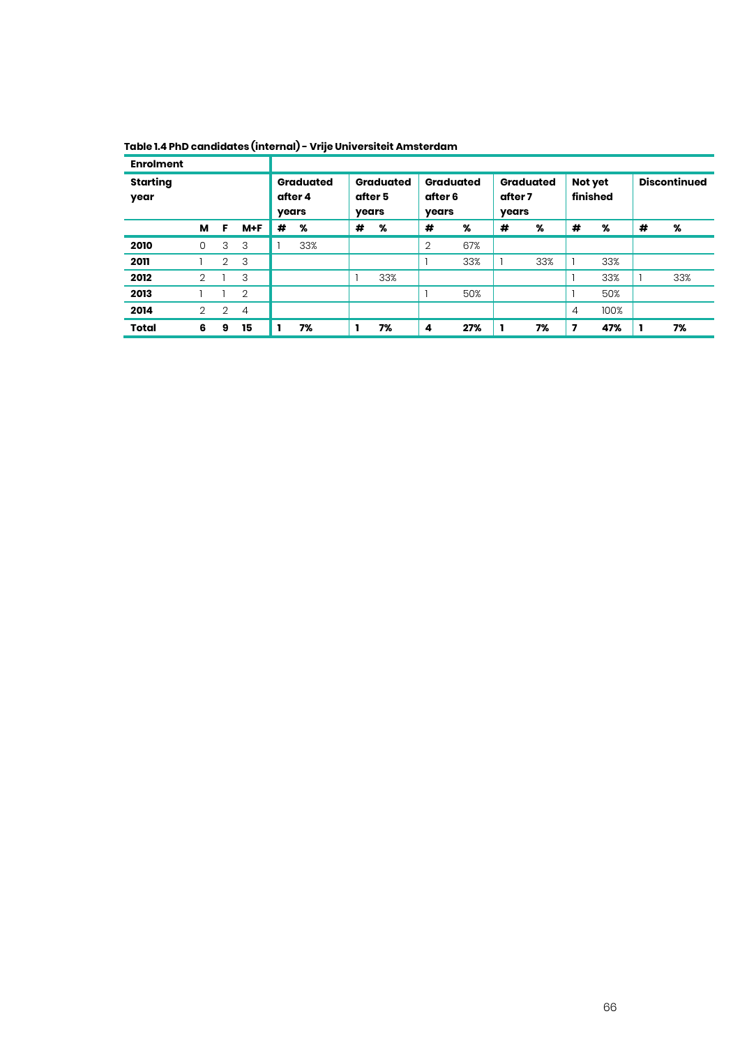**Table 1.4 PhD candidates (internal) - Vrije Universiteit Amsterdam**

| Enrolment | | | | | | | | | | | | | | | |
|---|---|---|---|---|---|---|---|---|---|---|---|---|---|---|---|
| Starting year | | | | Graduated after 4 years | | Graduated after 5 years | | Graduated after 6 years | | Graduated after 7 years | | Not yet finished | | Discontinued | |
| | M | F | M+F | # | % | # | % | # | % | # | % | # | % | # | % |
| **2010** | 0 | 3 | 3 | 1 | 33% | | | 2 | 67% | | | | | | |
| **2011** | 1 | 2 | 3 | | | | | 1 | 33% | 1 | 33% | 1 | 33% | | |
| **2012** | 2 | 1 | 3 | | | 1 | 33% | | | | | 1 | 33% | 1 | 33% |
| **2013** | 1 | 1 | 2 | | | | | 1 | 50% | | | 1 | 50% | | |
| **2014** | 2 | 2 | 4 | | | | | | | | | 4 | 100% | | |
| **Total** | **6** | **9** | **15** | **1** | **7%** | **1** | **7%** | **4** | **27%** | **1** | **7%** | **7** | **47%** | **1** | **7%** |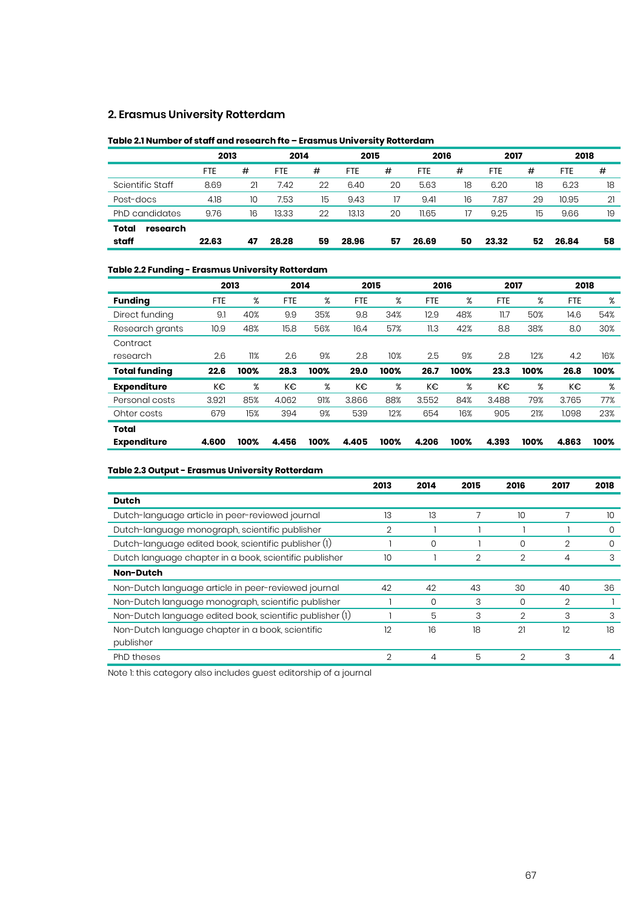## 2. Erasmus University Rotterdam

**Table 2.1 Number of staff and research fte – Erasmus University Rotterdam**

| | 2013 | | 2014 | | 2015 | | 2016 | | 2017 | | 2018 | |
|---|---|---|---|---|---|---|---|---|---|---|---|---|
| | FTE | # | FTE | # | FTE | # | FTE | # | FTE | # | FTE | # |
| Scientific Staff | 8.69 | 21 | 7.42 | 22 | 6.40 | 20 | 5.63 | 18 | 6.20 | 18 | 6.23 | 18 |
| Post-docs | 4.18 | 10 | 7.53 | 15 | 9.43 | 17 | 9.41 | 16 | 7.87 | 29 | 10.95 | 21 |
| PhD candidates | 9.76 | 16 | 13.33 | 22 | 13.13 | 20 | 11.65 | 17 | 9.25 | 15 | 9.66 | 19 |
| **Total research staff** | **22.63** | **47** | **28.28** | **59** | **28.96** | **57** | **26.69** | **50** | **23.32** | **52** | **26.84** | **58** |

**Table 2.2 Funding - Erasmus University Rotterdam**

| | 2013 | | 2014 | | 2015 | | 2016 | | 2017 | | 2018 | |
|---|---|---|---|---|---|---|---|---|---|---|---|---|
| **Funding** | FTE | % | FTE | % | FTE | % | FTE | % | FTE | % | FTE | % |
| Direct funding | 9.1 | 40% | 9.9 | 35% | 9.8 | 34% | 12.9 | 48% | 11.7 | 50% | 14.6 | 54% |
| Research grants | 10.9 | 48% | 15.8 | 56% | 16.4 | 57% | 11.3 | 42% | 8.8 | 38% | 8.0 | 30% |
| Contract research | 2.6 | 11% | 2.6 | 9% | 2.8 | 10% | 2.5 | 9% | 2.8 | 12% | 4.2 | 16% |
| **Total funding** | **22.6** | **100%** | **28.3** | **100%** | **29.0** | **100%** | **26.7** | **100%** | **23.3** | **100%** | **26.8** | **100%** |
| **Expenditure** | K€ | % | K€ | % | K€ | % | K€ | % | K€ | % | K€ | % |
| Personal costs | 3.921 | 85% | 4.062 | 91% | 3.866 | 88% | 3.552 | 84% | 3.488 | 79% | 3.765 | 77% |
| Ohter costs | 679 | 15% | 394 | 9% | 539 | 12% | 654 | 16% | 905 | 21% | 1.098 | 23% |
| **Total Expenditure** | **4.600** | **100%** | **4.456** | **100%** | **4.405** | **100%** | **4.206** | **100%** | **4.393** | **100%** | **4.863** | **100%** |

**Table 2.3 Output - Erasmus University Rotterdam**

| | 2013 | 2014 | 2015 | 2016 | 2017 | 2018 |
|---|---|---|---|---|---|---|
| **Dutch** | | | | | | |
| Dutch-language article in peer-reviewed journal | 13 | 13 | 7 | 10 | 7 | 10 |
| Dutch-language monograph, scientific publisher | 2 | 1 | 1 | 1 | 1 | 0 |
| Dutch-language edited book, scientific publisher (1) | 1 | 0 | 1 | 0 | 2 | 0 |
| Dutch language chapter in a book, scientific publisher | 10 | 1 | 2 | 2 | 4 | 3 |
| **Non-Dutch** | | | | | | |
| Non-Dutch language article in peer-reviewed journal | 42 | 42 | 43 | 30 | 40 | 36 |
| Non-Dutch language monograph, scientific publisher | 1 | 0 | 3 | 0 | 2 | 1 |
| Non-Dutch language edited book, scientific publisher (1) | 1 | 5 | 3 | 2 | 3 | 3 |
| Non-Dutch language chapter in a book, scientific publisher | 12 | 16 | 18 | 21 | 12 | 18 |
| PhD theses | 2 | 4 | 5 | 2 | 3 | 4 |

Note 1: this category also includes guest editorship of a journal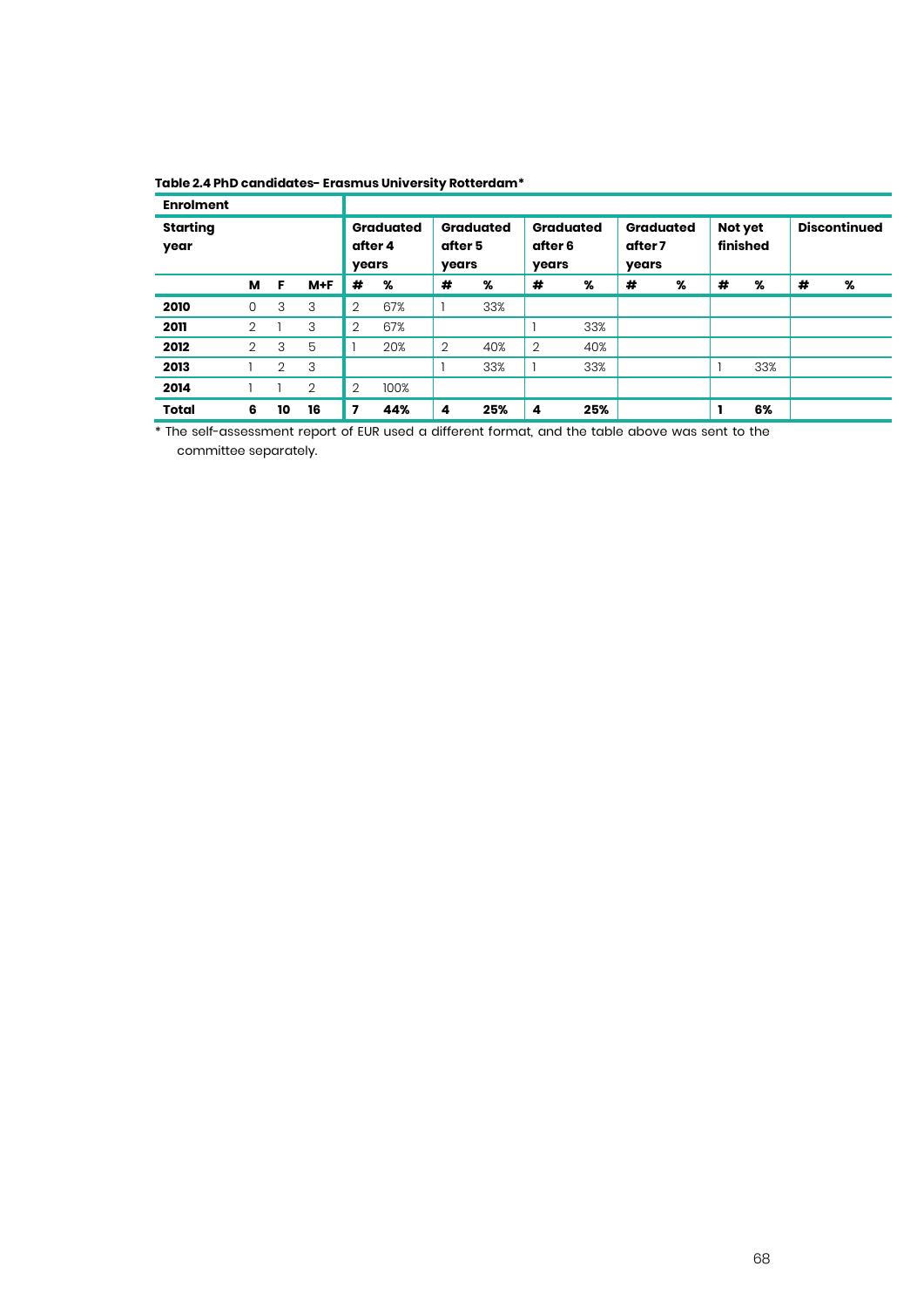**Table 2.4 PhD candidates- Erasmus University Rotterdam***

| Enrolment | | | | | | | | | | | | | | | |
|---|---|---|---|---|---|---|---|---|---|---|---|---|---|---|---|
| Starting year | | | | Graduated after 4 years | | Graduated after 5 years | | Graduated after 6 years | | Graduated after 7 years | | Not yet finished | | Discontinued | |
| | M | F | M+F | # | % | # | % | # | % | # | % | # | % | # | % |
| **2010** | 0 | 3 | 3 | 2 | 67% | 1 | 33% | | | | | | | | |
| **2011** | 2 | 1 | 3 | 2 | 67% | | | 1 | 33% | | | | | | |
| **2012** | 2 | 3 | 5 | 1 | 20% | 2 | 40% | 2 | 40% | | | | | | |
| **2013** | 1 | 2 | 3 | | | 1 | 33% | 1 | 33% | | | 1 | 33% | | |
| **2014** | 1 | 1 | 2 | 2 | 100% | | | | | | | | | | |
| **Total** | **6** | **10** | **16** | **7** | **44%** | **4** | **25%** | **4** | **25%** | | | **1** | **6%** | | |

* The self-assessment report of EUR used a different format, and the table above was sent to the committee separately.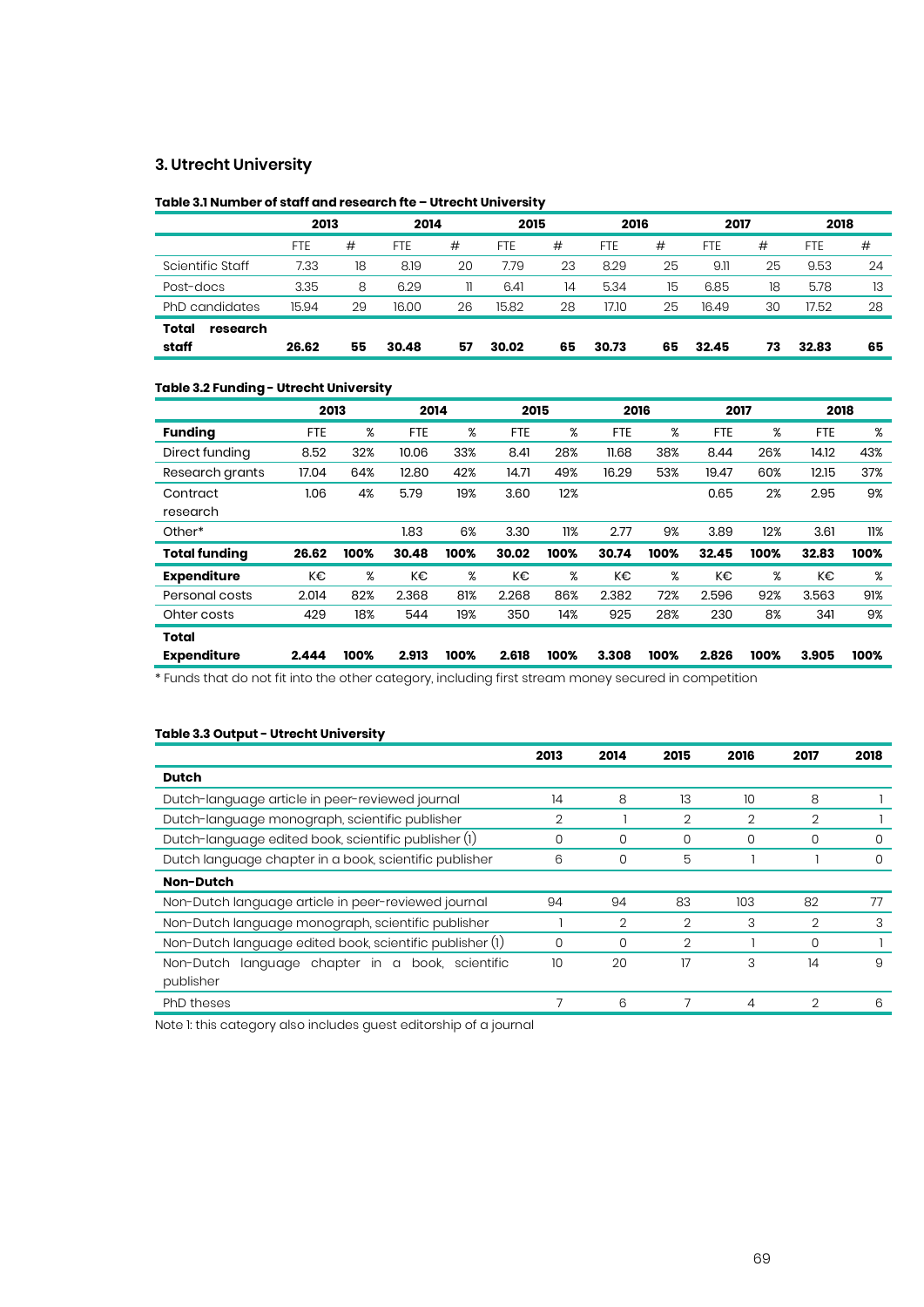## 3. Utrecht University

**Table 3.1 Number of staff and research fte – Utrecht University**

| | 2013 | | 2014 | | 2015 | | 2016 | | 2017 | | 2018 | |
|---|---|---|---|---|---|---|---|---|---|---|---|---|
| | FTE | # | FTE | # | FTE | # | FTE | # | FTE | # | FTE | # |
| Scientific Staff | 7.33 | 18 | 8.19 | 20 | 7.79 | 23 | 8.29 | 25 | 9.11 | 25 | 9.53 | 24 |
| Post-docs | 3.35 | 8 | 6.29 | 11 | 6.41 | 14 | 5.34 | 15 | 6.85 | 18 | 5.78 | 13 |
| PhD candidates | 15.94 | 29 | 16.00 | 26 | 15.82 | 28 | 17.10 | 25 | 16.49 | 30 | 17.52 | 28 |
| **Total research staff** | **26.62** | **55** | **30.48** | **57** | **30.02** | **65** | **30.73** | **65** | **32.45** | **73** | **32.83** | **65** |

**Table 3.2 Funding - Utrecht University**

| | 2013 | | 2014 | | 2015 | | 2016 | | 2017 | | 2018 | |
|---|---|---|---|---|---|---|---|---|---|---|---|---|
| **Funding** | FTE | % | FTE | % | FTE | % | FTE | % | FTE | % | FTE | % |
| Direct funding | 8.52 | 32% | 10.06 | 33% | 8.41 | 28% | 11.68 | 38% | 8.44 | 26% | 14.12 | 43% |
| Research grants | 17.04 | 64% | 12.80 | 42% | 14.71 | 49% | 16.29 | 53% | 19.47 | 60% | 12.15 | 37% |
| Contract research | 1.06 | 4% | 5.79 | 19% | 3.60 | 12% | | | 0.65 | 2% | 2.95 | 9% |
| Other* | | | 1.83 | 6% | 3.30 | 11% | 2.77 | 9% | 3.89 | 12% | 3.61 | 11% |
| **Total funding** | **26.62** | **100%** | **30.48** | **100%** | **30.02** | **100%** | **30.74** | **100%** | **32.45** | **100%** | **32.83** | **100%** |
| **Expenditure** | K€ | % | K€ | % | K€ | % | K€ | % | K€ | % | K€ | % |
| Personal costs | 2.014 | 82% | 2.368 | 81% | 2.268 | 86% | 2.382 | 72% | 2.596 | 92% | 3.563 | 91% |
| Ohter costs | 429 | 18% | 544 | 19% | 350 | 14% | 925 | 28% | 230 | 8% | 341 | 9% |
| **Total Expenditure** | **2.444** | **100%** | **2.913** | **100%** | **2.618** | **100%** | **3.308** | **100%** | **2.826** | **100%** | **3.905** | **100%** |

* Funds that do not fit into the other category, including first stream money secured in competition

**Table 3.3 Output - Utrecht University**

| | 2013 | 2014 | 2015 | 2016 | 2017 | 2018 |
|---|---|---|---|---|---|---|
| **Dutch** | | | | | | |
| Dutch-language article in peer-reviewed journal | 14 | 8 | 13 | 10 | 8 | 1 |
| Dutch-language monograph, scientific publisher | 2 | 1 | 2 | 2 | 2 | 1 |
| Dutch-language edited book, scientific publisher (1) | 0 | 0 | 0 | 0 | 0 | 0 |
| Dutch language chapter in a book, scientific publisher | 6 | 0 | 5 | 1 | 1 | 0 |
| **Non-Dutch** | | | | | | |
| Non-Dutch language article in peer-reviewed journal | 94 | 94 | 83 | 103 | 82 | 77 |
| Non-Dutch language monograph, scientific publisher | 1 | 2 | 2 | 3 | 2 | 3 |
| Non-Dutch language edited book, scientific publisher (1) | 0 | 0 | 2 | 1 | 0 | 1 |
| Non-Dutch language chapter in a book, scientific publisher | 10 | 20 | 17 | 3 | 14 | 9 |
| PhD theses | 7 | 6 | 7 | 4 | 2 | 6 |

Note 1: this category also includes guest editorship of a journal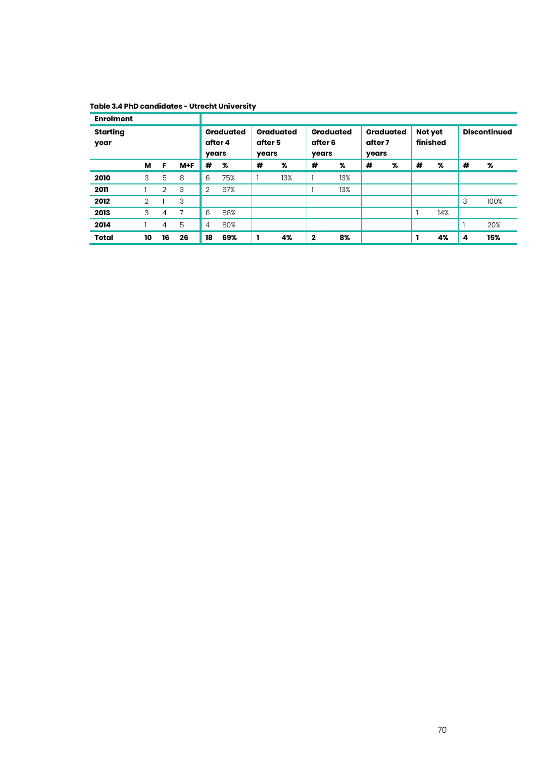**Table 3.4 PhD candidates - Utrecht University**

| Enrolment | | | | | | | | | | | | | | | |
|---|---|---|---|---|---|---|---|---|---|---|---|---|---|---|---|
| Starting year | | | | Graduated after 4 years | | Graduated after 5 years | | Graduated after 6 years | | Graduated after 7 years | | Not yet finished | | Discontinued | |
| | M | F | M+F | # | % | # | % | # | % | # | % | # | % | # | % |
| **2010** | 3 | 5 | 8 | 6 | 75% | 1 | 13% | 1 | 13% | | | | | | |
| **2011** | 1 | 2 | 3 | 2 | 67% | | | 1 | 13% | | | | | | |
| **2012** | 2 | 1 | 3 | | | | | | | | | | | 3 | 100% |
| **2013** | 3 | 4 | 7 | 6 | 86% | | | | | | | 1 | 14% | | |
| **2014** | 1 | 4 | 5 | 4 | 80% | | | | | | | | | 1 | 20% |
| **Total** | **10** | **16** | **26** | **18** | **69%** | **1** | **4%** | **2** | **8%** | | | **1** | **4%** | **4** | **15%** |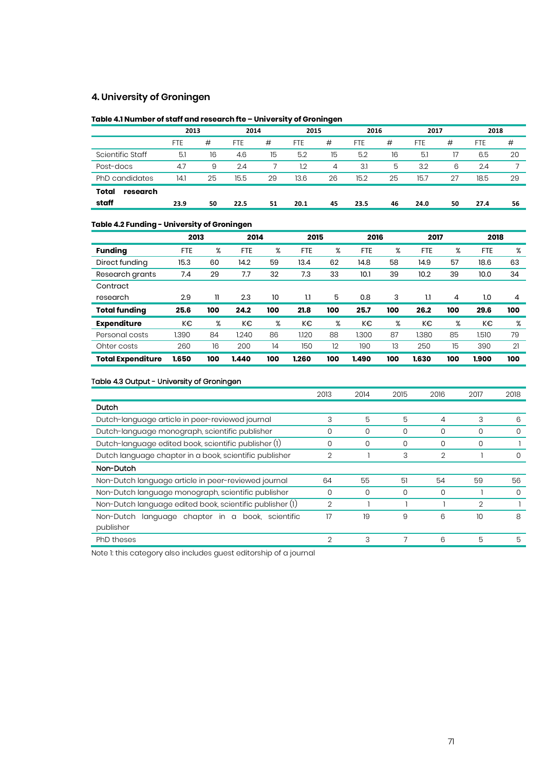## 4. University of Groningen

**Table 4.1 Number of staff and research fte – University of Groningen**

| | 2013 | | 2014 | | 2015 | | 2016 | | 2017 | | 2018 | |
|---|---|---|---|---|---|---|---|---|---|---|---|---|
| | FTE | # | FTE | # | FTE | # | FTE | # | FTE | # | FTE | # |
| Scientific Staff | 5.1 | 16 | 4.6 | 15 | 5.2 | 15 | 5.2 | 16 | 5.1 | 17 | 6.5 | 20 |
| Post-docs | 4.7 | 9 | 2.4 | 7 | 1.2 | 4 | 3.1 | 5 | 3.2 | 6 | 2.4 | 7 |
| PhD candidates | 14.1 | 25 | 15.5 | 29 | 13.6 | 26 | 15.2 | 25 | 15.7 | 27 | 18.5 | 29 |
| **Total research staff** | **23.9** | **50** | **22.5** | **51** | **20.1** | **45** | **23.5** | **46** | **24.0** | **50** | **27.4** | **56** |

**Table 4.2 Funding - University of Groningen**

| | 2013 | | 2014 | | 2015 | | 2016 | | 2017 | | 2018 | |
|---|---|---|---|---|---|---|---|---|---|---|---|---|
| **Funding** | FTE | % | FTE | % | FTE | % | FTE | % | FTE | % | FTE | % |
| Direct funding | 15.3 | 60 | 14.2 | 59 | 13.4 | 62 | 14.8 | 58 | 14.9 | 57 | 18.6 | 63 |
| Research grants | 7.4 | 29 | 7.7 | 32 | 7.3 | 33 | 10.1 | 39 | 10.2 | 39 | 10.0 | 34 |
| Contract research | 2.9 | 11 | 2.3 | 10 | 1.1 | 5 | 0.8 | 3 | 1.1 | 4 | 1.0 | 4 |
| **Total funding** | **25.6** | **100** | **24.2** | **100** | **21.8** | **100** | **25.7** | **100** | **26.2** | **100** | **29.6** | **100** |
| **Expenditure** | K€ | % | K€ | % | K€ | % | K€ | % | K€ | % | K€ | % |
| Personal costs | 1.390 | 84 | 1.240 | 86 | 1.120 | 88 | 1.300 | 87 | 1.380 | 85 | 1.510 | 79 |
| Ohter costs | 260 | 16 | 200 | 14 | 150 | 12 | 190 | 13 | 250 | 15 | 390 | 21 |
| **Total Expenditure** | **1.650** | **100** | **1.440** | **100** | **1.260** | **100** | **1.490** | **100** | **1.630** | **100** | **1.900** | **100** |

**Table 4.3 Output - University of Groningen**

| | 2013 | 2014 | 2015 | 2016 | 2017 | 2018 |
|---|---|---|---|---|---|---|
| **Dutch** | | | | | | |
| Dutch-language article in peer-reviewed journal | 3 | 5 | 5 | 4 | 3 | 6 |
| Dutch-language monograph, scientific publisher | 0 | 0 | 0 | 0 | 0 | 0 |
| Dutch-language edited book, scientific publisher (1) | 0 | 0 | 0 | 0 | 0 | 1 |
| Dutch language chapter in a book, scientific publisher | 2 | 1 | 3 | 2 | 1 | 0 |
| **Non-Dutch** | | | | | | |
| Non-Dutch language article in peer-reviewed journal | 64 | 55 | 51 | 54 | 59 | 56 |
| Non-Dutch language monograph, scientific publisher | 0 | 0 | 0 | 0 | 1 | 0 |
| Non-Dutch language edited book, scientific publisher (1) | 2 | 1 | 1 | 1 | 2 | 1 |
| Non-Dutch language chapter in a book, scientific publisher | 17 | 19 | 9 | 6 | 10 | 8 |
| PhD theses | 2 | 3 | 7 | 6 | 5 | 5 |

Note 1: this category also includes guest editorship of a journal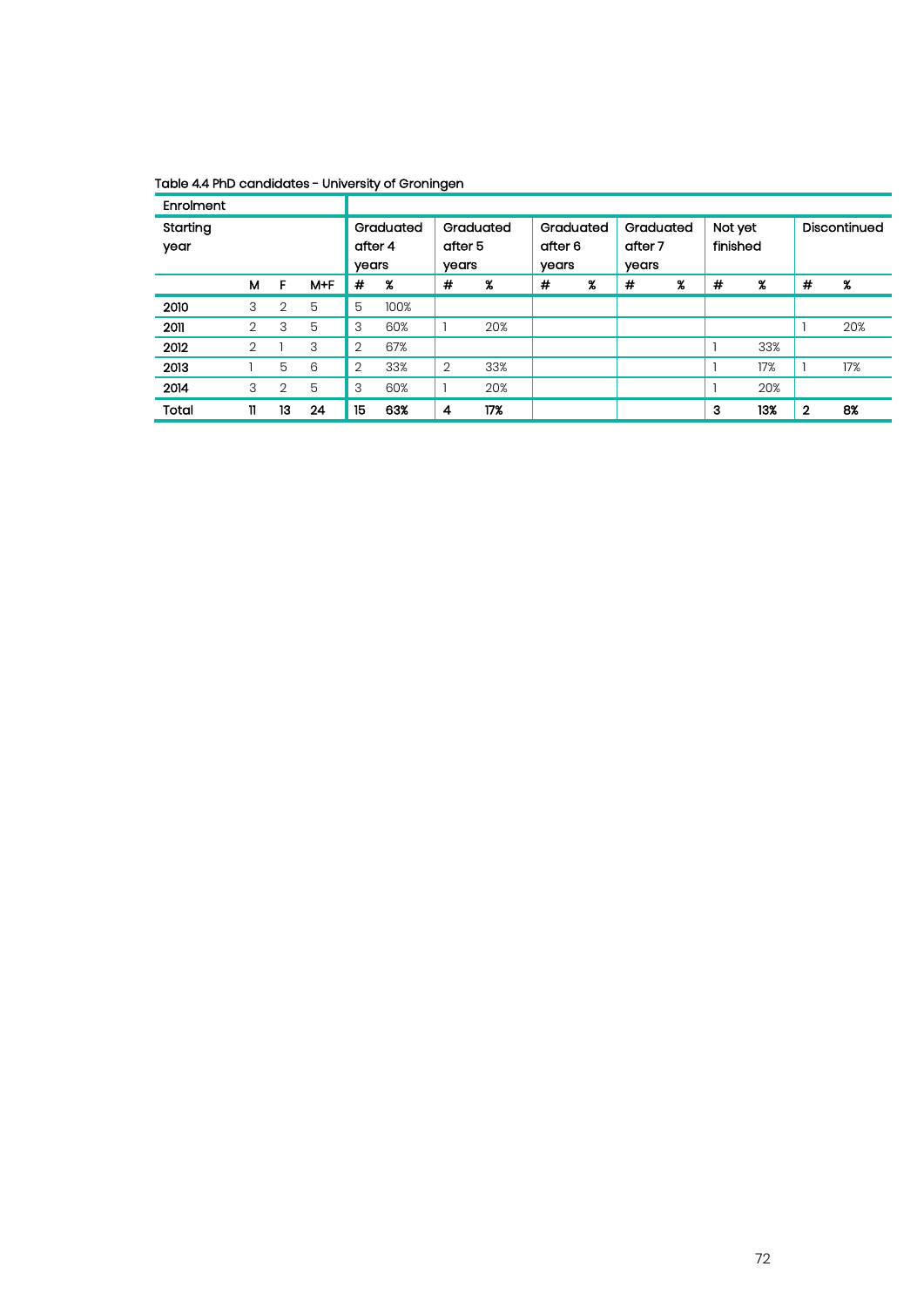Table 4.4 PhD candidates - University of Groningen

| Enrolment | | | | | | | | | | | | | | | |
|---|---|---|---|---|---|---|---|---|---|---|---|---|---|---|---|
| Starting year | | | | Graduated after 4 years | | Graduated after 5 years | | Graduated after 6 years | | Graduated after 7 years | | Not yet finished | | Discontinued | |
| | M | F | M+F | # | % | # | % | # | % | # | % | # | % | # | % |
| 2010 | 3 | 2 | 5 | 5 | 100% | | | | | | | | | | |
| 2011 | 2 | 3 | 5 | 3 | 60% | 1 | 20% | | | | | | | 1 | 20% |
| 2012 | 2 | 1 | 3 | 2 | 67% | | | | | | | 1 | 33% | | |
| 2013 | 1 | 5 | 6 | 2 | 33% | 2 | 33% | | | | | 1 | 17% | 1 | 17% |
| 2014 | 3 | 2 | 5 | 3 | 60% | 1 | 20% | | | | | 1 | 20% | | |
| **Total** | **11** | **13** | **24** | **15** | **63%** | **4** | **17%** | | | | | **3** | **13%** | **2** | **8%** |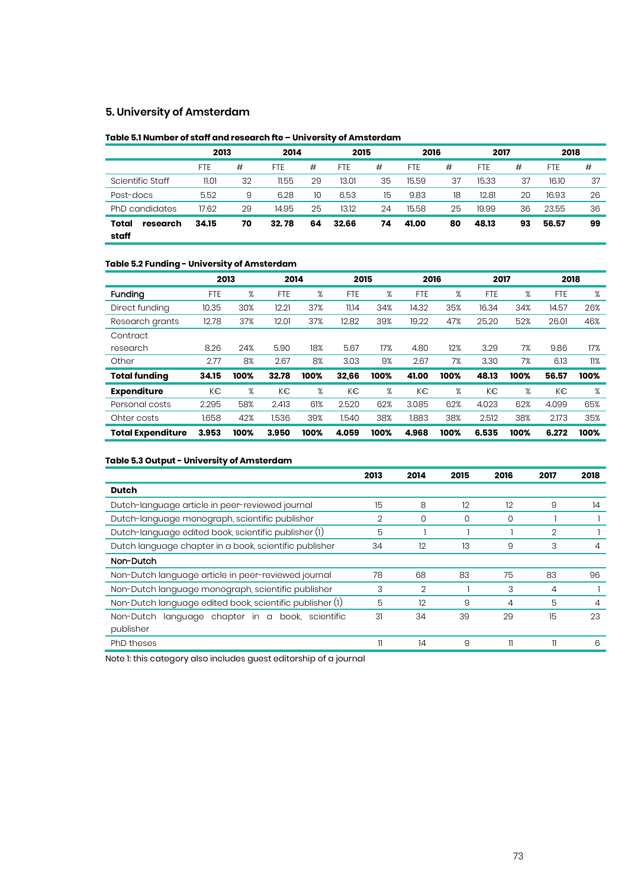## 5. University of Amsterdam

**Table 5.1 Number of staff and research fte – University of Amsterdam**

| | 2013 | | 2014 | | 2015 | | 2016 | | 2017 | | 2018 | |
|---|---|---|---|---|---|---|---|---|---|---|---|---|
| | FTE | # | FTE | # | FTE | # | FTE | # | FTE | # | FTE | # |
| Scientific Staff | 11.01 | 32 | 11.55 | 29 | 13.01 | 35 | 15.59 | 37 | 15.33 | 37 | 16.10 | 37 |
| Post-docs | 5.52 | 9 | 6.28 | 10 | 6.53 | 15 | 9.83 | 18 | 12.81 | 20 | 16.93 | 26 |
| PhD candidates | 17.62 | 29 | 14.95 | 25 | 13.12 | 24 | 15.58 | 25 | 19.99 | 36 | 23.55 | 36 |
| **Total research staff** | **34.15** | **70** | **32.78** | **64** | **32.66** | **74** | **41.00** | **80** | **48.13** | **93** | **56.57** | **99** |

**Table 5.2 Funding - University of Amsterdam**

| | 2013 | | 2014 | | 2015 | | 2016 | | 2017 | | 2018 | |
|---|---|---|---|---|---|---|---|---|---|---|---|---|
| **Funding** | FTE | % | FTE | % | FTE | % | FTE | % | FTE | % | FTE | % |
| Direct funding | 10.35 | 30% | 12.21 | 37% | 11.14 | 34% | 14.32 | 35% | 16.34 | 34% | 14.57 | 26% |
| Research grants | 12.78 | 37% | 12.01 | 37% | 12.82 | 39% | 19.22 | 47% | 25.20 | 52% | 26.01 | 46% |
| Contract research | 8.26 | 24% | 5.90 | 18% | 5.67 | 17% | 4.80 | 12% | 3.29 | 7% | 9.86 | 17% |
| Other | 2.77 | 8% | 2.67 | 8% | 3.03 | 9% | 2.67 | 7% | 3.30 | 7% | 6.13 | 11% |
| **Total funding** | **34.15** | **100%** | **32.78** | **100%** | **32,66** | **100%** | **41.00** | **100%** | **48.13** | **100%** | **56.57** | **100%** |
| **Expenditure** | K€ | % | K€ | % | K€ | % | K€ | % | K€ | % | K€ | % |
| Personal costs | 2.295 | 58% | 2.413 | 61% | 2.520 | 62% | 3.085 | 62% | 4.023 | 62% | 4.099 | 65% |
| Ohter costs | 1.658 | 42% | 1.536 | 39% | 1.540 | 38% | 1.883 | 38% | 2.512 | 38% | 2.173 | 35% |
| **Total Expenditure** | **3.953** | **100%** | **3.950** | **100%** | **4.059** | **100%** | **4.968** | **100%** | **6.535** | **100%** | **6.272** | **100%** |

**Table 5.3 Output - University of Amsterdam**

| | 2013 | 2014 | 2015 | 2016 | 2017 | 2018 |
|---|---|---|---|---|---|---|
| **Dutch** | | | | | | |
| Dutch-language article in peer-reviewed journal | 15 | 8 | 12 | 12 | 9 | 14 |
| Dutch-language monograph, scientific publisher | 2 | 0 | 0 | 0 | 1 | 1 |
| Dutch-language edited book, scientific publisher (1) | 5 | 1 | 1 | 1 | 2 | 1 |
| Dutch language chapter in a book, scientific publisher | 34 | 12 | 13 | 9 | 3 | 4 |
| Non-Dutch | | | | | | |
| Non-Dutch language article in peer-reviewed journal | 78 | 68 | 83 | 75 | 83 | 96 |
| Non-Dutch language monograph, scientific publisher | 3 | 2 | 1 | 3 | 4 | 1 |
| Non-Dutch language edited book, scientific publisher (1) | 5 | 12 | 9 | 4 | 5 | 4 |
| Non-Dutch language chapter in a book, scientific publisher | 31 | 34 | 39 | 29 | 15 | 23 |
| PhD theses | 11 | 14 | 9 | 11 | 11 | 6 |

Note 1: this category also includes guest editorship of a journal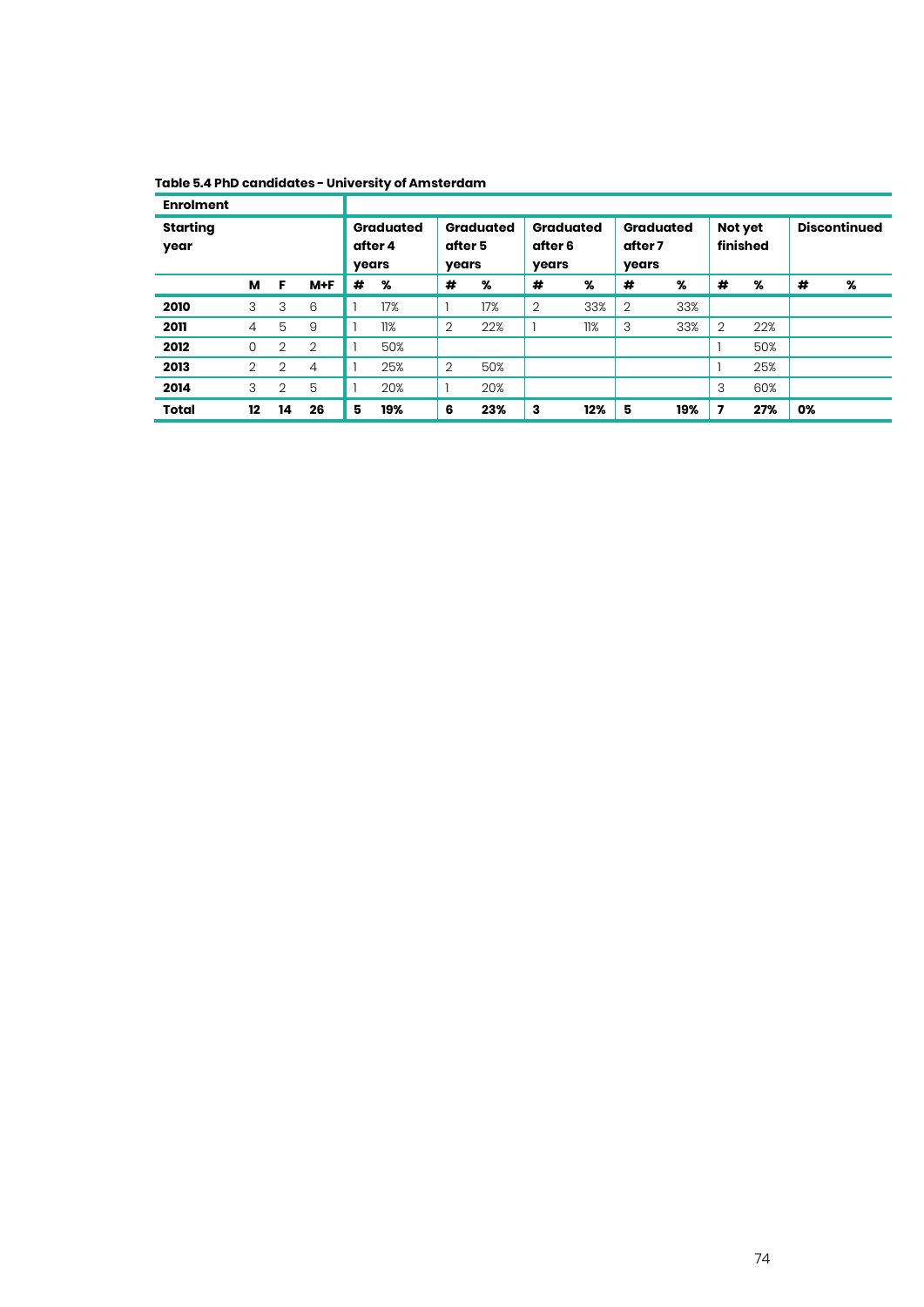**Table 5.4 PhD candidates - University of Amsterdam**

| Enrolment | | | | | | | | | | | | | | | |
|---|---|---|---|---|---|---|---|---|---|---|---|---|---|---|---|
| Starting year | | | | Graduated after 4 years | | Graduated after 5 years | | Graduated after 6 years | | Graduated after 7 years | | Not yet finished | | Discontinued | |
| | M | F | M+F | # | % | # | % | # | % | # | % | # | % | # | % |
| **2010** | 3 | 3 | 6 | 1 | 17% | 1 | 17% | 2 | 33% | 2 | 33% | | | | |
| **2011** | 4 | 5 | 9 | 1 | 11% | 2 | 22% | 1 | 11% | 3 | 33% | 2 | 22% | | |
| **2012** | 0 | 2 | 2 | 1 | 50% | | | | | | | 1 | 50% | | |
| **2013** | 2 | 2 | 4 | 1 | 25% | 2 | 50% | | | | | 1 | 25% | | |
| **2014** | 3 | 2 | 5 | 1 | 20% | 1 | 20% | | | | | 3 | 60% | | |
| **Total** | **12** | **14** | **26** | **5** | **19%** | **6** | **23%** | **3** | **12%** | **5** | **19%** | **7** | **27%** | **0%** | |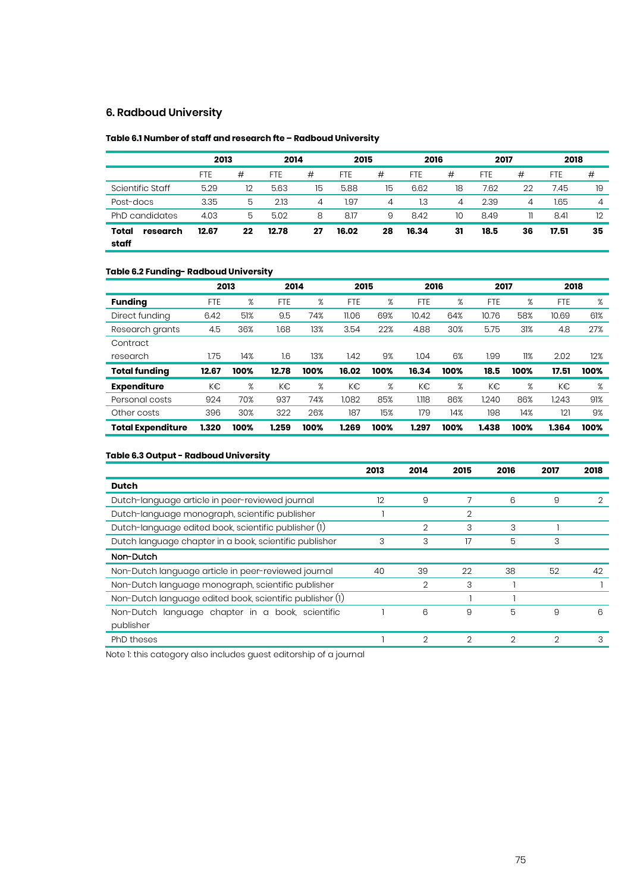## 6. Radboud University

**Table 6.1 Number of staff and research fte – Radboud University**

| | 2013 | | 2014 | | 2015 | | 2016 | | 2017 | | 2018 | |
|---|---|---|---|---|---|---|---|---|---|---|---|---|
| | FTE | # | FTE | # | FTE | # | FTE | # | FTE | # | FTE | # |
| Scientific Staff | 5.29 | 12 | 5.63 | 15 | 5.88 | 15 | 6.62 | 18 | 7.62 | 22 | 7.45 | 19 |
| Post-docs | 3.35 | 5 | 2.13 | 4 | 1.97 | 4 | 1.3 | 4 | 2.39 | 4 | 1.65 | 4 |
| PhD candidates | 4.03 | 5 | 5.02 | 8 | 8.17 | 9 | 8.42 | 10 | 8.49 | 11 | 8.41 | 12 |
| **Total research staff** | **12.67** | **22** | **12.78** | **27** | **16.02** | **28** | **16.34** | **31** | **18.5** | **36** | **17.51** | **35** |

**Table 6.2 Funding- Radboud University**

| | 2013 | | 2014 | | 2015 | | 2016 | | 2017 | | 2018 | |
|---|---|---|---|---|---|---|---|---|---|---|---|---|
| **Funding** | FTE | % | FTE | % | FTE | % | FTE | % | FTE | % | FTE | % |
| Direct funding | 6.42 | 51% | 9.5 | 74% | 11.06 | 69% | 10.42 | 64% | 10.76 | 58% | 10.69 | 61% |
| Research grants | 4.5 | 36% | 1.68 | 13% | 3.54 | 22% | 4.88 | 30% | 5.75 | 31% | 4.8 | 27% |
| Contract research | 1.75 | 14% | 1.6 | 13% | 1.42 | 9% | 1.04 | 6% | 1.99 | 11% | 2.02 | 12% |
| **Total funding** | **12.67** | **100%** | **12.78** | **100%** | **16.02** | **100%** | **16.34** | **100%** | **18.5** | **100%** | **17.51** | **100%** |
| **Expenditure** | K€ | % | K€ | % | K€ | % | K€ | % | K€ | % | K€ | % |
| Personal costs | 924 | 70% | 937 | 74% | 1.082 | 85% | 1.118 | 86% | 1.240 | 86% | 1.243 | 91% |
| Other costs | 396 | 30% | 322 | 26% | 187 | 15% | 179 | 14% | 198 | 14% | 121 | 9% |
| **Total Expenditure** | **1.320** | **100%** | **1.259** | **100%** | **1.269** | **100%** | **1.297** | **100%** | **1.438** | **100%** | **1.364** | **100%** |

**Table 6.3 Output - Radboud University**

| | 2013 | 2014 | 2015 | 2016 | 2017 | 2018 |
|---|---|---|---|---|---|---|
| **Dutch** | | | | | | |
| Dutch-language article in peer-reviewed journal | 12 | 9 | 7 | 6 | 9 | 2 |
| Dutch-language monograph, scientific publisher | 1 | | 2 | | | |
| Dutch-language edited book, scientific publisher (1) | | 2 | 3 | 3 | 1 | |
| Dutch language chapter in a book, scientific publisher | 3 | 3 | 17 | 5 | 3 | |
| **Non-Dutch** | | | | | | |
| Non-Dutch language article in peer-reviewed journal | 40 | 39 | 22 | 38 | 52 | 42 |
| Non-Dutch language monograph, scientific publisher | | 2 | 3 | 1 | | 1 |
| Non-Dutch language edited book, scientific publisher (1) | | | 1 | 1 | | |
| Non-Dutch language chapter in a book, scientific publisher | 1 | 6 | 9 | 5 | 9 | 6 |
| PhD theses | 1 | 2 | 2 | 2 | 2 | 3 |

Note 1: this category also includes guest editorship of a journal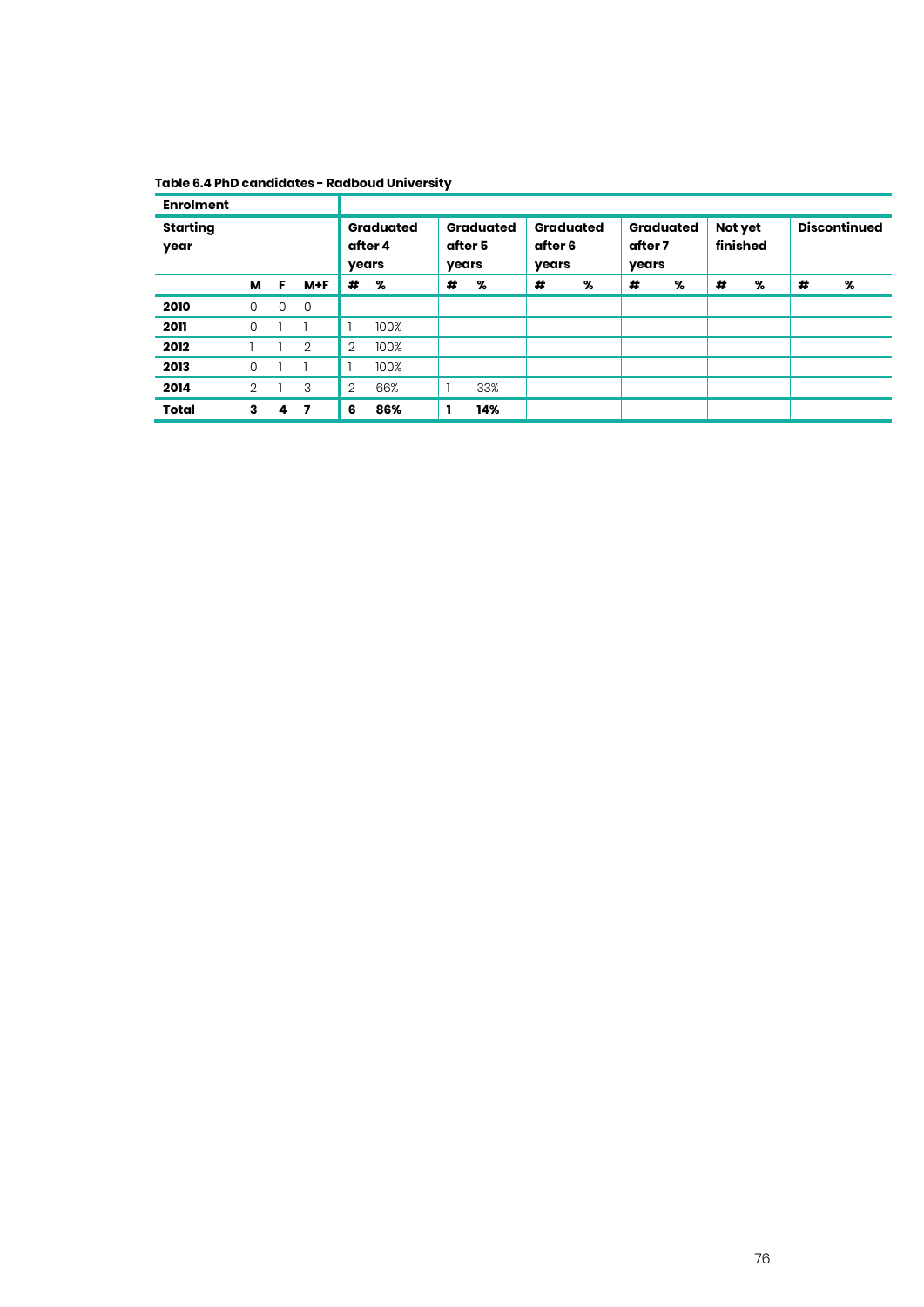**Table 6.4 PhD candidates - Radboud University**

| Enrolment | | | | | | | | | | | | | | | | |
|---|---|---|---|---|---|---|---|---|---|---|---|---|---|---|---|---|
| Starting year | | | | Graduated after 4 years | | Graduated after 5 years | | Graduated after 6 years | | Graduated after 7 years | | Not yet finished | | Discontinued | |
| | M | F | M+F | # | % | # | % | # | % | # | % | # | % | # | % |
| **2010** | 0 | 0 | 0 | | | | | | | | | | | | |
| **2011** | 0 | 1 | 1 | 1 | 100% | | | | | | | | | | |
| **2012** | 1 | 1 | 2 | 2 | 100% | | | | | | | | | | |
| **2013** | 0 | 1 | 1 | 1 | 100% | | | | | | | | | | |
| **2014** | 2 | 1 | 3 | 2 | 66% | 1 | 33% | | | | | | | | |
| **Total** | **3** | **4** | **7** | **6** | **86%** | **1** | **14%** | | | | | | | | |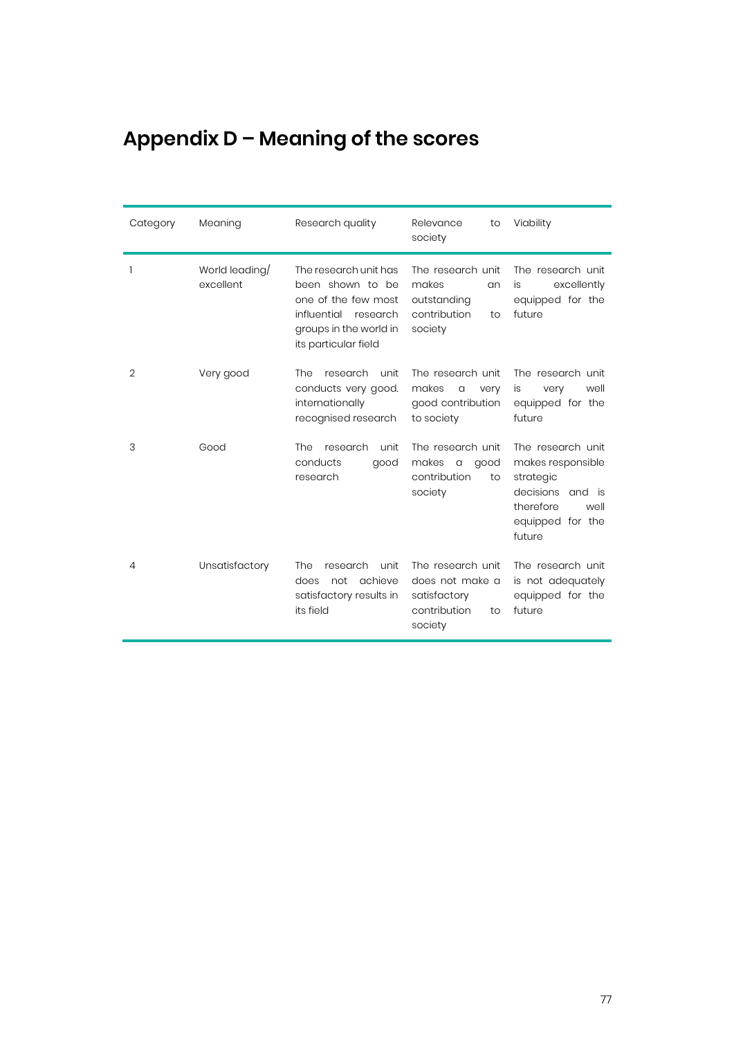# Appendix D – Meaning of the scores

| Category | Meaning | Research quality | Relevance to society | Viability |
|---|---|---|---|---|
| 1 | World leading/ excellent | The research unit has been shown to be one of the few most influential research groups in the world in its particular field | The research unit makes an outstanding contribution to society | The research unit is excellently equipped for the future |
| 2 | Very good | The research unit conducts very good. internationally recognised research | The research unit makes a very good contribution to society | The research unit is very well equipped for the future |
| 3 | Good | The research unit conducts good research | The research unit makes a good contribution to society | The research unit makes responsible strategic decisions and is therefore well equipped for the future |
| 4 | Unsatisfactory | The research unit does not achieve satisfactory results in its field | The research unit does not make a satisfactory contribution to society | The research unit is not adequately equipped for the future |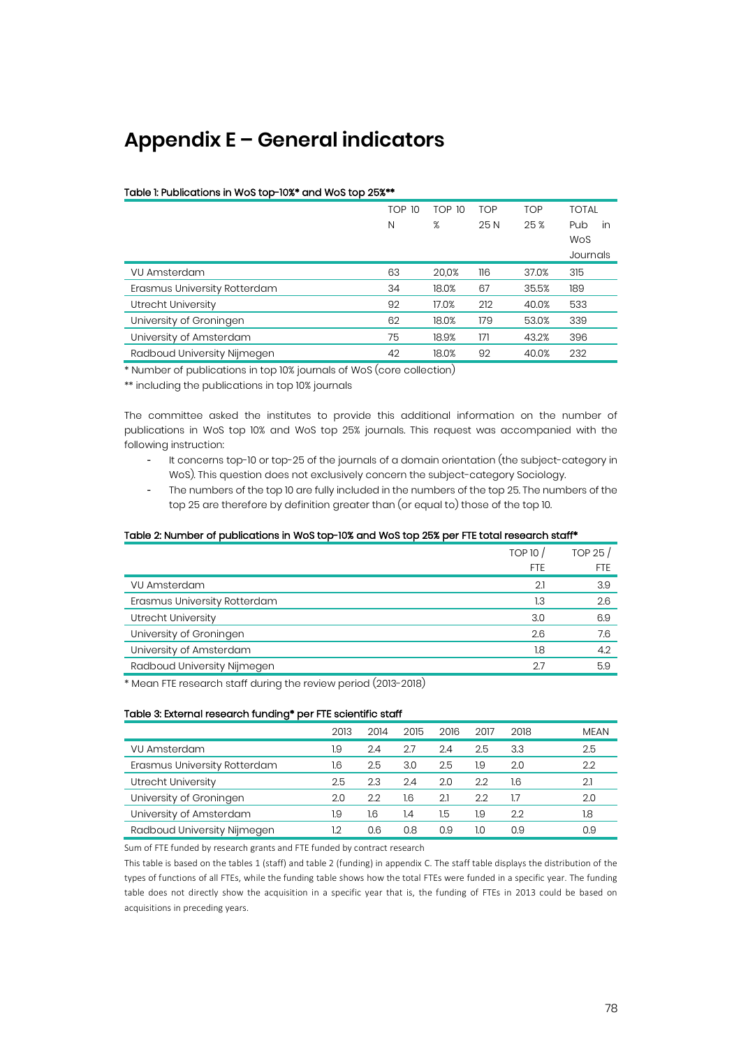# Appendix E – General indicators

**Table 1: Publications in WoS top-10%* and WoS top 25%****

| | TOP 10 N | TOP 10 % | TOP 25 N | TOP 25 % | TOTAL Pub in WoS Journals |
|---|---|---|---|---|---|
| VU Amsterdam | 63 | 20,0% | 116 | 37.0% | 315 |
| Erasmus University Rotterdam | 34 | 18.0% | 67 | 35.5% | 189 |
| Utrecht University | 92 | 17.0% | 212 | 40.0% | 533 |
| University of Groningen | 62 | 18.0% | 179 | 53.0% | 339 |
| University of Amsterdam | 75 | 18.9% | 171 | 43.2% | 396 |
| Radboud University Nijmegen | 42 | 18.0% | 92 | 40.0% | 232 |

* Number of publications in top 10% journals of WoS (core collection)

** including the publications in top 10% journals

The committee asked the institutes to provide this additional information on the number of publications in WoS top 10% and WoS top 25% journals. This request was accompanied with the following instruction:

- It concerns top-10 or top-25 of the journals of a domain orientation (the subject-category in WoS). This question does not exclusively concern the subject-category Sociology.
- The numbers of the top 10 are fully included in the numbers of the top 25. The numbers of the top 25 are therefore by definition greater than (or equal to) those of the top 10.

**Table 2: Number of publications in WoS top-10% and WoS top 25% per FTE total research staff***

| | TOP 10 / FTE | TOP 25 / FTE |
|---|---|---|
| VU Amsterdam | 2.1 | 3.9 |
| Erasmus University Rotterdam | 1.3 | 2.6 |
| Utrecht University | 3.0 | 6.9 |
| University of Groningen | 2.6 | 7.6 |
| University of Amsterdam | 1.8 | 4.2 |
| Radboud University Nijmegen | 2.7 | 5.9 |

* Mean FTE research staff during the review period (2013-2018)

**Table 3: External research funding* per FTE scientific staff**

| | 2013 | 2014 | 2015 | 2016 | 2017 | 2018 | MEAN |
|---|---|---|---|---|---|---|---|
| VU Amsterdam | 1.9 | 2.4 | 2.7 | 2.4 | 2.5 | 3.3 | 2.5 |
| Erasmus University Rotterdam | 1.6 | 2.5 | 3.0 | 2.5 | 1.9 | 2.0 | 2.2 |
| Utrecht University | 2.5 | 2.3 | 2.4 | 2.0 | 2.2 | 1.6 | 2.1 |
| University of Groningen | 2.0 | 2.2 | 1.6 | 2.1 | 2.2 | 1.7 | 2.0 |
| University of Amsterdam | 1.9 | 1.6 | 1.4 | 1.5 | 1.9 | 2.2 | 1.8 |
| Radboud University Nijmegen | 1.2 | 0.6 | 0.8 | 0.9 | 1.0 | 0.9 | 0.9 |

Sum of FTE funded by research grants and FTE funded by contract research

This table is based on the tables 1 (staff) and table 2 (funding) in appendix C. The staff table displays the distribution of the types of functions of all FTEs, while the funding table shows how the total FTEs were funded in a specific year. The funding table does not directly show the acquisition in a specific year that is, the funding of FTEs in 2013 could be based on acquisitions in preceding years.